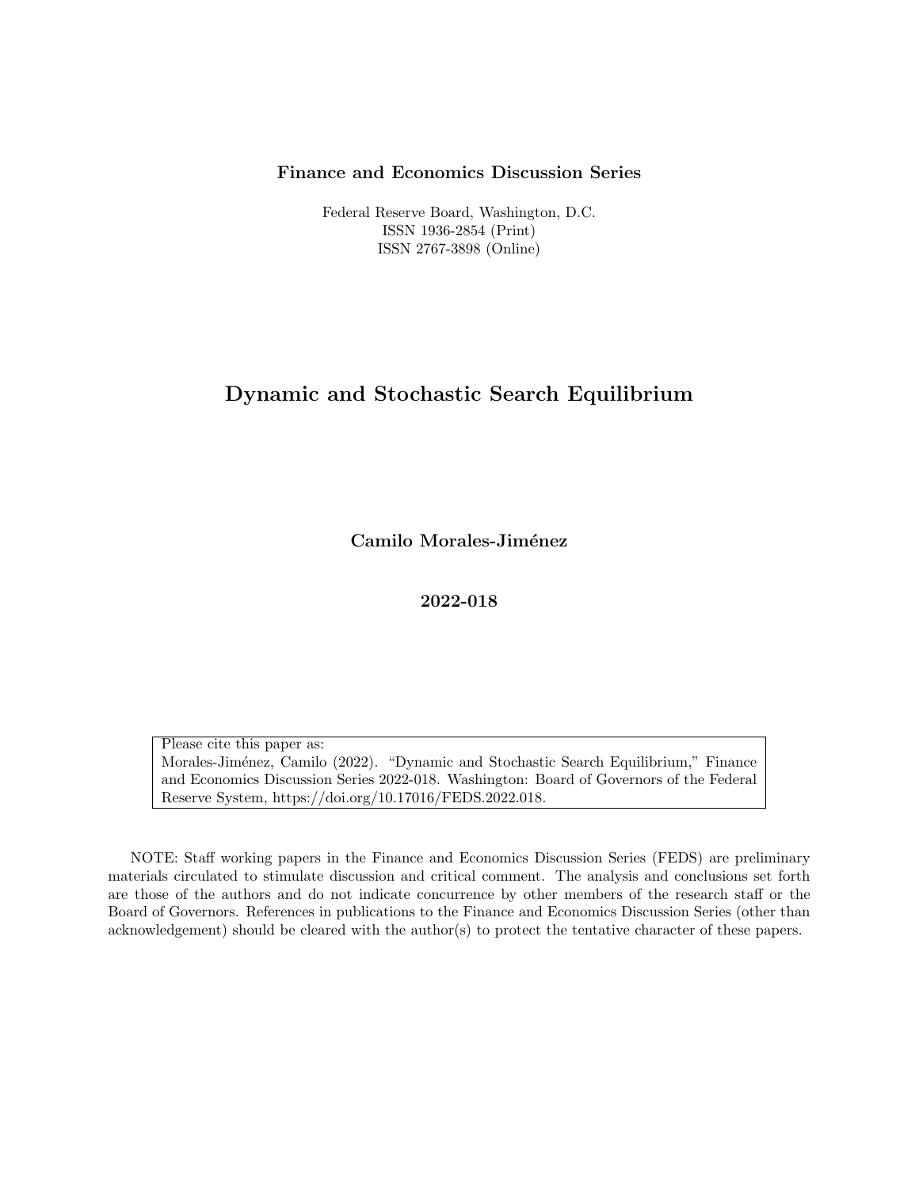**Finance and Economics Discussion Series**

Federal Reserve Board, Washington, D.C.
ISSN 1936-2854 (Print)
ISSN 2767-3898 (Online)

# Dynamic and Stochastic Search Equilibrium

**Camilo Morales-Jiménez**

**2022-018**

Please cite this paper as:
Morales-Jiménez, Camilo (2022). "Dynamic and Stochastic Search Equilibrium," Finance and Economics Discussion Series 2022-018. Washington: Board of Governors of the Federal Reserve System, https://doi.org/10.17016/FEDS.2022.018.

NOTE: Staff working papers in the Finance and Economics Discussion Series (FEDS) are preliminary materials circulated to stimulate discussion and critical comment. The analysis and conclusions set forth are those of the authors and do not indicate concurrence by other members of the research staff or the Board of Governors. References in publications to the Finance and Economics Discussion Series (other than acknowledgement) should be cleared with the author(s) to protect the tentative character of these papers.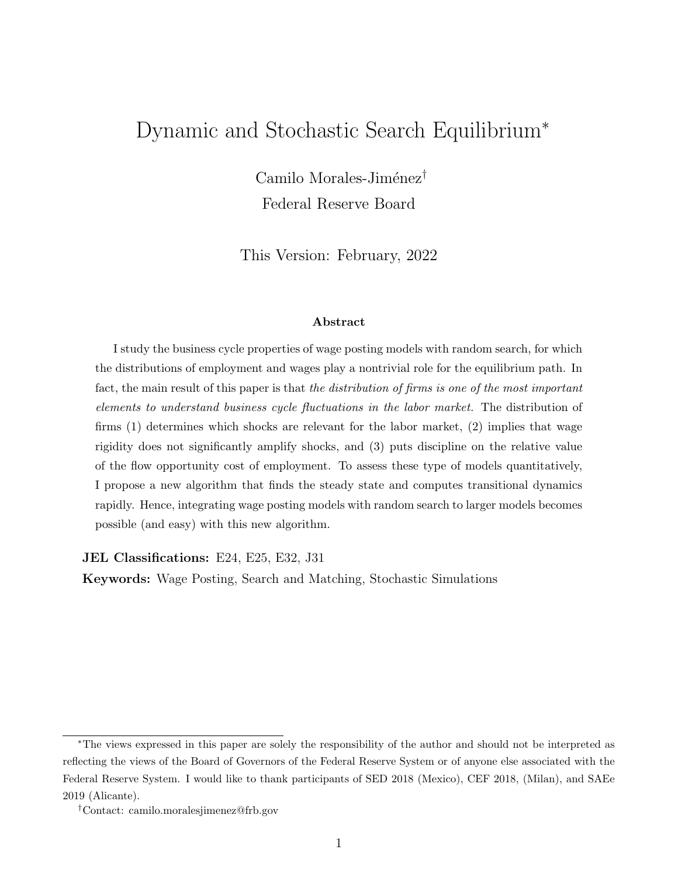# Dynamic and Stochastic Search Equilibrium*

Camilo Morales-Jiménez[†]

Federal Reserve Board

This Version: February, 2022

### Abstract

I study the business cycle properties of wage posting models with random search, for which the distributions of employment and wages play a nontrivial role for the equilibrium path. In fact, the main result of this paper is that *the distribution of firms is one of the most important elements to understand business cycle fluctuations in the labor market.* The distribution of firms (1) determines which shocks are relevant for the labor market, (2) implies that wage rigidity does not significantly amplify shocks, and (3) puts discipline on the relative value of the flow opportunity cost of employment. To assess these type of models quantitatively, I propose a new algorithm that finds the steady state and computes transitional dynamics rapidly. Hence, integrating wage posting models with random search to larger models becomes possible (and easy) with this new algorithm.

**JEL Classifications:** E24, E25, E32, J31

**Keywords:** Wage Posting, Search and Matching, Stochastic Simulations

---

*The views expressed in this paper are solely the responsibility of the author and should not be interpreted as reflecting the views of the Board of Governors of the Federal Reserve System or of anyone else associated with the Federal Reserve System. I would like to thank participants of SED 2018 (Mexico), CEF 2018, (Milan), and SAEe 2019 (Alicante).

[†]Contact: camilo.moralesjimenez@frb.gov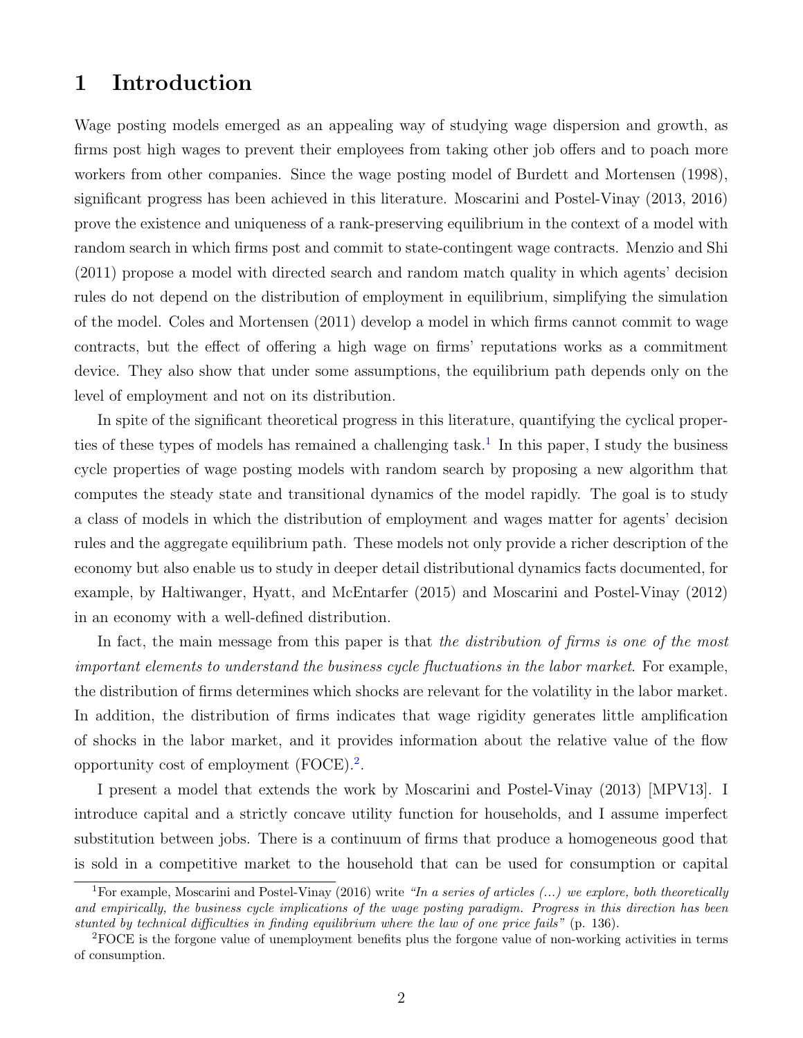# 1 Introduction

Wage posting models emerged as an appealing way of studying wage dispersion and growth, as firms post high wages to prevent their employees from taking other job offers and to poach more workers from other companies. Since the wage posting model of Burdett and Mortensen (1998), significant progress has been achieved in this literature. Moscarini and Postel-Vinay (2013, 2016) prove the existence and uniqueness of a rank-preserving equilibrium in the context of a model with random search in which firms post and commit to state-contingent wage contracts. Menzio and Shi (2011) propose a model with directed search and random match quality in which agents' decision rules do not depend on the distribution of employment in equilibrium, simplifying the simulation of the model. Coles and Mortensen (2011) develop a model in which firms cannot commit to wage contracts, but the effect of offering a high wage on firms' reputations works as a commitment device. They also show that under some assumptions, the equilibrium path depends only on the level of employment and not on its distribution.

In spite of the significant theoretical progress in this literature, quantifying the cyclical properties of these types of models has remained a challenging task.[1] In this paper, I study the business cycle properties of wage posting models with random search by proposing a new algorithm that computes the steady state and transitional dynamics of the model rapidly. The goal is to study a class of models in which the distribution of employment and wages matter for agents' decision rules and the aggregate equilibrium path. These models not only provide a richer description of the economy but also enable us to study in deeper detail distributional dynamics facts documented, for example, by Haltiwanger, Hyatt, and McEntarfer (2015) and Moscarini and Postel-Vinay (2012) in an economy with a well-defined distribution.

In fact, the main message from this paper is that *the distribution of firms is one of the most important elements to understand the business cycle fluctuations in the labor market*. For example, the distribution of firms determines which shocks are relevant for the volatility in the labor market. In addition, the distribution of firms indicates that wage rigidity generates little amplification of shocks in the labor market, and it provides information about the relative value of the flow opportunity cost of employment (FOCE).[2].

I present a model that extends the work by Moscarini and Postel-Vinay (2013) [MPV13]. I introduce capital and a strictly concave utility function for households, and I assume imperfect substitution between jobs. There is a continuum of firms that produce a homogeneous good that is sold in a competitive market to the household that can be used for consumption or capital

[1] For example, Moscarini and Postel-Vinay (2016) write *"In a series of articles (...) we explore, both theoretically and empirically, the business cycle implications of the wage posting paradigm. Progress in this direction has been stunted by technical difficulties in finding equilibrium where the law of one price fails"* (p. 136).

[2] FOCE is the forgone value of unemployment benefits plus the forgone value of non-working activities in terms of consumption.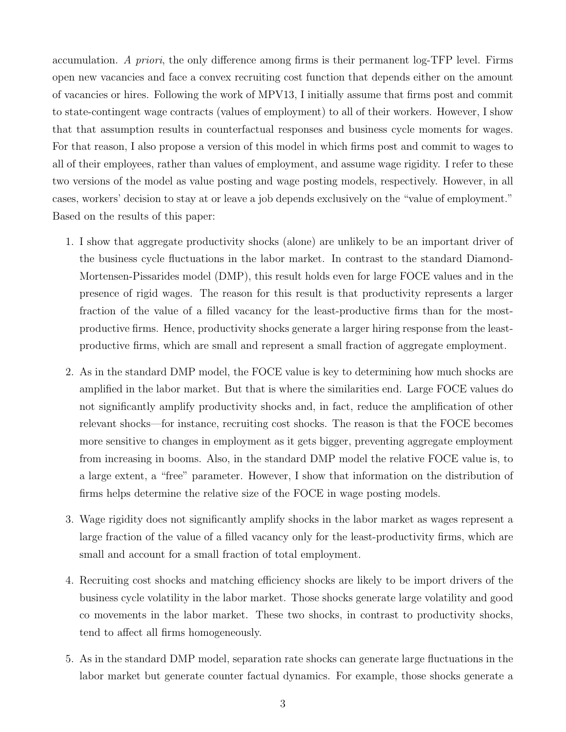accumulation. *A priori*, the only difference among firms is their permanent log-TFP level. Firms open new vacancies and face a convex recruiting cost function that depends either on the amount of vacancies or hires. Following the work of MPV13, I initially assume that firms post and commit to state-contingent wage contracts (values of employment) to all of their workers. However, I show that that assumption results in counterfactual responses and business cycle moments for wages. For that reason, I also propose a version of this model in which firms post and commit to wages to all of their employees, rather than values of employment, and assume wage rigidity. I refer to these two versions of the model as value posting and wage posting models, respectively. However, in all cases, workers' decision to stay at or leave a job depends exclusively on the "value of employment." Based on the results of this paper:

1. I show that aggregate productivity shocks (alone) are unlikely to be an important driver of the business cycle fluctuations in the labor market. In contrast to the standard Diamond-Mortensen-Pissarides model (DMP), this result holds even for large FOCE values and in the presence of rigid wages. The reason for this result is that productivity represents a larger fraction of the value of a filled vacancy for the least-productive firms than for the most-productive firms. Hence, productivity shocks generate a larger hiring response from the least-productive firms, which are small and represent a small fraction of aggregate employment.

2. As in the standard DMP model, the FOCE value is key to determining how much shocks are amplified in the labor market. But that is where the similarities end. Large FOCE values do not significantly amplify productivity shocks and, in fact, reduce the amplification of other relevant shocks—for instance, recruiting cost shocks. The reason is that the FOCE becomes more sensitive to changes in employment as it gets bigger, preventing aggregate employment from increasing in booms. Also, in the standard DMP model the relative FOCE value is, to a large extent, a "free" parameter. However, I show that information on the distribution of firms helps determine the relative size of the FOCE in wage posting models.

3. Wage rigidity does not significantly amplify shocks in the labor market as wages represent a large fraction of the value of a filled vacancy only for the least-productivity firms, which are small and account for a small fraction of total employment.

4. Recruiting cost shocks and matching efficiency shocks are likely to be import drivers of the business cycle volatility in the labor market. Those shocks generate large volatility and good co movements in the labor market. These two shocks, in contrast to productivity shocks, tend to affect all firms homogeneously.

5. As in the standard DMP model, separation rate shocks can generate large fluctuations in the labor market but generate counter factual dynamics. For example, those shocks generate a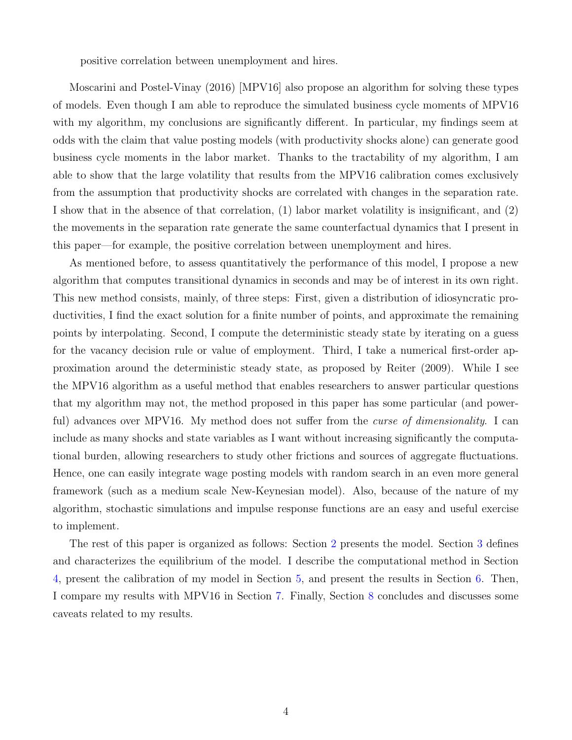positive correlation between unemployment and hires.

Moscarini and Postel-Vinay (2016) [MPV16] also propose an algorithm for solving these types of models. Even though I am able to reproduce the simulated business cycle moments of MPV16 with my algorithm, my conclusions are significantly different. In particular, my findings seem at odds with the claim that value posting models (with productivity shocks alone) can generate good business cycle moments in the labor market. Thanks to the tractability of my algorithm, I am able to show that the large volatility that results from the MPV16 calibration comes exclusively from the assumption that productivity shocks are correlated with changes in the separation rate. I show that in the absence of that correlation, (1) labor market volatility is insignificant, and (2) the movements in the separation rate generate the same counterfactual dynamics that I present in this paper—for example, the positive correlation between unemployment and hires.

As mentioned before, to assess quantitatively the performance of this model, I propose a new algorithm that computes transitional dynamics in seconds and may be of interest in its own right. This new method consists, mainly, of three steps: First, given a distribution of idiosyncratic productivities, I find the exact solution for a finite number of points, and approximate the remaining points by interpolating. Second, I compute the deterministic steady state by iterating on a guess for the vacancy decision rule or value of employment. Third, I take a numerical first-order approximation around the deterministic steady state, as proposed by Reiter (2009). While I see the MPV16 algorithm as a useful method that enables researchers to answer particular questions that my algorithm may not, the method proposed in this paper has some particular (and powerful) advances over MPV16. My method does not suffer from the *curse of dimensionality*. I can include as many shocks and state variables as I want without increasing significantly the computational burden, allowing researchers to study other frictions and sources of aggregate fluctuations. Hence, one can easily integrate wage posting models with random search in an even more general framework (such as a medium scale New-Keynesian model). Also, because of the nature of my algorithm, stochastic simulations and impulse response functions are an easy and useful exercise to implement.

The rest of this paper is organized as follows: Section 2 presents the model. Section 3 defines and characterizes the equilibrium of the model. I describe the computational method in Section 4, present the calibration of my model in Section 5, and present the results in Section 6. Then, I compare my results with MPV16 in Section 7. Finally, Section 8 concludes and discusses some caveats related to my results.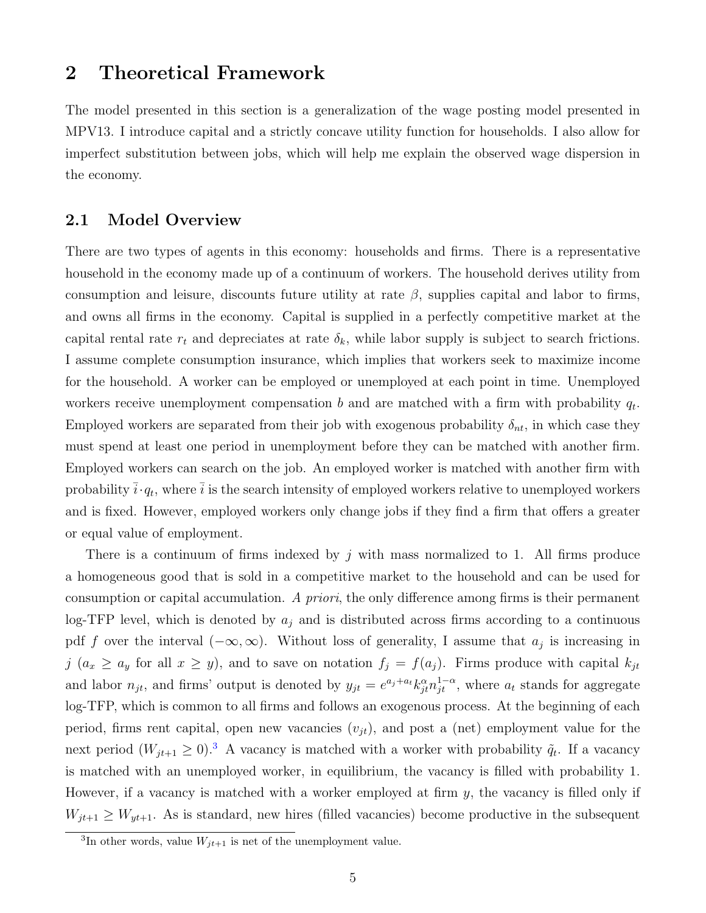# 2 Theoretical Framework

The model presented in this section is a generalization of the wage posting model presented in MPV13. I introduce capital and a strictly concave utility function for households. I also allow for imperfect substitution between jobs, which will help me explain the observed wage dispersion in the economy.

## 2.1 Model Overview

There are two types of agents in this economy: households and firms. There is a representative household in the economy made up of a continuum of workers. The household derives utility from consumption and leisure, discounts future utility at rate $\beta$, supplies capital and labor to firms, and owns all firms in the economy. Capital is supplied in a perfectly competitive market at the capital rental rate $r_t$ and depreciates at rate $\delta_k$, while labor supply is subject to search frictions. I assume complete consumption insurance, which implies that workers seek to maximize income for the household. A worker can be employed or unemployed at each point in time. Unemployed workers receive unemployment compensation $b$ and are matched with a firm with probability $q_t$. Employed workers are separated from their job with exogenous probability $\delta_{nt}$, in which case they must spend at least one period in unemployment before they can be matched with another firm. Employed workers can search on the job. An employed worker is matched with another firm with probability $\bar{i} \cdot q_t$, where $\bar{i}$ is the search intensity of employed workers relative to unemployed workers and is fixed. However, employed workers only change jobs if they find a firm that offers a greater or equal value of employment.

There is a continuum of firms indexed by $j$ with mass normalized to 1. All firms produce a homogeneous good that is sold in a competitive market to the household and can be used for consumption or capital accumulation. *A priori*, the only difference among firms is their permanent log-TFP level, which is denoted by $a_j$ and is distributed across firms according to a continuous pdf $f$ over the interval $(-\infty, \infty)$. Without loss of generality, I assume that $a_j$ is increasing in $j$ ($a_x \geq a_y$ for all $x \geq y$), and to save on notation $f_j = f(a_j)$. Firms produce with capital $k_{jt}$ and labor $n_{jt}$, and firms' output is denoted by $y_{jt} = e^{a_j + a_t} k_{jt}^{\alpha} n_{jt}^{1-\alpha}$, where $a_t$ stands for aggregate log-TFP, which is common to all firms and follows an exogenous process. At the beginning of each period, firms rent capital, open new vacancies ($v_{jt}$), and post a (net) employment value for the next period ($W_{jt+1} \geq 0$).[3] A vacancy is matched with a worker with probability $\tilde{q}_t$. If a vacancy is matched with an unemployed worker, in equilibrium, the vacancy is filled with probability 1. However, if a vacancy is matched with a worker employed at firm $y$, the vacancy is filled only if $W_{jt+1} \geq W_{yt+1}$. As is standard, new hires (filled vacancies) become productive in the subsequent

[3] In other words, value $W_{jt+1}$ is net of the unemployment value.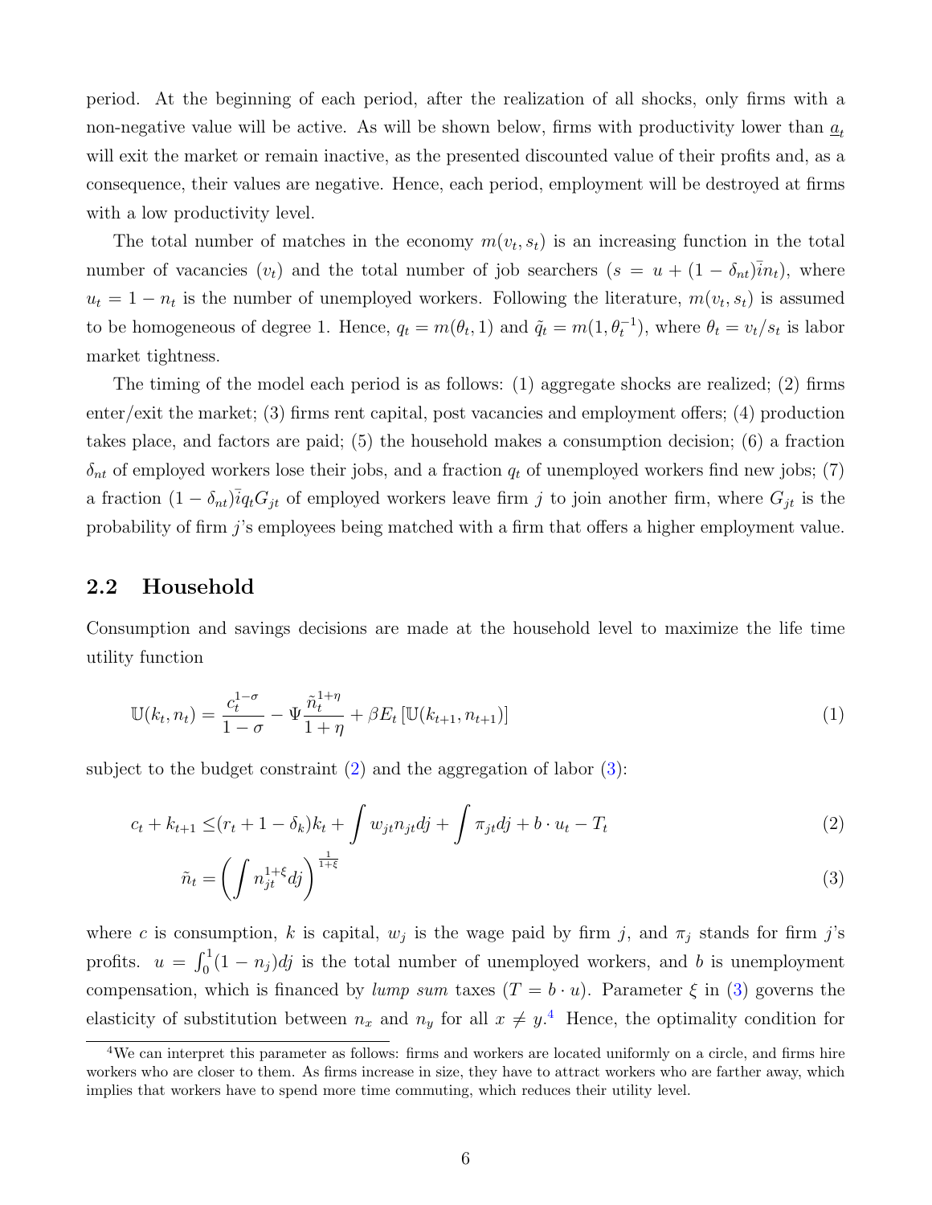period. At the beginning of each period, after the realization of all shocks, only firms with a non-negative value will be active. As will be shown below, firms with productivity lower than $\underline{a}_t$ will exit the market or remain inactive, as the presented discounted value of their profits and, as a consequence, their values are negative. Hence, each period, employment will be destroyed at firms with a low productivity level.

The total number of matches in the economy $m(v_t, s_t)$ is an increasing function in the total number of vacancies ($v_t$) and the total number of job searchers ($s = u + (1 - \delta_{nt})\bar{i}n_t$), where $u_t = 1 - n_t$ is the number of unemployed workers. Following the literature, $m(v_t, s_t)$ is assumed to be homogeneous of degree 1. Hence, $q_t = m(\theta_t, 1)$ and $\tilde{q}_t = m(1, \theta_t^{-1})$, where $\theta_t = v_t/s_t$ is labor market tightness.

The timing of the model each period is as follows: (1) aggregate shocks are realized; (2) firms enter/exit the market; (3) firms rent capital, post vacancies and employment offers; (4) production takes place, and factors are paid; (5) the household makes a consumption decision; (6) a fraction $\delta_{nt}$ of employed workers lose their jobs, and a fraction $q_t$ of unemployed workers find new jobs; (7) a fraction $(1 - \delta_{nt})\bar{i}q_t G_{jt}$ of employed workers leave firm $j$ to join another firm, where $G_{jt}$ is the probability of firm $j$'s employees being matched with a firm that offers a higher employment value.

## 2.2 Household

Consumption and savings decisions are made at the household level to maximize the life time utility function

$$\mathbb{U}(k_t, n_t) = \frac{c_t^{1-\sigma}}{1-\sigma} - \Psi \frac{\tilde{n}_t^{1+\eta}}{1+\eta} + \beta E_t \left[ \mathbb{U}(k_{t+1}, n_{t+1}) \right] \tag{1}$$

subject to the budget constraint (2) and the aggregation of labor (3):

$$c_t + k_{t+1} \leq (r_t + 1 - \delta_k)k_t + \int w_{jt} n_{jt} dj + \int \pi_{jt} dj + b \cdot u_t - T_t \tag{2}$$

$$\tilde{n}_t = \left( \int n_{jt}^{1+\xi} dj \right)^{\frac{1}{1+\xi}} \tag{3}$$

where $c$ is consumption, $k$ is capital, $w_j$ is the wage paid by firm $j$, and $\pi_j$ stands for firm $j$'s profits. $u = \int_0^1 (1 - n_j) dj$ is the total number of unemployed workers, and $b$ is unemployment compensation, which is financed by *lump sum* taxes ($T = b \cdot u$). Parameter $\xi$ in (3) governs the elasticity of substitution between $n_x$ and $n_y$ for all $x \neq y$.[4] Hence, the optimality condition for

[4]We can interpret this parameter as follows: firms and workers are located uniformly on a circle, and firms hire workers who are closer to them. As firms increase in size, they have to attract workers who are farther away, which implies that workers have to spend more time commuting, which reduces their utility level.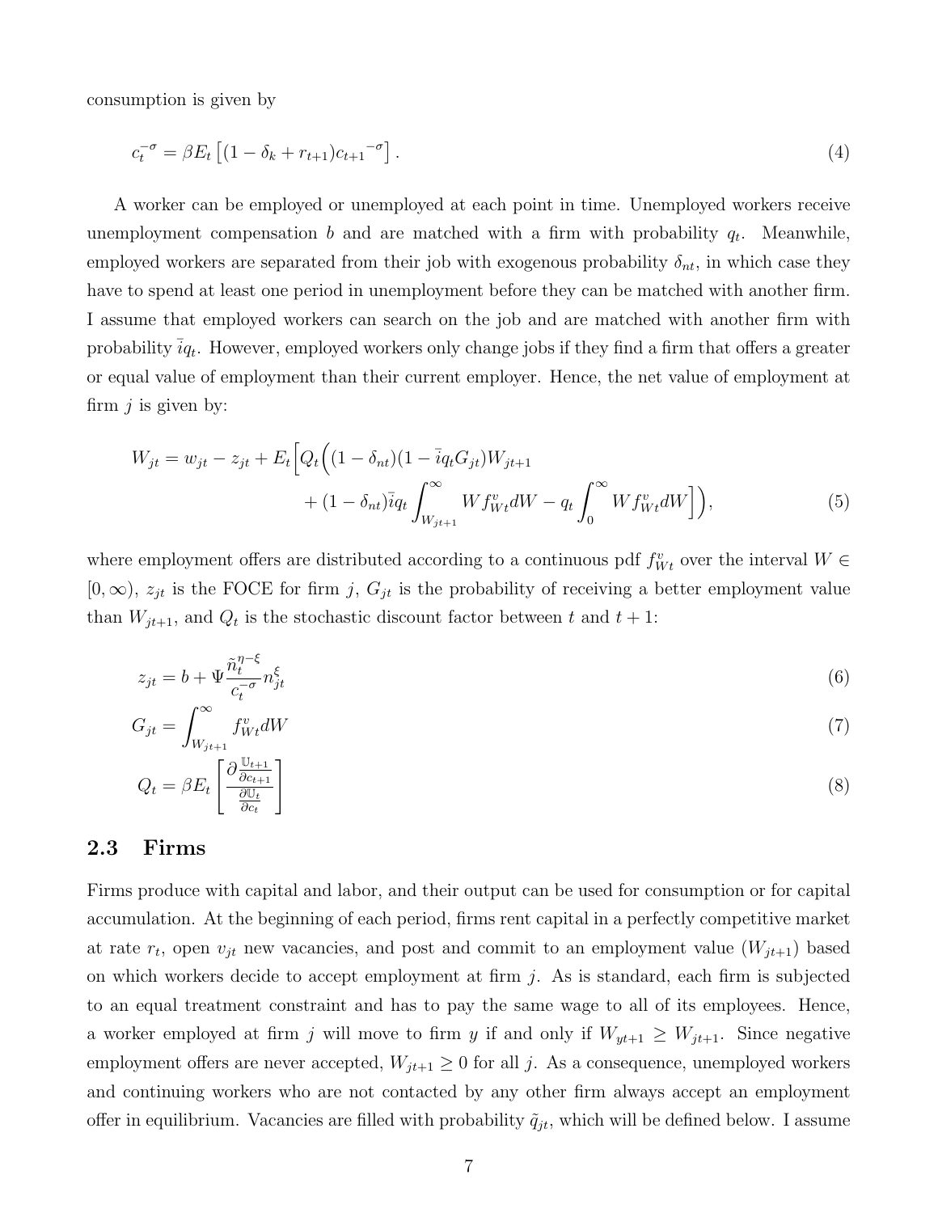consumption is given by

$$c_t^{-\sigma} = \beta E_t \left[ (1 - \delta_k + r_{t+1}) c_{t+1}{}^{-\sigma} \right]. \tag{4}$$

A worker can be employed or unemployed at each point in time. Unemployed workers receive unemployment compensation $b$ and are matched with a firm with probability $q_t$. Meanwhile, employed workers are separated from their job with exogenous probability $\delta_{nt}$, in which case they have to spend at least one period in unemployment before they can be matched with another firm. I assume that employed workers can search on the job and are matched with another firm with probability $\bar{i}q_t$. However, employed workers only change jobs if they find a firm that offers a greater or equal value of employment than their current employer. Hence, the net value of employment at firm $j$ is given by:

$$\begin{aligned} W_{jt} = w_{jt} - z_{jt} + E_t \Big[ Q_t \Big( &(1 - \delta_{nt})(1 - \bar{i}q_t G_{jt}) W_{jt+1} \\ &+ (1 - \delta_{nt}) \bar{i} q_t \int_{W_{jt+1}}^{\infty} W f_{Wt}^{v} dW - q_t \int_0^{\infty} W f_{Wt}^{v} dW \Big] \Big), \end{aligned} \tag{5}$$

where employment offers are distributed according to a continuous pdf $f_{Wt}^{v}$ over the interval $W \in [0, \infty)$, $z_{jt}$ is the FOCE for firm $j$, $G_{jt}$ is the probability of receiving a better employment value than $W_{jt+1}$, and $Q_t$ is the stochastic discount factor between $t$ and $t+1$:

$$z_{jt} = b + \Psi \frac{\tilde{n}_t^{\eta - \xi}}{c_t^{-\sigma}} n_{jt}^{\xi} \tag{6}$$

$$G_{jt} = \int_{W_{jt+1}}^{\infty} f_{Wt}^{v} dW \tag{7}$$

$$Q_t = \beta E_t \left[ \frac{\partial \frac{\mathbb{U}_{t+1}}{\partial c_{t+1}}}{\frac{\partial \mathbb{U}_t}{\partial c_t}} \right] \tag{8}$$

## 2.3 Firms

Firms produce with capital and labor, and their output can be used for consumption or for capital accumulation. At the beginning of each period, firms rent capital in a perfectly competitive market at rate $r_t$, open $v_{jt}$ new vacancies, and post and commit to an employment value ($W_{jt+1}$) based on which workers decide to accept employment at firm $j$. As is standard, each firm is subjected to an equal treatment constraint and has to pay the same wage to all of its employees. Hence, a worker employed at firm $j$ will move to firm $y$ if and only if $W_{yt+1} \geq W_{jt+1}$. Since negative employment offers are never accepted, $W_{jt+1} \geq 0$ for all $j$. As a consequence, unemployed workers and continuing workers who are not contacted by any other firm always accept an employment offer in equilibrium. Vacancies are filled with probability $\tilde{q}_{jt}$, which will be defined below. I assume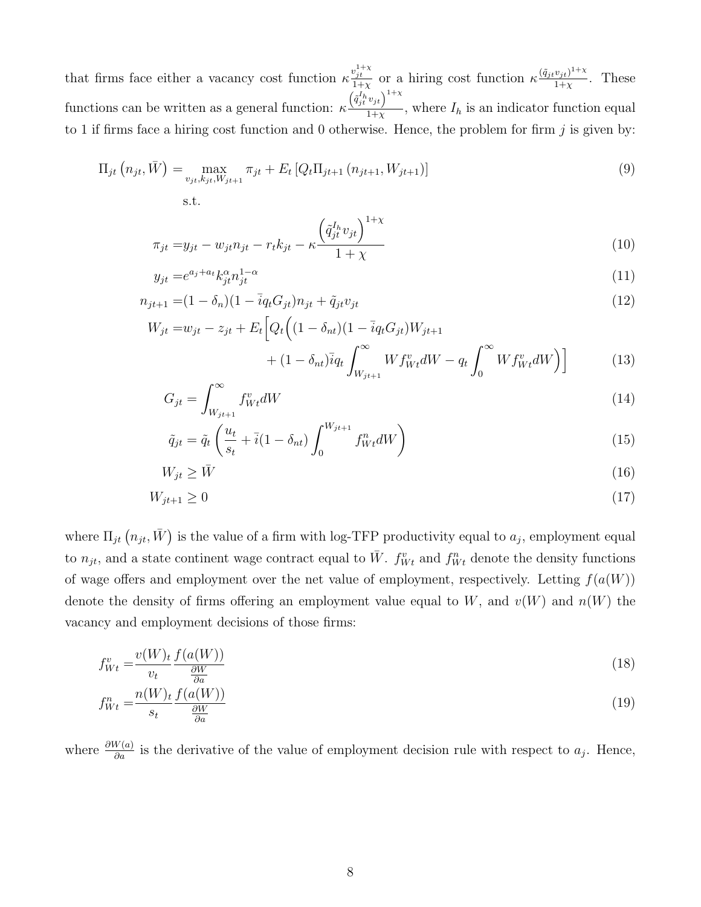that firms face either a vacancy cost function $\kappa\frac{v_{jt}^{1+\chi}}{1+\chi}$ or a hiring cost function $\kappa\frac{(\tilde{q}_{jt}v_{jt})^{1+\chi}}{1+\chi}$. These functions can be written as a general function: $\kappa\frac{\left(\tilde{q}_{jt}^{I_h}v_{jt}\right)^{1+\chi}}{1+\chi}$, where $I_h$ is an indicator function equal to 1 if firms face a hiring cost function and 0 otherwise. Hence, the problem for firm $j$ is given by:

$$
\Pi_{jt}\left(n_{jt}, \bar{W}\right) = \max_{v_{jt}, k_{jt}, W_{jt+1}} \pi_{jt} + E_t\left[Q_t \Pi_{jt+1}\left(n_{jt+1}, W_{jt+1}\right)\right] \tag{9}
$$

s.t.

$$
\pi_{jt} = y_{jt} - w_{jt}n_{jt} - r_t k_{jt} - \kappa\frac{\left(\tilde{q}_{jt}^{I_h}v_{jt}\right)^{1+\chi}}{1+\chi} \tag{10}
$$

$$
y_{jt} = e^{a_j + a_t}k_{jt}^{\alpha}n_{jt}^{1-\alpha} \tag{11}
$$

$$
n_{jt+1} = (1-\delta_n)(1-\bar{i}q_t G_{jt})n_{jt} + \tilde{q}_{jt}v_{jt} \tag{12}
$$

$$
\begin{aligned}
W_{jt} = w_{jt} - z_{jt} + E_t\Big[Q_t\Big(&(1-\delta_{nt})(1-\bar{i}q_t G_{jt})W_{jt+1} \\
&+ (1-\delta_{nt})\bar{i}q_t\int_{W_{jt+1}}^{\infty} W f_{Wt}^{v} dW - q_t\int_0^{\infty} W f_{Wt}^{v} dW\Big)\Big]
\end{aligned} \tag{13}
$$

$$
G_{jt} = \int_{W_{jt+1}}^{\infty} f_{Wt}^{v} dW \tag{14}
$$

$$
\tilde{q}_{jt} = \tilde{q}_t\left(\frac{u_t}{s_t} + \bar{i}(1-\delta_{nt})\int_0^{W_{jt+1}} f_{Wt}^{n} dW\right) \tag{15}
$$

$$
W_{jt} \geq \bar{W} \tag{16}
$$

$$
W_{jt+1} \geq 0 \tag{17}
$$

where $\Pi_{jt}\left(n_{jt}, \bar{W}\right)$ is the value of a firm with log-TFP productivity equal to $a_j$, employment equal to $n_{jt}$, and a state continent wage contract equal to $\bar{W}$. $f_{Wt}^{v}$ and $f_{Wt}^{n}$ denote the density functions of wage offers and employment over the net value of employment, respectively. Letting $f(a(W))$ denote the density of firms offering an employment value equal to $W$, and $v(W)$ and $n(W)$ the vacancy and employment decisions of those firms:

$$
f_{Wt}^{v} = \frac{v(W)_t}{v_t}\frac{f(a(W))}{\frac{\partial W}{\partial a}} \tag{18}
$$

$$
f_{Wt}^{n} = \frac{n(W)_t}{s_t}\frac{f(a(W))}{\frac{\partial W}{\partial a}} \tag{19}
$$

where $\frac{\partial W(a)}{\partial a}$ is the derivative of the value of employment decision rule with respect to $a_j$. Hence,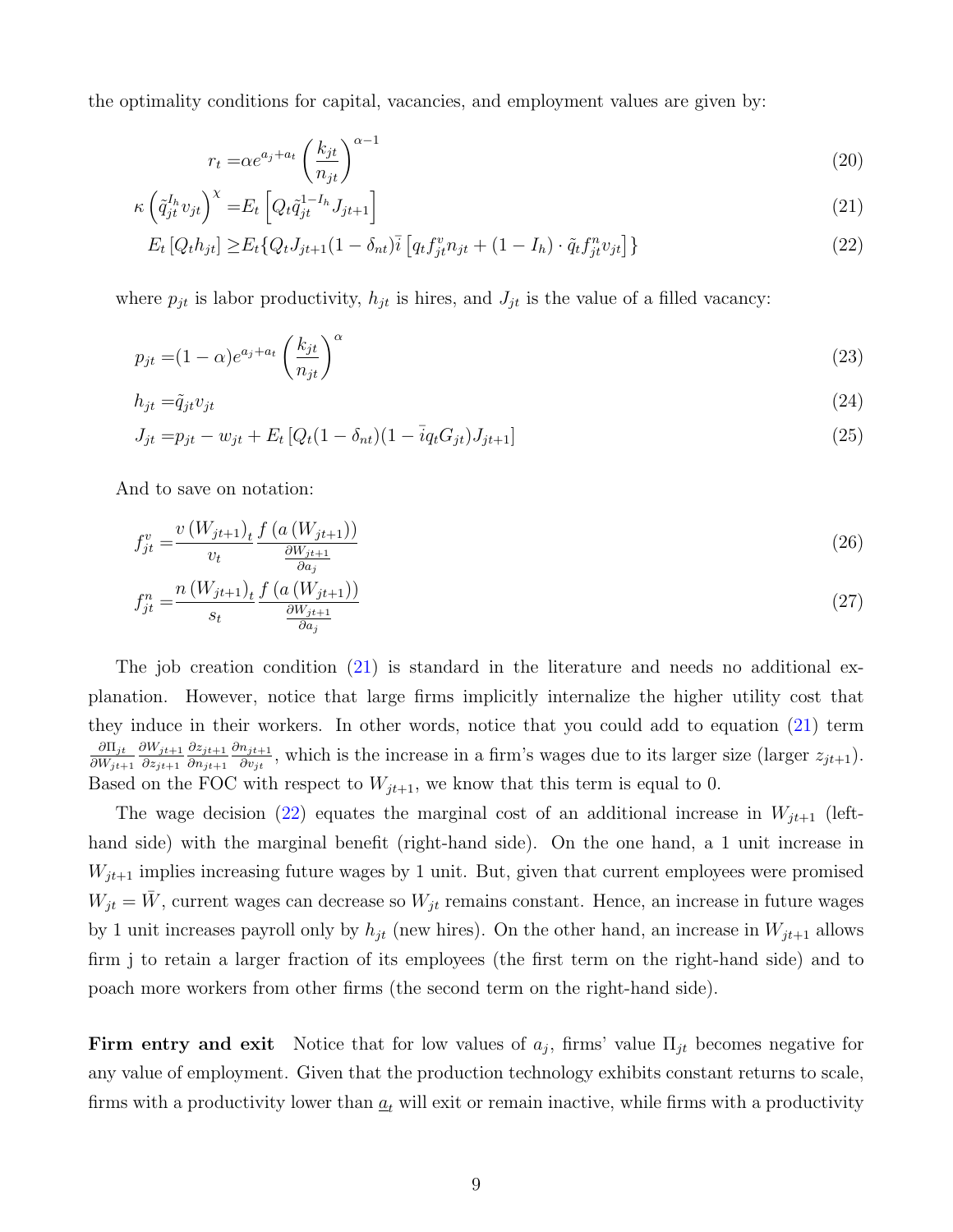the optimality conditions for capital, vacancies, and employment values are given by:

$$r_t = \alpha e^{a_j + a_t} \left( \frac{k_{jt}}{n_{jt}} \right)^{\alpha - 1} \tag{20}$$

$$\kappa \left( \tilde{q}_{jt}^{I_h} v_{jt} \right)^{\chi} = E_t \left[ Q_t \tilde{q}_{jt}^{1-I_h} J_{jt+1} \right] \tag{21}$$

$$E_t \left[ Q_t h_{jt} \right] \geq E_t \{ Q_t J_{jt+1} (1 - \delta_{nt}) \bar{i} \left[ q_t f_{jt}^v n_{jt} + (1 - I_h) \cdot \tilde{q}_t f_{jt}^n v_{jt} \right] \} \tag{22}$$

where $p_{jt}$ is labor productivity, $h_{jt}$ is hires, and $J_{jt}$ is the value of a filled vacancy:

$$p_{jt} = (1 - \alpha) e^{a_j + a_t} \left( \frac{k_{jt}}{n_{jt}} \right)^{\alpha} \tag{23}$$

$$h_{jt} = \tilde{q}_{jt} v_{jt} \tag{24}$$

$$J_{jt} = p_{jt} - w_{jt} + E_t \left[ Q_t (1 - \delta_{nt})(1 - \bar{i} q_t G_{jt}) J_{jt+1} \right] \tag{25}$$

And to save on notation:

$$f_{jt}^v = \frac{v\left(W_{jt+1}\right)_t}{v_t} \frac{f\left(a\left(W_{jt+1}\right)\right)}{\frac{\partial W_{jt+1}}{\partial a_j}} \tag{26}$$

$$f_{jt}^n = \frac{n\left(W_{jt+1}\right)_t}{s_t} \frac{f\left(a\left(W_{jt+1}\right)\right)}{\frac{\partial W_{jt+1}}{\partial a_j}} \tag{27}$$

The job creation condition (21) is standard in the literature and needs no additional explanation. However, notice that large firms implicitly internalize the higher utility cost that they induce in their workers. In other words, notice that you could add to equation (21) term $\frac{\partial \Pi_{jt}}{\partial W_{jt+1}} \frac{\partial W_{jt+1}}{\partial z_{jt+1}} \frac{\partial z_{jt+1}}{\partial n_{jt+1}} \frac{\partial n_{jt+1}}{\partial v_{jt}}$, which is the increase in a firm's wages due to its larger size (larger $z_{jt+1}$). Based on the FOC with respect to $W_{jt+1}$, we know that this term is equal to 0.

The wage decision (22) equates the marginal cost of an additional increase in $W_{jt+1}$ (left-hand side) with the marginal benefit (right-hand side). On the one hand, a 1 unit increase in $W_{jt+1}$ implies increasing future wages by 1 unit. But, given that current employees were promised $W_{jt} = \bar{W}$, current wages can decrease so $W_{jt}$ remains constant. Hence, an increase in future wages by 1 unit increases payroll only by $h_{jt}$ (new hires). On the other hand, an increase in $W_{jt+1}$ allows firm j to retain a larger fraction of its employees (the first term on the right-hand side) and to poach more workers from other firms (the second term on the right-hand side).

**Firm entry and exit** Notice that for low values of $a_j$, firms' value $\Pi_{jt}$ becomes negative for any value of employment. Given that the production technology exhibits constant returns to scale, firms with a productivity lower than $\underline{a}_t$ will exit or remain inactive, while firms with a productivity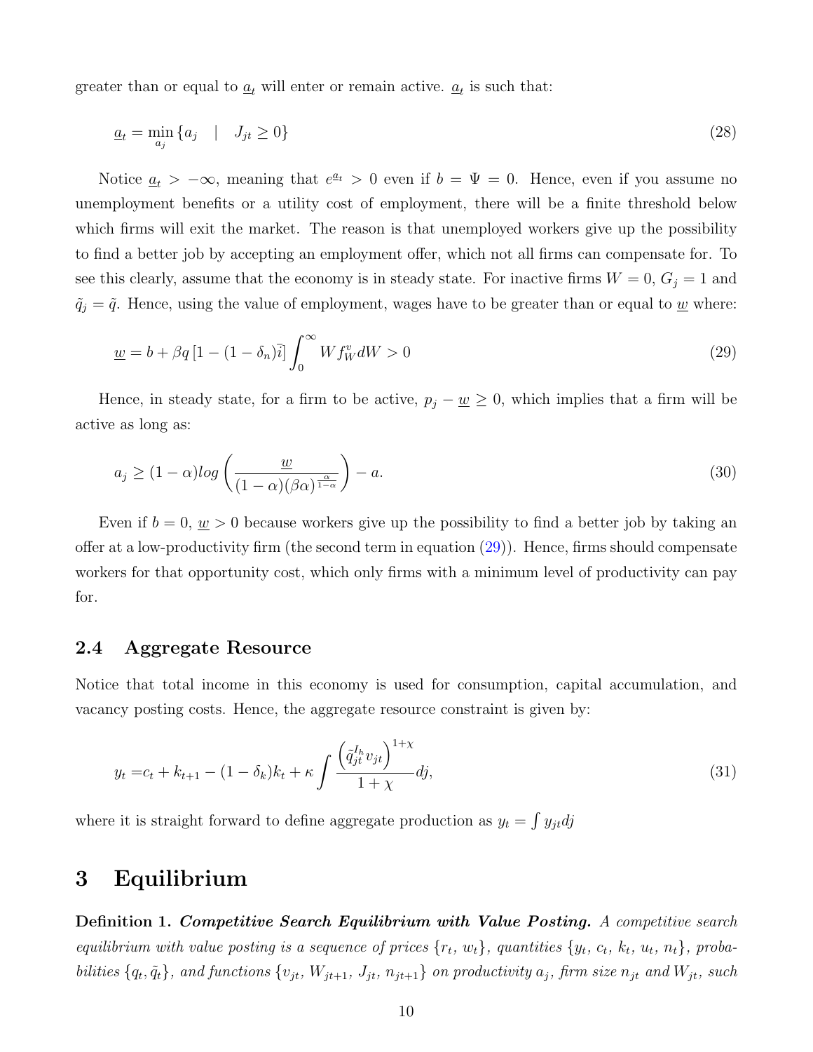greater than or equal to $\underline{a}_t$ will enter or remain active. $\underline{a}_t$ is such that:

$$\underline{a}_t = \min_{a_j} \{a_j \quad | \quad J_{jt} \geq 0\} \tag{28}$$

Notice $\underline{a}_t > -\infty$, meaning that $e^{\underline{a}_t} > 0$ even if $b = \Psi = 0$. Hence, even if you assume no unemployment benefits or a utility cost of employment, there will be a finite threshold below which firms will exit the market. The reason is that unemployed workers give up the possibility to find a better job by accepting an employment offer, which not all firms can compensate for. To see this clearly, assume that the economy is in steady state. For inactive firms $W = 0$, $G_j = 1$ and $\tilde{q}_j = \tilde{q}$. Hence, using the value of employment, wages have to be greater than or equal to $\underline{w}$ where:

$$\underline{w} = b + \beta q \left[1 - (1 - \delta_n)\bar{i}\right] \int_0^\infty W f_W^v dW > 0 \tag{29}$$

Hence, in steady state, for a firm to be active, $p_j - \underline{w} \geq 0$, which implies that a firm will be active as long as:

$$a_j \geq (1 - \alpha) log \left( \frac{\underline{w}}{(1 - \alpha)(\beta\alpha)^{\frac{\alpha}{1-\alpha}}} \right) - a. \tag{30}$$

Even if $b = 0$, $\underline{w} > 0$ because workers give up the possibility to find a better job by taking an offer at a low-productivity firm (the second term in equation (29)). Hence, firms should compensate workers for that opportunity cost, which only firms with a minimum level of productivity can pay for.

## 2.4 Aggregate Resource

Notice that total income in this economy is used for consumption, capital accumulation, and vacancy posting costs. Hence, the aggregate resource constraint is given by:

$$y_t = c_t + k_{t+1} - (1 - \delta_k)k_t + \kappa \int \frac{\left(\tilde{q}_{jt}^{I_h} v_{jt}\right)^{1+\chi}}{1 + \chi} dj, \tag{31}$$

where it is straight forward to define aggregate production as $y_t = \int y_{jt} dj$

# 3 Equilibrium

**Definition 1.** ***Competitive Search Equilibrium with Value Posting.*** *A competitive search equilibrium with value posting is a sequence of prices $\{r_t,\, w_t\}$, quantities $\{y_t,\, c_t,\, k_t,\, u_t,\, n_t\}$, probabilities $\{q_t, \tilde{q}_t\}$, and functions $\{v_{jt},\, W_{jt+1},\, J_{jt},\, n_{jt+1}\}$ on productivity $a_j$, firm size $n_{jt}$ and $W_{jt}$, such*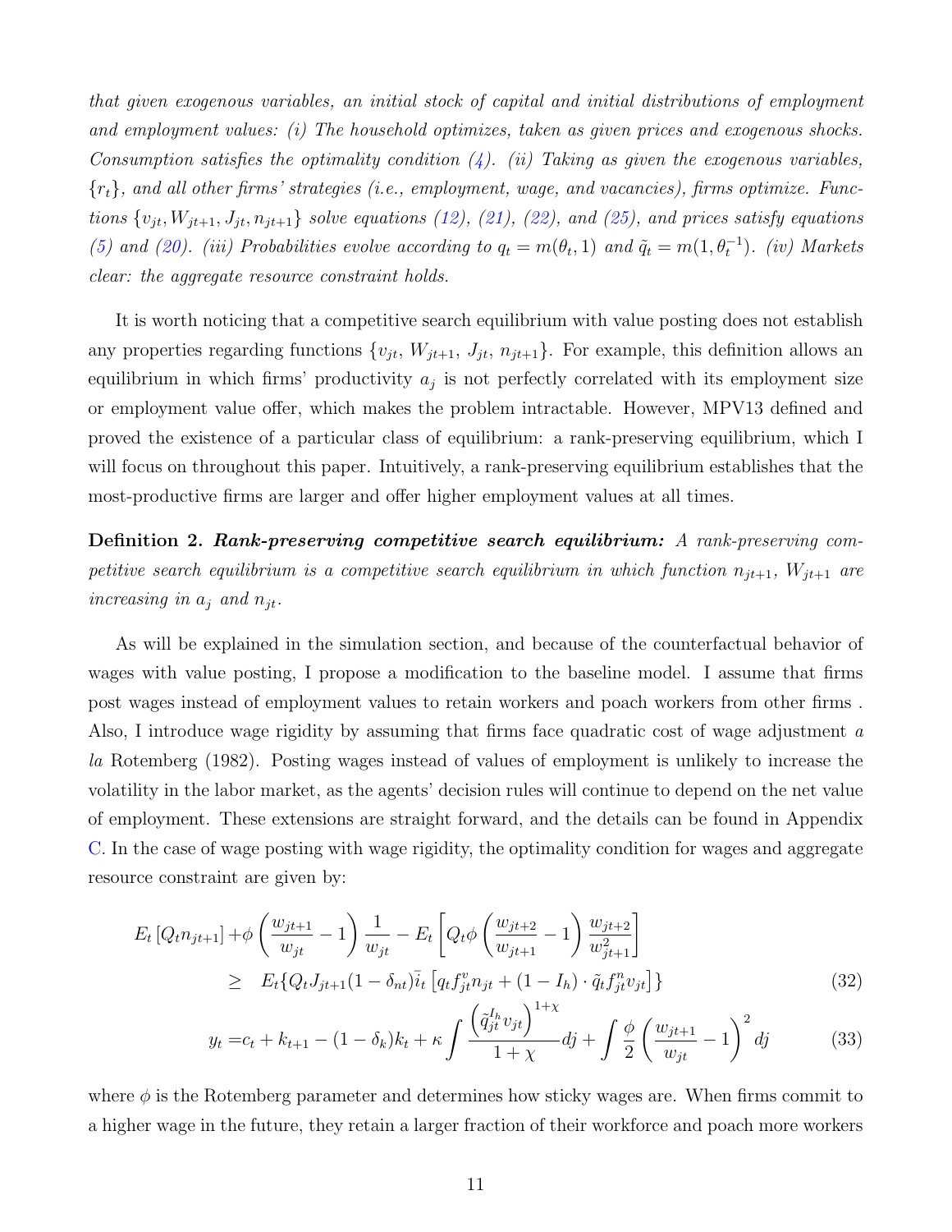*that given exogenous variables, an initial stock of capital and initial distributions of employment and employment values: (i) The household optimizes, taken as given prices and exogenous shocks. Consumption satisfies the optimality condition (4). (ii) Taking as given the exogenous variables, $\{r_t\}$, and all other firms' strategies (i.e., employment, wage, and vacancies), firms optimize. Functions $\{v_{jt}, W_{jt+1}, J_{jt}, n_{jt+1}\}$ solve equations (12), (21), (22), and (25), and prices satisfy equations (5) and (20). (iii) Probabilities evolve according to $q_t = m(\theta_t, 1)$ and $\tilde{q}_t = m(1, \theta_t^{-1})$. (iv) Markets clear: the aggregate resource constraint holds.*

It is worth noticing that a competitive search equilibrium with value posting does not establish any properties regarding functions $\{v_{jt}, W_{jt+1}, J_{jt}, n_{jt+1}\}$. For example, this definition allows an equilibrium in which firms' productivity $a_j$ is not perfectly correlated with its employment size or employment value offer, which makes the problem intractable. However, MPV13 defined and proved the existence of a particular class of equilibrium: a rank-preserving equilibrium, which I will focus on throughout this paper. Intuitively, a rank-preserving equilibrium establishes that the most-productive firms are larger and offer higher employment values at all times.

**Definition 2.** ***Rank-preserving competitive search equilibrium:*** *A rank-preserving competitive search equilibrium is a competitive search equilibrium in which function $n_{jt+1}$, $W_{jt+1}$ are increasing in $a_j$ and $n_{jt}$.*

As will be explained in the simulation section, and because of the counterfactual behavior of wages with value posting, I propose a modification to the baseline model. I assume that firms post wages instead of employment values to retain workers and poach workers from other firms . Also, I introduce wage rigidity by assuming that firms face quadratic cost of wage adjustment *a la* Rotemberg (1982). Posting wages instead of values of employment is unlikely to increase the volatility in the labor market, as the agents' decision rules will continue to depend on the net value of employment. These extensions are straight forward, and the details can be found in Appendix C. In the case of wage posting with wage rigidity, the optimality condition for wages and aggregate resource constraint are given by:

$$
\begin{aligned}
E_t\left[Q_t n_{jt+1}\right] + \phi\left(\frac{w_{jt+1}}{w_{jt}} - 1\right)\frac{1}{w_{jt}} - E_t\left[Q_t \phi\left(\frac{w_{jt+2}}{w_{jt+1}} - 1\right)\frac{w_{jt+2}}{w_{jt+1}^2}\right] \\
\geq \quad E_t\{Q_t J_{jt+1}(1-\delta_{nt})\bar{\iota}_t\left[q_t f_{jt}^v n_{jt} + (1-I_h)\cdot \tilde{q}_t f_{jt}^n v_{jt}\right]\}
\end{aligned}
\tag{32}
$$

$$
y_t = c_t + k_{t+1} - (1-\delta_k)k_t + \kappa \int \frac{\left(\tilde{q}_{jt}^{I_h} v_{jt}\right)^{1+\chi}}{1+\chi} dj + \int \frac{\phi}{2}\left(\frac{w_{jt+1}}{w_{jt}} - 1\right)^2 dj \tag{33}
$$

where $\phi$ is the Rotemberg parameter and determines how sticky wages are. When firms commit to a higher wage in the future, they retain a larger fraction of their workforce and poach more workers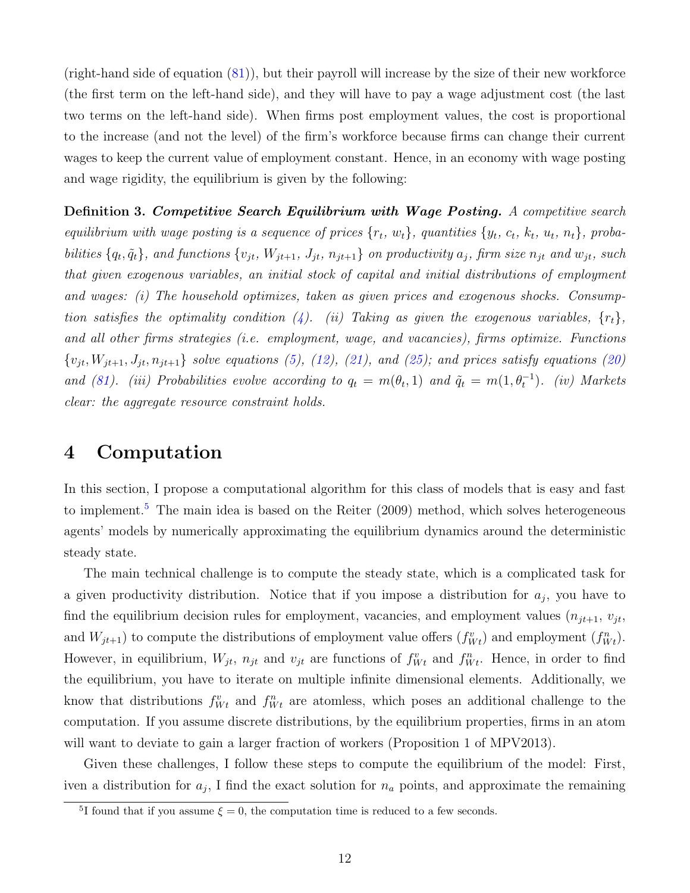(right-hand side of equation (81)), but their payroll will increase by the size of their new workforce (the first term on the left-hand side), and they will have to pay a wage adjustment cost (the last two terms on the left-hand side). When firms post employment values, the cost is proportional to the increase (and not the level) of the firm's workforce because firms can change their current wages to keep the current value of employment constant. Hence, in an economy with wage posting and wage rigidity, the equilibrium is given by the following:

**Definition 3.** ***Competitive Search Equilibrium with Wage Posting.*** *A competitive search equilibrium with wage posting is a sequence of prices $\{r_t,\, w_t\}$, quantities $\{y_t,\, c_t,\, k_t,\, u_t,\, n_t\}$, probabilities $\{q_t, \tilde{q}_t\}$, and functions $\{v_{jt},\, W_{jt+1},\, J_{jt},\, n_{jt+1}\}$ on productivity $a_j$, firm size $n_{jt}$ and $w_{jt}$, such that given exogenous variables, an initial stock of capital and initial distributions of employment and wages: (i) The household optimizes, taken as given prices and exogenous shocks. Consumption satisfies the optimality condition (4). (ii) Taking as given the exogenous variables, $\{r_t\}$, and all other firms strategies (i.e. employment, wage, and vacancies), firms optimize. Functions $\{v_{jt}, W_{jt+1}, J_{jt}, n_{jt+1}\}$ solve equations (5), (12), (21), and (25); and prices satisfy equations (20) and (81). (iii) Probabilities evolve according to $q_t = m(\theta_t, 1)$ and $\tilde{q}_t = m(1, \theta_t^{-1})$. (iv) Markets clear: the aggregate resource constraint holds.*

# 4 Computation

In this section, I propose a computational algorithm for this class of models that is easy and fast to implement.[5] The main idea is based on the Reiter (2009) method, which solves heterogeneous agents' models by numerically approximating the equilibrium dynamics around the deterministic steady state.

The main technical challenge is to compute the steady state, which is a complicated task for a given productivity distribution. Notice that if you impose a distribution for $a_j$, you have to find the equilibrium decision rules for employment, vacancies, and employment values ($n_{jt+1}$, $v_{jt}$, and $W_{jt+1}$) to compute the distributions of employment value offers ($f^v_{Wt}$) and employment ($f^n_{Wt}$). However, in equilibrium, $W_{jt}$, $n_{jt}$ and $v_{jt}$ are functions of $f^v_{Wt}$ and $f^n_{Wt}$. Hence, in order to find the equilibrium, you have to iterate on multiple infinite dimensional elements. Additionally, we know that distributions $f^v_{Wt}$ and $f^n_{Wt}$ are atomless, which poses an additional challenge to the computation. If you assume discrete distributions, by the equilibrium properties, firms in an atom will want to deviate to gain a larger fraction of workers (Proposition 1 of MPV2013).

Given these challenges, I follow these steps to compute the equilibrium of the model: First, iven a distribution for $a_j$, I find the exact solution for $n_a$ points, and approximate the remaining

[5] I found that if you assume $\xi = 0$, the computation time is reduced to a few seconds.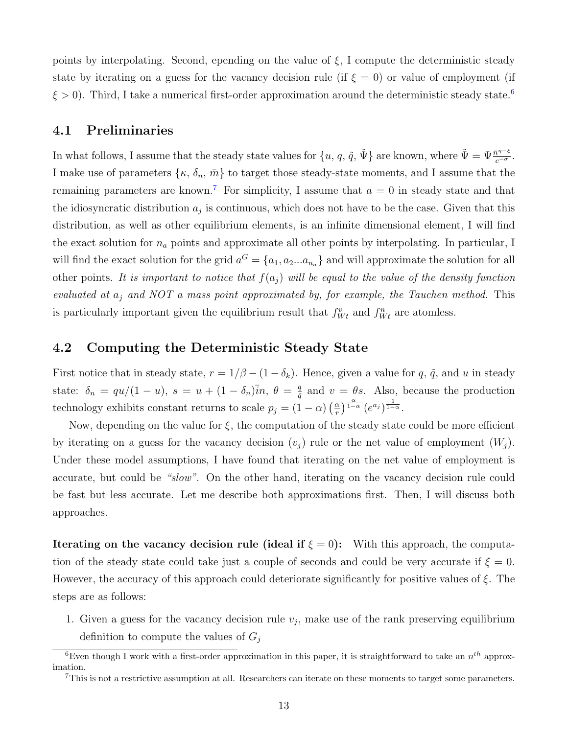points by interpolating. Second, epending on the value of $\xi$, I compute the deterministic steady state by iterating on a guess for the vacancy decision rule (if $\xi = 0$) or value of employment (if $\xi > 0$). Third, I take a numerical first-order approximation around the deterministic steady state.[6]

### 4.1 Preliminaries

In what follows, I assume that the steady state values for $\{u, q, \tilde{q}, \tilde{\Psi}\}$ are known, where $\tilde{\Psi} = \Psi \frac{\bar{n}^{\eta - \xi}}{c^{-\sigma}}$. I make use of parameters $\{\kappa, \delta_n, \bar{m}\}$ to target those steady-state moments, and I assume that the remaining parameters are known.[7] For simplicity, I assume that $a = 0$ in steady state and that the idiosyncratic distribution $a_j$ is continuous, which does not have to be the case. Given that this distribution, as well as other equilibrium elements, is an infinite dimensional element, I will find the exact solution for $n_a$ points and approximate all other points by interpolating. In particular, I will find the exact solution for the grid $a^G = \{a_1, a_2 ... a_{n_a}\}$ and will approximate the solution for all other points. *It is important to notice that $f(a_j)$ will be equal to the value of the density function evaluated at $a_j$ and NOT a mass point approximated by, for example, the Tauchen method.* This is particularly important given the equilibrium result that $f^v_{Wt}$ and $f^n_{Wt}$ are atomless.

### 4.2 Computing the Deterministic Steady State

First notice that in steady state, $r = 1/\beta - (1 - \delta_k)$. Hence, given a value for $q$, $\tilde{q}$, and $u$ in steady state: $\delta_n = qu/(1-u)$, $s = u + (1 - \delta_n)\bar{i}n$, $\theta = \frac{q}{\tilde{q}}$ and $v = \theta s$. Also, because the production technology exhibits constant returns to scale $p_j = (1 - \alpha)\left(\frac{\alpha}{r}\right)^{\frac{\alpha}{1-\alpha}} \left(e^{a_j}\right)^{\frac{1}{1-\alpha}}$.

Now, depending on the value for $\xi$, the computation of the steady state could be more efficient by iterating on a guess for the vacancy decision ($v_j$) rule or the net value of employment ($W_j$). Under these model assumptions, I have found that iterating on the net value of employment is accurate, but could be *"slow"*. On the other hand, iterating on the vacancy decision rule could be fast but less accurate. Let me describe both approximations first. Then, I will discuss both approaches.

**Iterating on the vacancy decision rule (ideal if $\xi = 0$):** With this approach, the computation of the steady state could take just a couple of seconds and could be very accurate if $\xi = 0$. However, the accuracy of this approach could deteriorate significantly for positive values of $\xi$. The steps are as follows:

1. Given a guess for the vacancy decision rule $v_j$, make use of the rank preserving equilibrium definition to compute the values of $G_j$

[6] Even though I work with a first-order approximation in this paper, it is straightforward to take an $n^{th}$ approximation.

[7] This is not a restrictive assumption at all. Researchers can iterate on these moments to target some parameters.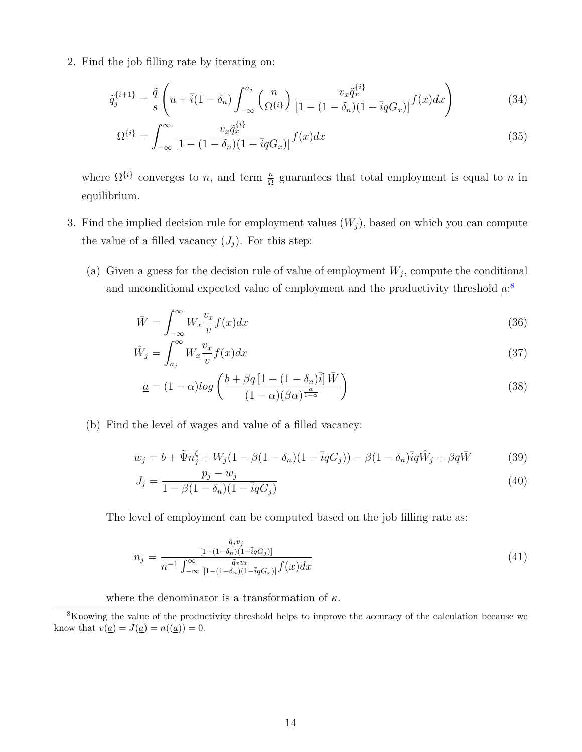2. Find the job filling rate by iterating on:

$$\tilde{q}_j^{\{i+1\}} = \frac{\tilde{q}}{s}\left(u + \bar{i}(1-\delta_n)\int_{-\infty}^{a_j}\left(\frac{n}{\Omega^{\{i\}}}\right)\frac{v_x \tilde{q}_x^{\{i\}}}{\left[1-(1-\delta_n)(1-\bar{i}qG_x)\right]}f(x)dx\right) \tag{34}$$

$$\Omega^{\{i\}} = \int_{-\infty}^{\infty}\frac{v_x \tilde{q}_x^{\{i\}}}{\left[1-(1-\delta_n)(1-\bar{i}qG_x)\right]}f(x)dx \tag{35}$$

where $\Omega^{\{i\}}$ converges to $n$, and term $\frac{n}{\Omega}$ guarantees that total employment is equal to $n$ in equilibrium.

3. Find the implied decision rule for employment values ($W_j$), based on which you can compute the value of a filled vacancy ($J_j$). For this step:

   (a) Given a guess for the decision rule of value of employment $W_j$, compute the conditional and unconditional expected value of employment and the productivity threshold $\underline{a}$:[8]

$$\bar{W} = \int_{-\infty}^{\infty} W_x \frac{v_x}{v} f(x)dx \tag{36}$$

$$\hat{W}_j = \int_{a_j}^{\infty} W_x \frac{v_x}{v} f(x)dx \tag{37}$$

$$\underline{a} = (1-\alpha)log\left(\frac{b + \beta q\left[1-(1-\delta_n)\bar{i}\right]\bar{W}}{(1-\alpha)(\beta\alpha)^{\frac{\alpha}{1-\alpha}}}\right) \tag{38}$$

   (b) Find the level of wages and value of a filled vacancy:

$$w_j = b + \tilde{\Psi}n_j^{\xi} + W_j(1-\beta(1-\delta_n)(1-\bar{i}qG_j)) - \beta(1-\delta_n)\bar{i}q\hat{W}_j + \beta q\bar{W} \tag{39}$$

$$J_j = \frac{p_j - w_j}{1-\beta(1-\delta_n)(1-\bar{i}qG_j)} \tag{40}$$

   The level of employment can be computed based on the job filling rate as:

$$n_j = \frac{\frac{\tilde{q}_j v_j}{\left[1-(1-\delta_n)(1-\bar{i}qG_j)\right]}}{n^{-1}\int_{-\infty}^{\infty}\frac{\tilde{q}_x v_x}{\left[1-(1-\delta_n)(1-\bar{i}qG_x)\right]}f(x)dx} \tag{41}$$

   where the denominator is a transformation of $\kappa$.

[8] Knowing the value of the productivity threshold helps to improve the accuracy of the calculation because we know that $v(\underline{a}) = J(\underline{a}) = n((\underline{a})) = 0$.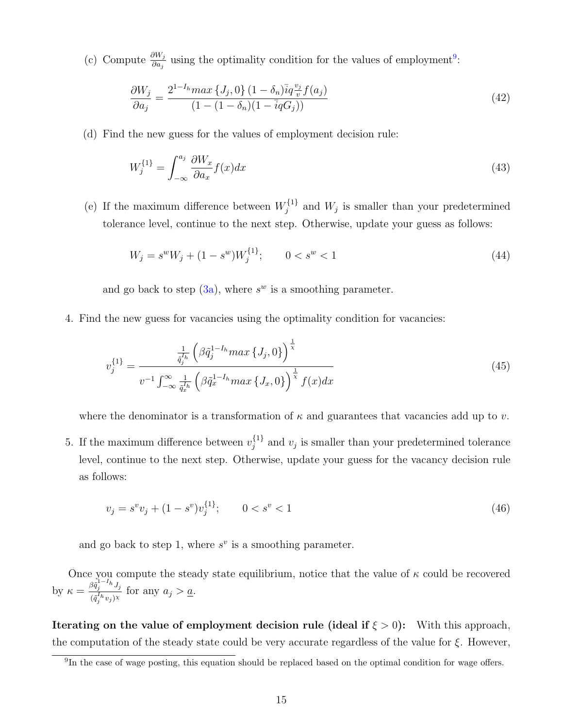(c) Compute $\frac{\partial W_j}{\partial a_j}$ using the optimality condition for the values of employment[9]:

$$\frac{\partial W_j}{\partial a_j} = \frac{2^{1-I_h} max\left\{J_j, 0\right\}(1-\delta_n)\bar{i}q\frac{v_j}{v}f(a_j)}{(1-(1-\delta_n)(1-\bar{i}qG_j))} \tag{42}$$

(d) Find the new guess for the values of employment decision rule:

$$W_j^{\{1\}} = \int_{-\infty}^{a_j} \frac{\partial W_x}{\partial a_x} f(x)dx \tag{43}$$

(e) If the maximum difference between $W_j^{\{1\}}$ and $W_j$ is smaller than your predetermined tolerance level, continue to the next step. Otherwise, update your guess as follows:

$$W_j = s^w W_j + (1-s^w)W_j^{\{1\}}; \qquad 0 < s^w < 1 \tag{44}$$

and go back to step (3a), where $s^w$ is a smoothing parameter.

4. Find the new guess for vacancies using the optimality condition for vacancies:

$$v_j^{\{1\}} = \frac{\frac{1}{\tilde{q}_j^{I_h}}\left(\beta\tilde{q}_j^{1-I_h} max\left\{J_j, 0\right\}\right)^{\frac{1}{\chi}}}{v^{-1}\int_{-\infty}^{\infty}\frac{1}{\tilde{q}_x^{I_h}}\left(\beta\tilde{q}_x^{1-I_h} max\left\{J_x, 0\right\}\right)^{\frac{1}{\chi}} f(x)dx} \tag{45}$$

where the denominator is a transformation of $\kappa$ and guarantees that vacancies add up to $v$.

5. If the maximum difference between $v_j^{\{1\}}$ and $v_j$ is smaller than your predetermined tolerance level, continue to the next step. Otherwise, update your guess for the vacancy decision rule as follows:

$$v_j = s^v v_j + (1-s^v)v_j^{\{1\}}; \qquad 0 < s^v < 1 \tag{46}$$

and go back to step 1, where $s^v$ is a smoothing parameter.

Once you compute the steady state equilibrium, notice that the value of $\kappa$ could be recovered by $\kappa = \frac{\beta\tilde{q}_j^{1-I_h}J_j}{(\tilde{q}_j^{I_h}v_j)^{\chi}}$ for any $a_j > \underline{a}$.

**Iterating on the value of employment decision rule (ideal if $\xi > 0$):** With this approach, the computation of the steady state could be very accurate regardless of the value for $\xi$. However,

[9] In the case of wage posting, this equation should be replaced based on the optimal condition for wage offers.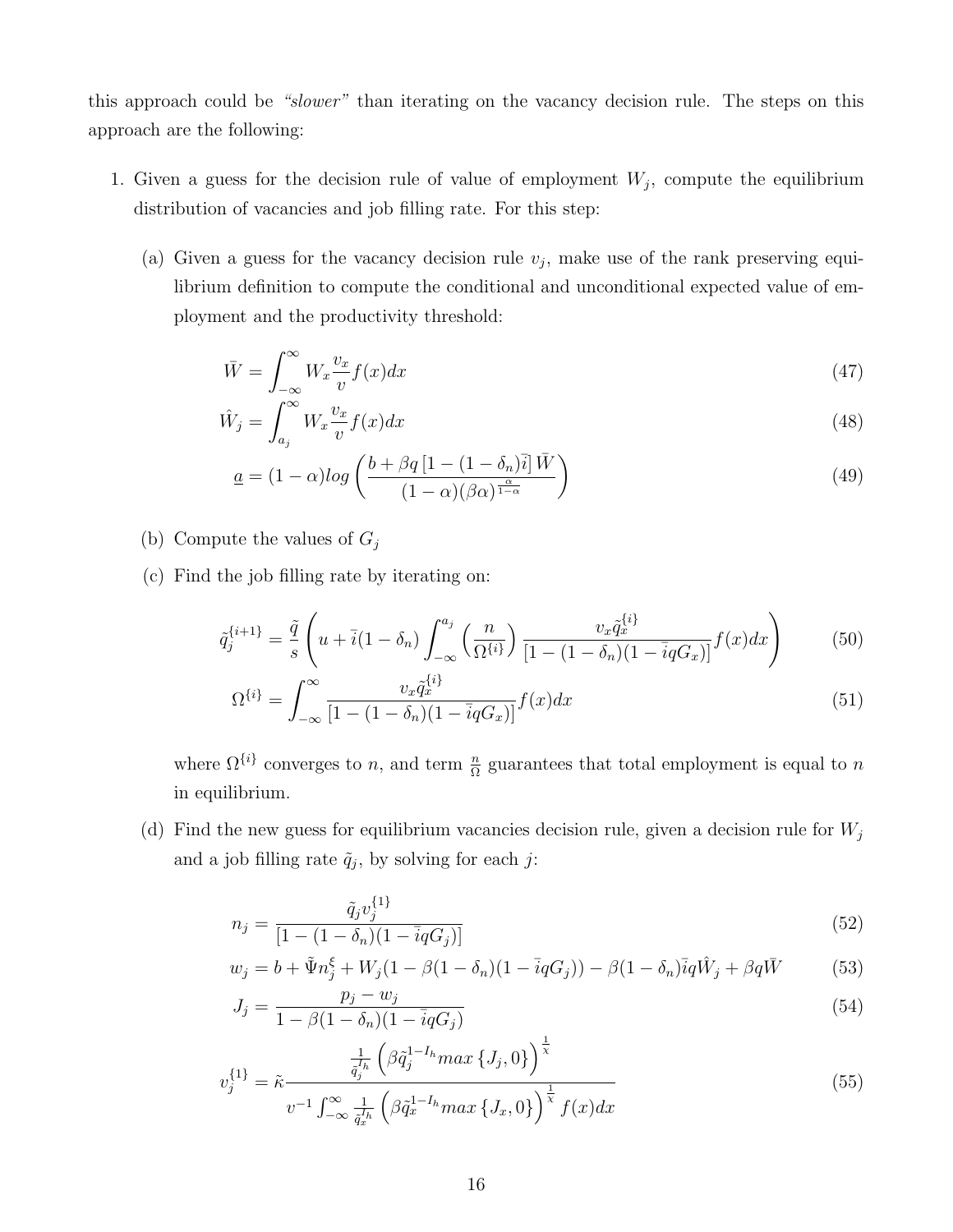this approach could be *"slower"* than iterating on the vacancy decision rule. The steps on this approach are the following:

1. Given a guess for the decision rule of value of employment $W_j$, compute the equilibrium distribution of vacancies and job filling rate. For this step:

   (a) Given a guess for the vacancy decision rule $v_j$, make use of the rank preserving equilibrium definition to compute the conditional and unconditional expected value of employment and the productivity threshold:

$$\bar{W} = \int_{-\infty}^{\infty} W_x \frac{v_x}{v} f(x)dx \tag{47}$$

$$\hat{W}_j = \int_{a_j}^{\infty} W_x \frac{v_x}{v} f(x)dx \tag{48}$$

$$\underline{a} = (1-\alpha)log\left(\frac{b + \beta q\left[1-(1-\delta_n)\bar{i}\right]\bar{W}}{(1-\alpha)(\beta\alpha)^{\frac{\alpha}{1-\alpha}}}\right) \tag{49}$$

   (b) Compute the values of $G_j$

   (c) Find the job filling rate by iterating on:

$$\tilde{q}_j^{\{i+1\}} = \frac{\tilde{q}}{s}\left(u + \bar{i}(1-\delta_n)\int_{-\infty}^{a_j}\left(\frac{n}{\Omega^{\{i\}}}\right)\frac{v_x\tilde{q}_x^{\{i\}}}{[1-(1-\delta_n)(1-\bar{i}qG_x)]}f(x)dx\right) \tag{50}$$

$$\Omega^{\{i\}} = \int_{-\infty}^{\infty}\frac{v_x\tilde{q}_x^{\{i\}}}{[1-(1-\delta_n)(1-\bar{i}qG_x)]}f(x)dx \tag{51}$$

   where $\Omega^{\{i\}}$ converges to $n$, and term $\frac{n}{\Omega}$ guarantees that total employment is equal to $n$ in equilibrium.

   (d) Find the new guess for equilibrium vacancies decision rule, given a decision rule for $W_j$ and a job filling rate $\tilde{q}_j$, by solving for each $j$:

$$n_j = \frac{\tilde{q}_j v_j^{\{1\}}}{[1-(1-\delta_n)(1-\bar{i}qG_j)]} \tag{52}$$

$$w_j = b + \tilde{\Psi}n_j^{\xi} + W_j(1-\beta(1-\delta_n)(1-\bar{i}qG_j)) - \beta(1-\delta_n)\bar{i}q\hat{W}_j + \beta q\bar{W} \tag{53}$$

$$J_j = \frac{p_j - w_j}{1-\beta(1-\delta_n)(1-\bar{i}qG_j)} \tag{54}$$

$$v_j^{\{1\}} = \tilde{\kappa}\frac{\frac{1}{\tilde{q}_j^{I_h}}\left(\beta\tilde{q}_j^{1-I_h}max\left\{J_j,0\right\}\right)^{\frac{1}{\chi}}}{v^{-1}\int_{-\infty}^{\infty}\frac{1}{\tilde{q}_x^{I_h}}\left(\beta\tilde{q}_x^{1-I_h}max\left\{J_x,0\right\}\right)^{\frac{1}{\chi}}f(x)dx} \tag{55}$$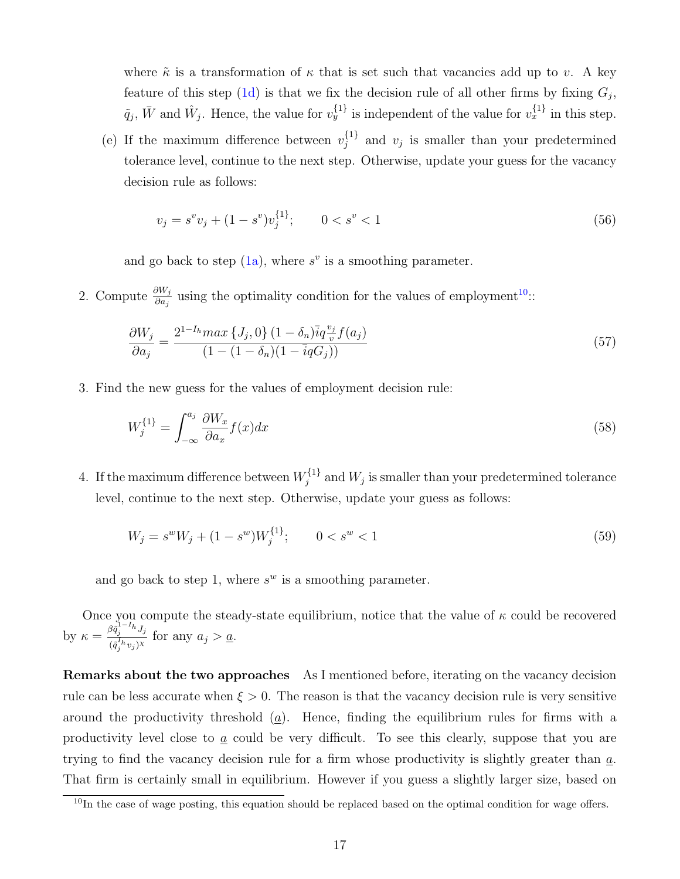where $\tilde{\kappa}$ is a transformation of $\kappa$ that is set such that vacancies add up to $v$. A key feature of this step (1d) is that we fix the decision rule of all other firms by fixing $G_j$, $\tilde{q}_j$, $\bar{W}$ and $\hat{W}_j$. Hence, the value for $v_y^{\{1\}}$ is independent of the value for $v_x^{\{1\}}$ in this step.

(e) If the maximum difference between $v_j^{\{1\}}$ and $v_j$ is smaller than your predetermined tolerance level, continue to the next step. Otherwise, update your guess for the vacancy decision rule as follows:

$$v_j = s^v v_j + (1 - s^v) v_j^{\{1\}}; \qquad 0 < s^v < 1 \tag{56}$$

and go back to step (1a), where $s^v$ is a smoothing parameter.

2. Compute $\frac{\partial W_j}{\partial a_j}$ using the optimality condition for the values of employment[10]::

$$\frac{\partial W_j}{\partial a_j} = \frac{2^{1-I_h} max\left\{J_j, 0\right\}(1-\delta_n)\bar{i}q\frac{v_j}{v}f(a_j)}{(1-(1-\delta_n)(1-\bar{i}qG_j))} \tag{57}$$

3. Find the new guess for the values of employment decision rule:

$$W_j^{\{1\}} = \int_{-\infty}^{a_j} \frac{\partial W_x}{\partial a_x} f(x) dx \tag{58}$$

4. If the maximum difference between $W_j^{\{1\}}$ and $W_j$ is smaller than your predetermined tolerance level, continue to the next step. Otherwise, update your guess as follows:

$$W_j = s^w W_j + (1 - s^w) W_j^{\{1\}}; \qquad 0 < s^w < 1 \tag{59}$$

and go back to step 1, where $s^w$ is a smoothing parameter.

Once you compute the steady-state equilibrium, notice that the value of $\kappa$ could be recovered by $\kappa = \frac{\beta \tilde{q}_j^{1-I_h} J_j}{(\tilde{q}_j^{I_h} v_j)^{\chi}}$ for any $a_j > \underline{a}$.

**Remarks about the two approaches** As I mentioned before, iterating on the vacancy decision rule can be less accurate when $\xi > 0$. The reason is that the vacancy decision rule is very sensitive around the productivity threshold ($\underline{a}$). Hence, finding the equilibrium rules for firms with a productivity level close to $\underline{a}$ could be very difficult. To see this clearly, suppose that you are trying to find the vacancy decision rule for a firm whose productivity is slightly greater than $\underline{a}$. That firm is certainly small in equilibrium. However if you guess a slightly larger size, based on

[10] In the case of wage posting, this equation should be replaced based on the optimal condition for wage offers.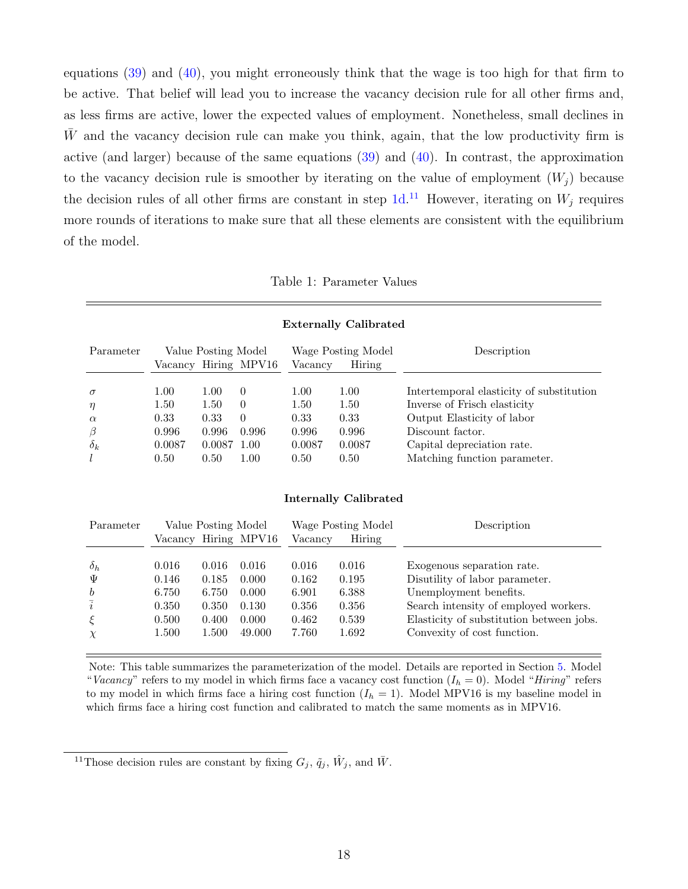equations (39) and (40), you might erroneously think that the wage is too high for that firm to be active. That belief will lead you to increase the vacancy decision rule for all other firms and, as less firms are active, lower the expected values of employment. Nonetheless, small declines in $\bar{W}$ and the vacancy decision rule can make you think, again, that the low productivity firm is active (and larger) because of the same equations (39) and (40). In contrast, the approximation to the vacancy decision rule is smoother by iterating on the value of employment ($W_j$) because the decision rules of all other firms are constant in step 1d.[11] However, iterating on $W_j$ requires more rounds of iterations to make sure that all these elements are consistent with the equilibrium of the model.

Table 1: Parameter Values

**Externally Calibrated**

| Parameter | Value Posting Model | | | Wage Posting Model | | Description |
|---|---|---|---|---|---|---|
| | Vacancy | Hiring | MPV16 | Vacancy | Hiring | |
| $\sigma$ | 1.00 | 1.00 | 0 | 1.00 | 1.00 | Intertemporal elasticity of substitution |
| $\eta$ | 1.50 | 1.50 | 0 | 1.50 | 1.50 | Inverse of Frisch elasticity |
| $\alpha$ | 0.33 | 0.33 | 0 | 0.33 | 0.33 | Output Elasticity of labor |
| $\beta$ | 0.996 | 0.996 | 0.996 | 0.996 | 0.996 | Discount factor. |
| $\delta_k$ | 0.0087 | 0.0087 | 1.00 | 0.0087 | 0.0087 | Capital depreciation rate. |
| $l$ | 0.50 | 0.50 | 1.00 | 0.50 | 0.50 | Matching function parameter. |

**Internally Calibrated**

| Parameter | Value Posting Model | | | Wage Posting Model | | Description |
|---|---|---|---|---|---|---|
| | Vacancy | Hiring | MPV16 | Vacancy | Hiring | |
| $\delta_h$ | 0.016 | 0.016 | 0.016 | 0.016 | 0.016 | Exogenous separation rate. |
| $\Psi$ | 0.146 | 0.185 | 0.000 | 0.162 | 0.195 | Disutility of labor parameter. |
| $b$ | 6.750 | 6.750 | 0.000 | 6.901 | 6.388 | Unemployment benefits. |
| $\bar{i}$ | 0.350 | 0.350 | 0.130 | 0.356 | 0.356 | Search intensity of employed workers. |
| $\xi$ | 0.500 | 0.400 | 0.000 | 0.462 | 0.539 | Elasticity of substitution between jobs. |
| $\chi$ | 1.500 | 1.500 | 49.000 | 7.760 | 1.692 | Convexity of cost function. |

Note: This table summarizes the parameterization of the model. Details are reported in Section 5. Model "*Vacancy*" refers to my model in which firms face a vacancy cost function ($I_h = 0$). Model "*Hiring*" refers to my model in which firms face a hiring cost function ($I_h = 1$). Model MPV16 is my baseline model in which firms face a hiring cost function and calibrated to match the same moments as in MPV16.

[11] Those decision rules are constant by fixing $G_j$, $\tilde{q}_j$, $\hat{W}_j$, and $\bar{W}$.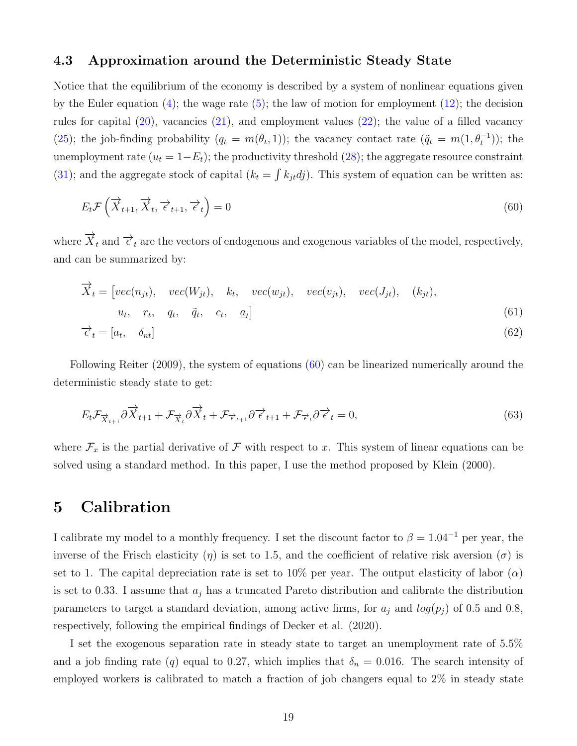### 4.3 Approximation around the Deterministic Steady State

Notice that the equilibrium of the economy is described by a system of nonlinear equations given by the Euler equation (4); the wage rate (5); the law of motion for employment (12); the decision rules for capital (20), vacancies (21), and employment values (22); the value of a filled vacancy (25); the job-finding probability ($q_t = m(\theta_t, 1)$); the vacancy contact rate ($\tilde{q}_t = m(1, \theta_t^{-1})$); the unemployment rate ($u_t = 1 - E_t$); the productivity threshold (28); the aggregate resource constraint (31); and the aggregate stock of capital ($k_t = \int k_{jt} dj$). This system of equation can be written as:

$$E_t \mathcal{F}\left(\overrightarrow{X}_{t+1}, \overrightarrow{X}_t, \overrightarrow{\epsilon}_{t+1}, \overrightarrow{\epsilon}_t\right) = 0 \tag{60}$$

where $\overrightarrow{X}_t$ and $\overrightarrow{\epsilon}_t$ are the vectors of endogenous and exogenous variables of the model, respectively, and can be summarized by:

$$\begin{aligned}
\overrightarrow{X}_t = \big[&vec(n_{jt}), \quad vec(W_{jt}), \quad k_t, \quad vec(w_{jt}), \quad vec(v_{jt}), \quad vec(J_{jt}), \quad (k_{jt}), \\
&u_t, \quad r_t, \quad q_t, \quad \tilde{q}_t, \quad c_t, \quad \underline{a}_t\big] \qquad (61)
\end{aligned}$$

$$\overrightarrow{\epsilon}_t = [a_t, \quad \delta_{nt}] \tag{62}$$

Following Reiter (2009), the system of equations (60) can be linearized numerically around the deterministic steady state to get:

$$E_t \mathcal{F}_{\overrightarrow{X}_{t+1}} \partial \overrightarrow{X}_{t+1} + \mathcal{F}_{\overrightarrow{X}_t} \partial \overrightarrow{X}_t + \mathcal{F}_{\overrightarrow{\epsilon}_{t+1}} \partial \overrightarrow{\epsilon}_{t+1} + \mathcal{F}_{\overrightarrow{\epsilon}_t} \partial \overrightarrow{\epsilon}_t = 0, \tag{63}$$

where $\mathcal{F}_x$ is the partial derivative of $\mathcal{F}$ with respect to $x$. This system of linear equations can be solved using a standard method. In this paper, I use the method proposed by Klein (2000).

## 5 Calibration

I calibrate my model to a monthly frequency. I set the discount factor to $\beta = 1.04^{-1}$ per year, the inverse of the Frisch elasticity ($\eta$) is set to 1.5, and the coefficient of relative risk aversion ($\sigma$) is set to 1. The capital depreciation rate is set to 10% per year. The output elasticity of labor ($\alpha$) is set to 0.33. I assume that $a_j$ has a truncated Pareto distribution and calibrate the distribution parameters to target a standard deviation, among active firms, for $a_j$ and $log(p_j)$ of 0.5 and 0.8, respectively, following the empirical findings of Decker et al. (2020).

I set the exogenous separation rate in steady state to target an unemployment rate of 5.5% and a job finding rate ($q$) equal to 0.27, which implies that $\delta_n = 0.016$. The search intensity of employed workers is calibrated to match a fraction of job changers equal to 2% in steady state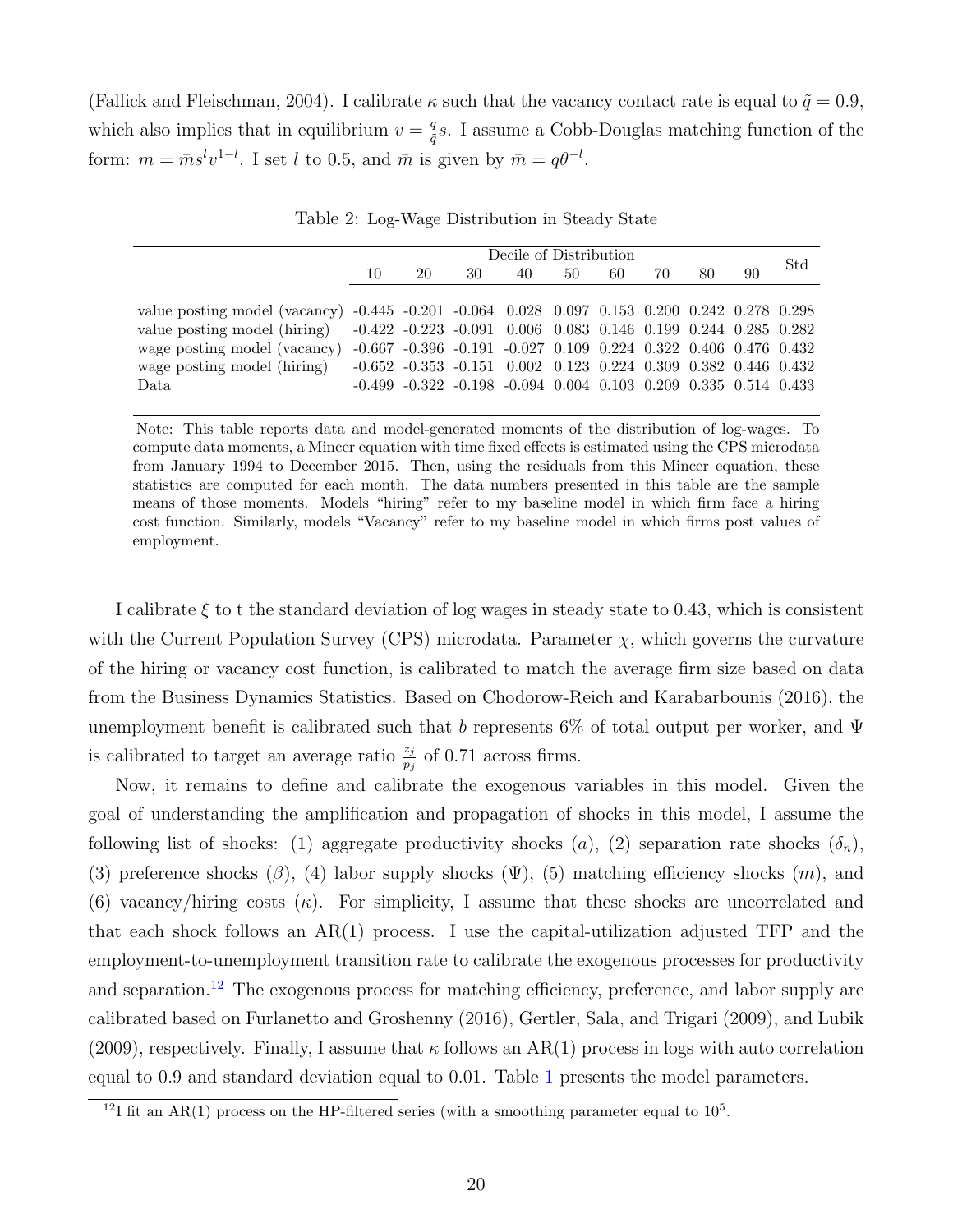(Fallick and Fleischman, 2004). I calibrate $\kappa$ such that the vacancy contact rate is equal to $\tilde{q} = 0.9$, which also implies that in equilibrium $v = \frac{q}{\tilde{q}}s$. I assume a Cobb-Douglas matching function of the form: $m = \bar{m}s^l v^{1-l}$. I set $l$ to 0.5, and $\bar{m}$ is given by $\bar{m} = q\theta^{-l}$.

Table 2: Log-Wage Distribution in Steady State

| | Decile of Distribution | | | | | | | | | Std |
|---|---|---|---|---|---|---|---|---|---|---|
| | 10 | 20 | 30 | 40 | 50 | 60 | 70 | 80 | 90 | |
| value posting model (vacancy) | -0.445 | -0.201 | -0.064 | 0.028 | 0.097 | 0.153 | 0.200 | 0.242 | 0.278 | 0.298 |
| value posting model (hiring) | -0.422 | -0.223 | -0.091 | 0.006 | 0.083 | 0.146 | 0.199 | 0.244 | 0.285 | 0.282 |
| wage posting model (vacancy) | -0.667 | -0.396 | -0.191 | -0.027 | 0.109 | 0.224 | 0.322 | 0.406 | 0.476 | 0.432 |
| wage posting model (hiring) | -0.652 | -0.353 | -0.151 | 0.002 | 0.123 | 0.224 | 0.309 | 0.382 | 0.446 | 0.432 |
| Data | -0.499 | -0.322 | -0.198 | -0.094 | 0.004 | 0.103 | 0.209 | 0.335 | 0.514 | 0.433 |

Note: This table reports data and model-generated moments of the distribution of log-wages. To compute data moments, a Mincer equation with time fixed effects is estimated using the CPS microdata from January 1994 to December 2015. Then, using the residuals from this Mincer equation, these statistics are computed for each month. The data numbers presented in this table are the sample means of those moments. Models "hiring" refer to my baseline model in which firm face a hiring cost function. Similarly, models "Vacancy" refer to my baseline model in which firms post values of employment.

I calibrate $\xi$ to t the standard deviation of log wages in steady state to 0.43, which is consistent with the Current Population Survey (CPS) microdata. Parameter $\chi$, which governs the curvature of the hiring or vacancy cost function, is calibrated to match the average firm size based on data from the Business Dynamics Statistics. Based on Chodorow-Reich and Karabarbounis (2016), the unemployment benefit is calibrated such that $b$ represents 6% of total output per worker, and $\Psi$ is calibrated to target an average ratio $\frac{z_j}{p_j}$ of 0.71 across firms.

Now, it remains to define and calibrate the exogenous variables in this model. Given the goal of understanding the amplification and propagation of shocks in this model, I assume the following list of shocks: (1) aggregate productivity shocks ($a$), (2) separation rate shocks ($\delta_n$), (3) preference shocks ($\beta$), (4) labor supply shocks ($\Psi$), (5) matching efficiency shocks ($m$), and (6) vacancy/hiring costs ($\kappa$). For simplicity, I assume that these shocks are uncorrelated and that each shock follows an AR(1) process. I use the capital-utilization adjusted TFP and the employment-to-unemployment transition rate to calibrate the exogenous processes for productivity and separation.[12] The exogenous process for matching efficiency, preference, and labor supply are calibrated based on Furlanetto and Groshenny (2016), Gertler, Sala, and Trigari (2009), and Lubik (2009), respectively. Finally, I assume that $\kappa$ follows an AR(1) process in logs with auto correlation equal to 0.9 and standard deviation equal to 0.01. Table 1 presents the model parameters.

[12] I fit an AR(1) process on the HP-filtered series (with a smoothing parameter equal to $10^5$.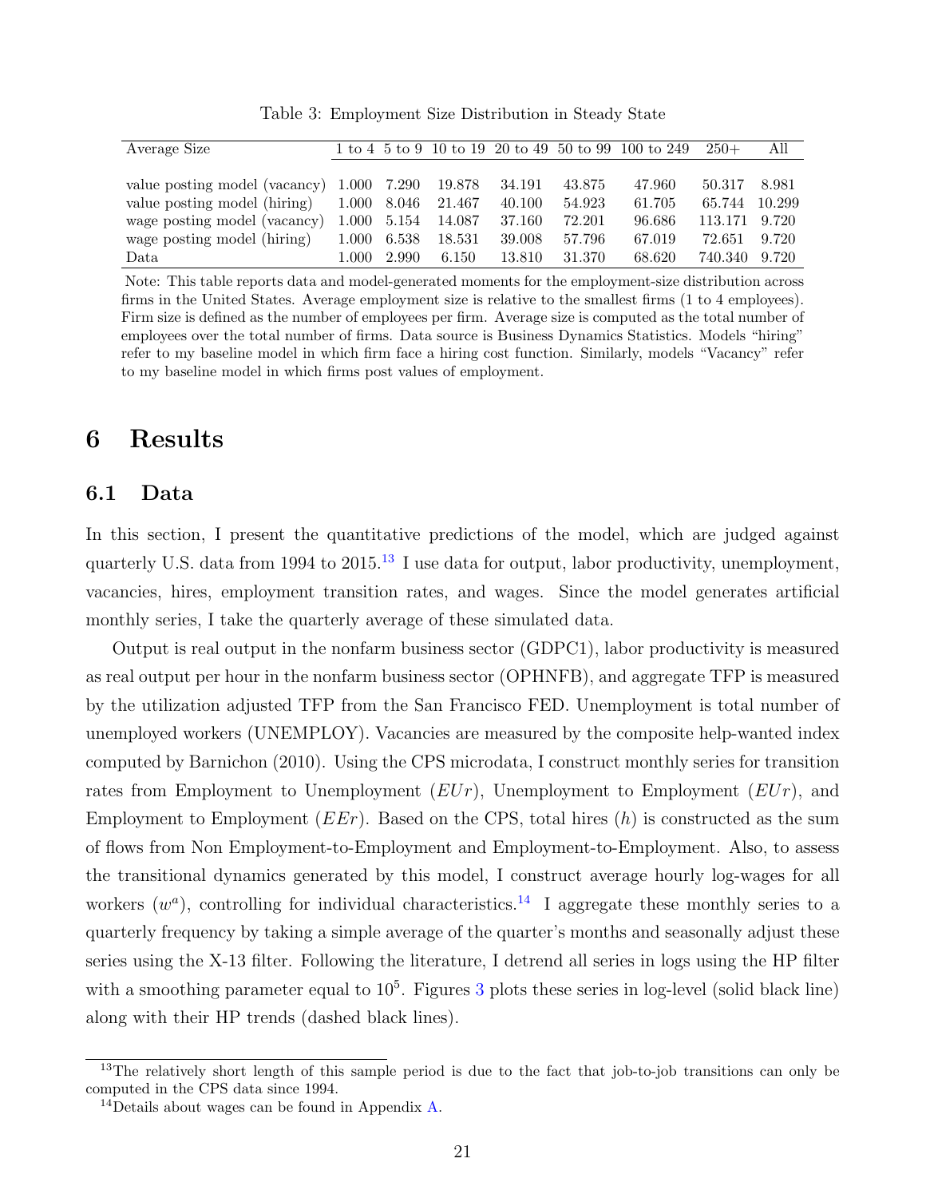Table 3: Employment Size Distribution in Steady State

| Average Size | 1 to 4 | 5 to 9 | 10 to 19 | 20 to 49 | 50 to 99 | 100 to 249 | 250+ | All |
|---|---|---|---|---|---|---|---|---|
| value posting model (vacancy) | 1.000 | 7.290 | 19.878 | 34.191 | 43.875 | 47.960 | 50.317 | 8.981 |
| value posting model (hiring) | 1.000 | 8.046 | 21.467 | 40.100 | 54.923 | 61.705 | 65.744 | 10.299 |
| wage posting model (vacancy) | 1.000 | 5.154 | 14.087 | 37.160 | 72.201 | 96.686 | 113.171 | 9.720 |
| wage posting model (hiring) | 1.000 | 6.538 | 18.531 | 39.008 | 57.796 | 67.019 | 72.651 | 9.720 |
| Data | 1.000 | 2.990 | 6.150 | 13.810 | 31.370 | 68.620 | 740.340 | 9.720 |

Note: This table reports data and model-generated moments for the employment-size distribution across firms in the United States. Average employment size is relative to the smallest firms (1 to 4 employees). Firm size is defined as the number of employees per firm. Average size is computed as the total number of employees over the total number of firms. Data source is Business Dynamics Statistics. Models "hiring" refer to my baseline model in which firm face a hiring cost function. Similarly, models "Vacancy" refer to my baseline model in which firms post values of employment.

# 6 Results

## 6.1 Data

In this section, I present the quantitative predictions of the model, which are judged against quarterly U.S. data from 1994 to 2015.[13] I use data for output, labor productivity, unemployment, vacancies, hires, employment transition rates, and wages. Since the model generates artificial monthly series, I take the quarterly average of these simulated data.

Output is real output in the nonfarm business sector (GDPC1), labor productivity is measured as real output per hour in the nonfarm business sector (OPHNFB), and aggregate TFP is measured by the utilization adjusted TFP from the San Francisco FED. Unemployment is total number of unemployed workers (UNEMPLOY). Vacancies are measured by the composite help-wanted index computed by Barnichon (2010). Using the CPS microdata, I construct monthly series for transition rates from Employment to Unemployment ($EUr$), Unemployment to Employment ($EUr$), and Employment to Employment ($EEr$). Based on the CPS, total hires ($h$) is constructed as the sum of flows from Non Employment-to-Employment and Employment-to-Employment. Also, to assess the transitional dynamics generated by this model, I construct average hourly log-wages for all workers ($w^a$), controlling for individual characteristics.[14] I aggregate these monthly series to a quarterly frequency by taking a simple average of the quarter's months and seasonally adjust these series using the X-13 filter. Following the literature, I detrend all series in logs using the HP filter with a smoothing parameter equal to $10^5$. Figures 3 plots these series in log-level (solid black line) along with their HP trends (dashed black lines).

[13] The relatively short length of this sample period is due to the fact that job-to-job transitions can only be computed in the CPS data since 1994.

[14] Details about wages can be found in Appendix A.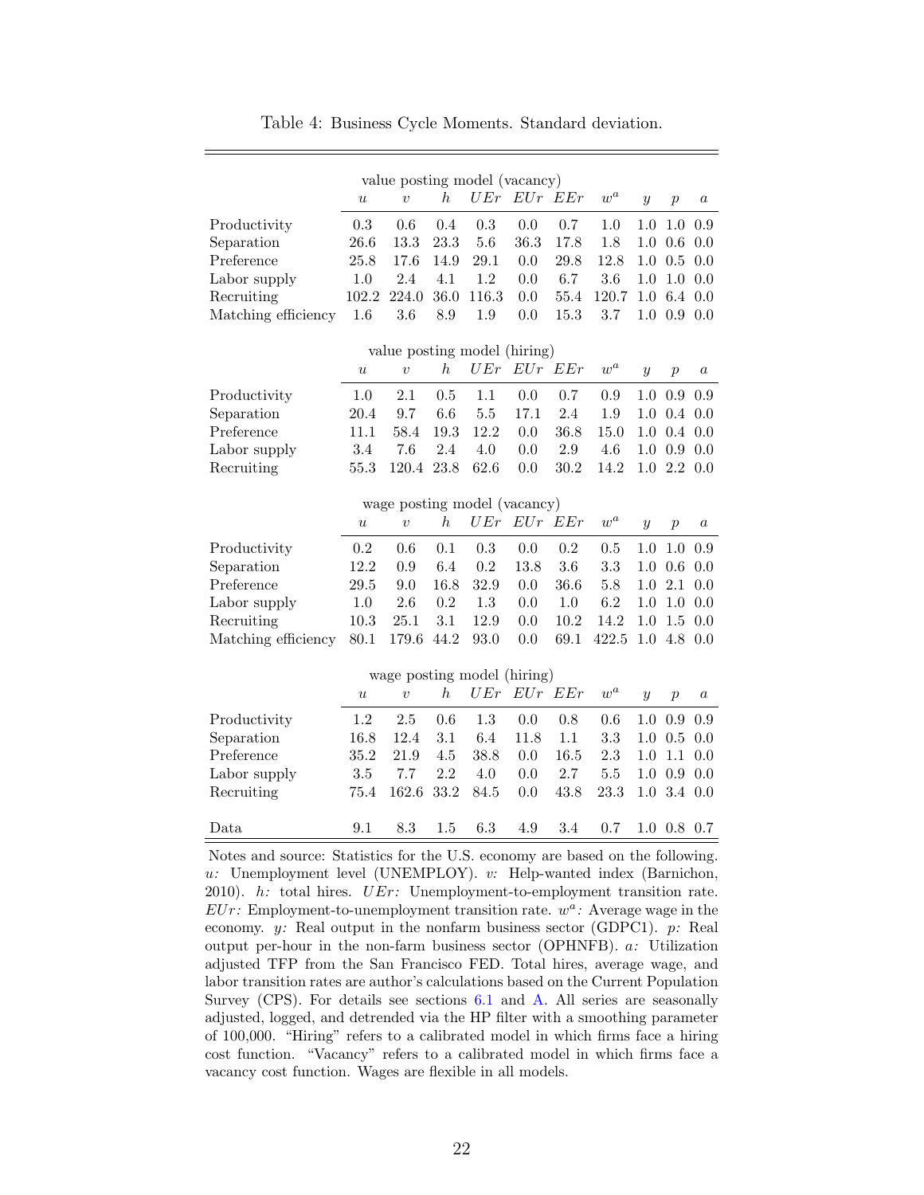Table 4: Business Cycle Moments. Standard deviation.

| | $u$ | $v$ | $h$ | $UEr$ | $EUr$ | $EEr$ | $w^a$ | $y$ | $p$ | $a$ |
|---|---|---|---|---|---|---|---|---|---|---|
| **value posting model (vacancy)** | | | | | | | | | | |
| Productivity | 0.3 | 0.6 | 0.4 | 0.3 | 0.0 | 0.7 | 1.0 | 1.0 | 1.0 | 0.9 |
| Separation | 26.6 | 13.3 | 23.3 | 5.6 | 36.3 | 17.8 | 1.8 | 1.0 | 0.6 | 0.0 |
| Preference | 25.8 | 17.6 | 14.9 | 29.1 | 0.0 | 29.8 | 12.8 | 1.0 | 0.5 | 0.0 |
| Labor supply | 1.0 | 2.4 | 4.1 | 1.2 | 0.0 | 6.7 | 3.6 | 1.0 | 1.0 | 0.0 |
| Recruiting | 102.2 | 224.0 | 36.0 | 116.3 | 0.0 | 55.4 | 120.7 | 1.0 | 6.4 | 0.0 |
| Matching efficiency | 1.6 | 3.6 | 8.9 | 1.9 | 0.0 | 15.3 | 3.7 | 1.0 | 0.9 | 0.0 |
| **value posting model (hiring)** | | | | | | | | | | |
| Productivity | 1.0 | 2.1 | 0.5 | 1.1 | 0.0 | 0.7 | 0.9 | 1.0 | 0.9 | 0.9 |
| Separation | 20.4 | 9.7 | 6.6 | 5.5 | 17.1 | 2.4 | 1.9 | 1.0 | 0.4 | 0.0 |
| Preference | 11.1 | 58.4 | 19.3 | 12.2 | 0.0 | 36.8 | 15.0 | 1.0 | 0.4 | 0.0 |
| Labor supply | 3.4 | 7.6 | 2.4 | 4.0 | 0.0 | 2.9 | 4.6 | 1.0 | 0.9 | 0.0 |
| Recruiting | 55.3 | 120.4 | 23.8 | 62.6 | 0.0 | 30.2 | 14.2 | 1.0 | 2.2 | 0.0 |
| **wage posting model (vacancy)** | | | | | | | | | | |
| Productivity | 0.2 | 0.6 | 0.1 | 0.3 | 0.0 | 0.2 | 0.5 | 1.0 | 1.0 | 0.9 |
| Separation | 12.2 | 0.9 | 6.4 | 0.2 | 13.8 | 3.6 | 3.3 | 1.0 | 0.6 | 0.0 |
| Preference | 29.5 | 9.0 | 16.8 | 32.9 | 0.0 | 36.6 | 5.8 | 1.0 | 2.1 | 0.0 |
| Labor supply | 1.0 | 2.6 | 0.2 | 1.3 | 0.0 | 1.0 | 6.2 | 1.0 | 1.0 | 0.0 |
| Recruiting | 10.3 | 25.1 | 3.1 | 12.9 | 0.0 | 10.2 | 14.2 | 1.0 | 1.5 | 0.0 |
| Matching efficiency | 80.1 | 179.6 | 44.2 | 93.0 | 0.0 | 69.1 | 422.5 | 1.0 | 4.8 | 0.0 |
| **wage posting model (hiring)** | | | | | | | | | | |
| Productivity | 1.2 | 2.5 | 0.6 | 1.3 | 0.0 | 0.8 | 0.6 | 1.0 | 0.9 | 0.9 |
| Separation | 16.8 | 12.4 | 3.1 | 6.4 | 11.8 | 1.1 | 3.3 | 1.0 | 0.5 | 0.0 |
| Preference | 35.2 | 21.9 | 4.5 | 38.8 | 0.0 | 16.5 | 2.3 | 1.0 | 1.1 | 0.0 |
| Labor supply | 3.5 | 7.7 | 2.2 | 4.0 | 0.0 | 2.7 | 5.5 | 1.0 | 0.9 | 0.0 |
| Recruiting | 75.4 | 162.6 | 33.2 | 84.5 | 0.0 | 43.8 | 23.3 | 1.0 | 3.4 | 0.0 |
| Data | 9.1 | 8.3 | 1.5 | 6.3 | 4.9 | 3.4 | 0.7 | 1.0 | 0.8 | 0.7 |

Notes and source: Statistics for the U.S. economy are based on the following. $u$: Unemployment level (UNEMPLOY). $v$: Help-wanted index (Barnichon, 2010). $h$: total hires. $UEr$: Unemployment-to-employment transition rate. $EUr$: Employment-to-unemployment transition rate. $w^a$: Average wage in the economy. $y$: Real output in the nonfarm business sector (GDPC1). $p$: Real output per-hour in the non-farm business sector (OPHNFB). $a$: Utilization adjusted TFP from the San Francisco FED. Total hires, average wage, and labor transition rates are author's calculations based on the Current Population Survey (CPS). For details see sections 6.1 and A. All series are seasonally adjusted, logged, and detrended via the HP filter with a smoothing parameter of 100,000. "Hiring" refers to a calibrated model in which firms face a hiring cost function. "Vacancy" refers to a calibrated model in which firms face a vacancy cost function. Wages are flexible in all models.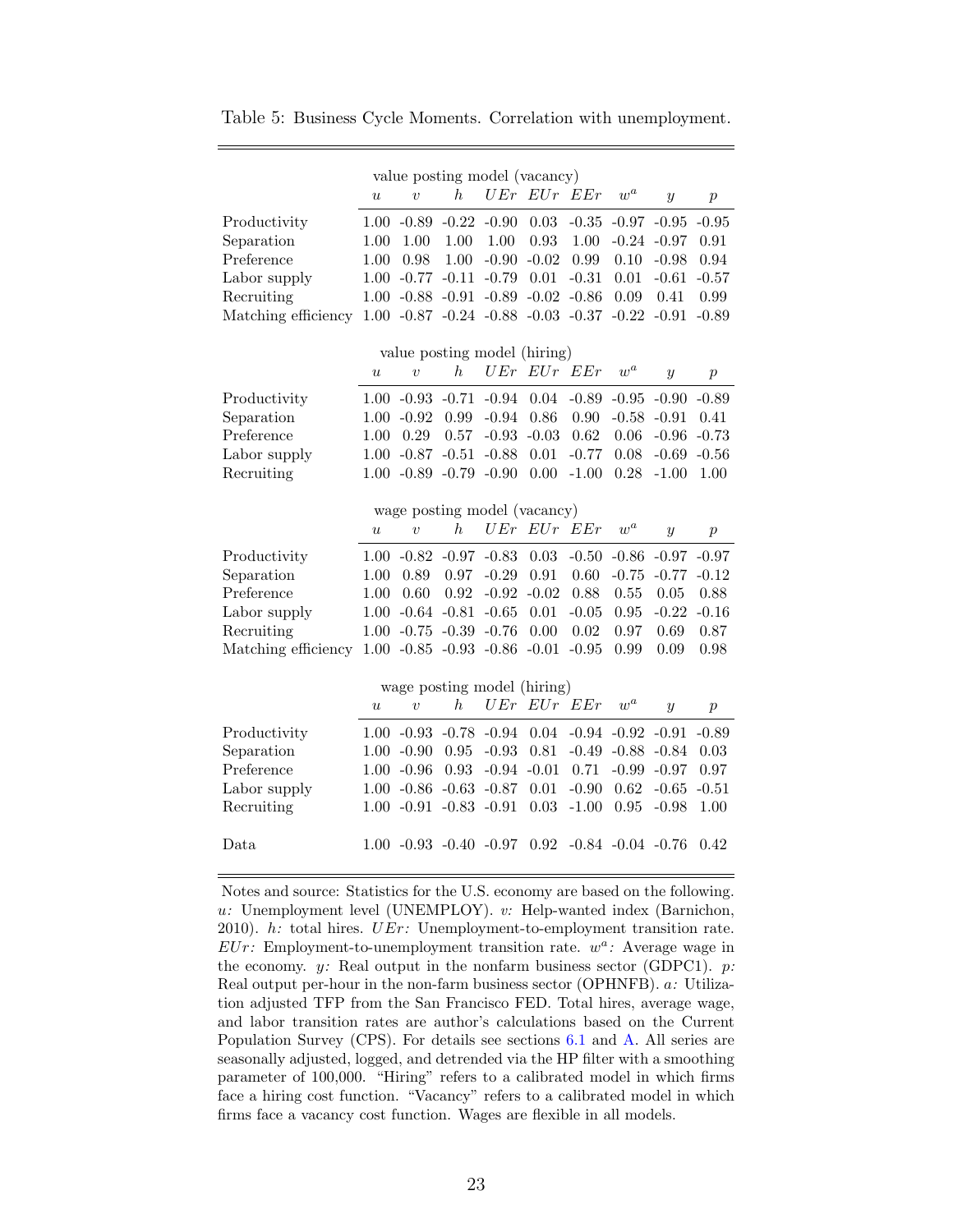Table 5: Business Cycle Moments. Correlation with unemployment.

| | $u$ | $v$ | $h$ | $UEr$ | $EUr$ | $EEr$ | $w^a$ | $y$ | $p$ |
|---|---|---|---|---|---|---|---|---|---|
| **value posting model (vacancy)** | | | | | | | | | |
| Productivity | 1.00 | -0.89 | -0.22 | -0.90 | 0.03 | -0.35 | -0.97 | -0.95 | -0.95 |
| Separation | 1.00 | 1.00 | 1.00 | 1.00 | 0.93 | 1.00 | -0.24 | -0.97 | 0.91 |
| Preference | 1.00 | 0.98 | 1.00 | -0.90 | -0.02 | 0.99 | 0.10 | -0.98 | 0.94 |
| Labor supply | 1.00 | -0.77 | -0.11 | -0.79 | 0.01 | -0.31 | 0.01 | -0.61 | -0.57 |
| Recruiting | 1.00 | -0.88 | -0.91 | -0.89 | -0.02 | -0.86 | 0.09 | 0.41 | 0.99 |
| Matching efficiency | 1.00 | -0.87 | -0.24 | -0.88 | -0.03 | -0.37 | -0.22 | -0.91 | -0.89 |
| **value posting model (hiring)** | | | | | | | | | |
| Productivity | 1.00 | -0.93 | -0.71 | -0.94 | 0.04 | -0.89 | -0.95 | -0.90 | -0.89 |
| Separation | 1.00 | -0.92 | 0.99 | -0.94 | 0.86 | 0.90 | -0.58 | -0.91 | 0.41 |
| Preference | 1.00 | 0.29 | 0.57 | -0.93 | -0.03 | 0.62 | 0.06 | -0.96 | -0.73 |
| Labor supply | 1.00 | -0.87 | -0.51 | -0.88 | 0.01 | -0.77 | 0.08 | -0.69 | -0.56 |
| Recruiting | 1.00 | -0.89 | -0.79 | -0.90 | 0.00 | -1.00 | 0.28 | -1.00 | 1.00 |
| **wage posting model (vacancy)** | | | | | | | | | |
| Productivity | 1.00 | -0.82 | -0.97 | -0.83 | 0.03 | -0.50 | -0.86 | -0.97 | -0.97 |
| Separation | 1.00 | 0.89 | 0.97 | -0.29 | 0.91 | 0.60 | -0.75 | -0.77 | -0.12 |
| Preference | 1.00 | 0.60 | 0.92 | -0.92 | -0.02 | 0.88 | 0.55 | 0.05 | 0.88 |
| Labor supply | 1.00 | -0.64 | -0.81 | -0.65 | 0.01 | -0.05 | 0.95 | -0.22 | -0.16 |
| Recruiting | 1.00 | -0.75 | -0.39 | -0.76 | 0.00 | 0.02 | 0.97 | 0.69 | 0.87 |
| Matching efficiency | 1.00 | -0.85 | -0.93 | -0.86 | -0.01 | -0.95 | 0.99 | 0.09 | 0.98 |
| **wage posting model (hiring)** | | | | | | | | | |
| Productivity | 1.00 | -0.93 | -0.78 | -0.94 | 0.04 | -0.94 | -0.92 | -0.91 | -0.89 |
| Separation | 1.00 | -0.90 | 0.95 | -0.93 | 0.81 | -0.49 | -0.88 | -0.84 | 0.03 |
| Preference | 1.00 | -0.96 | 0.93 | -0.94 | -0.01 | 0.71 | -0.99 | -0.97 | 0.97 |
| Labor supply | 1.00 | -0.86 | -0.63 | -0.87 | 0.01 | -0.90 | 0.62 | -0.65 | -0.51 |
| Recruiting | 1.00 | -0.91 | -0.83 | -0.91 | 0.03 | -1.00 | 0.95 | -0.98 | 1.00 |
| Data | 1.00 | -0.93 | -0.40 | -0.97 | 0.92 | -0.84 | -0.04 | -0.76 | 0.42 |

Notes and source: Statistics for the U.S. economy are based on the following. $u$: Unemployment level (UNEMPLOY). $v$: Help-wanted index (Barnichon, 2010). $h$: total hires. $UEr$: Unemployment-to-employment transition rate. $EUr$: Employment-to-unemployment transition rate. $w^a$: Average wage in the economy. $y$: Real output in the nonfarm business sector (GDPC1). $p$: Real output per-hour in the non-farm business sector (OPHNFB). $a$: Utilization adjusted TFP from the San Francisco FED. Total hires, average wage, and labor transition rates are author's calculations based on the Current Population Survey (CPS). For details see sections 6.1 and A. All series are seasonally adjusted, logged, and detrended via the HP filter with a smoothing parameter of 100,000. "Hiring" refers to a calibrated model in which firms face a hiring cost function. "Vacancy" refers to a calibrated model in which firms face a vacancy cost function. Wages are flexible in all models.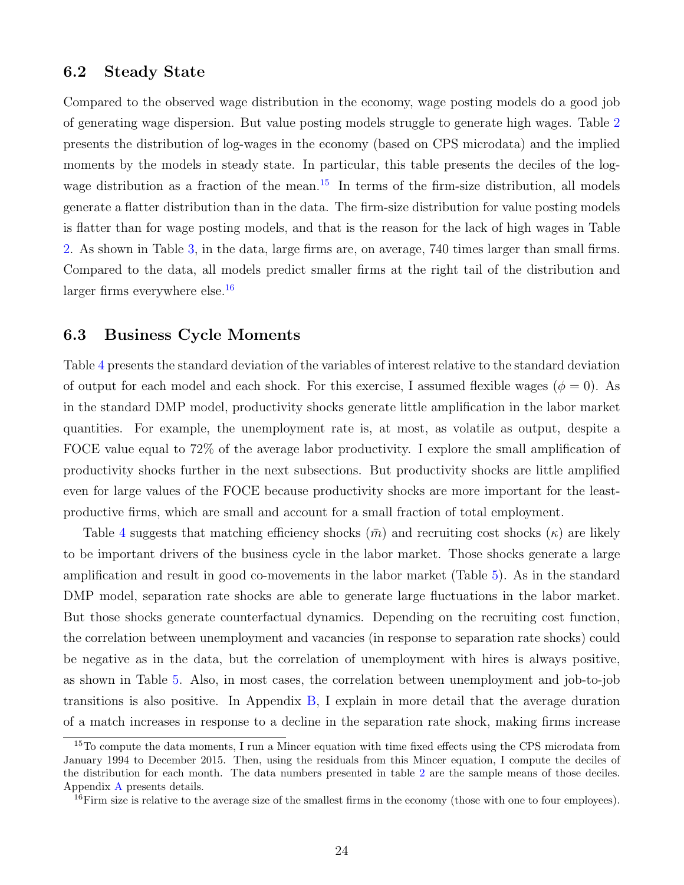### 6.2 Steady State

Compared to the observed wage distribution in the economy, wage posting models do a good job of generating wage dispersion. But value posting models struggle to generate high wages. Table 2 presents the distribution of log-wages in the economy (based on CPS microdata) and the implied moments by the models in steady state. In particular, this table presents the deciles of the log-wage distribution as a fraction of the mean.[15] In terms of the firm-size distribution, all models generate a flatter distribution than in the data. The firm-size distribution for value posting models is flatter than for wage posting models, and that is the reason for the lack of high wages in Table 2. As shown in Table 3, in the data, large firms are, on average, 740 times larger than small firms. Compared to the data, all models predict smaller firms at the right tail of the distribution and larger firms everywhere else.[16]

### 6.3 Business Cycle Moments

Table 4 presents the standard deviation of the variables of interest relative to the standard deviation of output for each model and each shock. For this exercise, I assumed flexible wages ($\phi = 0$). As in the standard DMP model, productivity shocks generate little amplification in the labor market quantities. For example, the unemployment rate is, at most, as volatile as output, despite a FOCE value equal to 72% of the average labor productivity. I explore the small amplification of productivity shocks further in the next subsections. But productivity shocks are little amplified even for large values of the FOCE because productivity shocks are more important for the least-productive firms, which are small and account for a small fraction of total employment.

Table 4 suggests that matching efficiency shocks ($\bar{m}$) and recruiting cost shocks ($\kappa$) are likely to be important drivers of the business cycle in the labor market. Those shocks generate a large amplification and result in good co-movements in the labor market (Table 5). As in the standard DMP model, separation rate shocks are able to generate large fluctuations in the labor market. But those shocks generate counterfactual dynamics. Depending on the recruiting cost function, the correlation between unemployment and vacancies (in response to separation rate shocks) could be negative as in the data, but the correlation of unemployment with hires is always positive, as shown in Table 5. Also, in most cases, the correlation between unemployment and job-to-job transitions is also positive. In Appendix B, I explain in more detail that the average duration of a match increases in response to a decline in the separation rate shock, making firms increase

[15] To compute the data moments, I run a Mincer equation with time fixed effects using the CPS microdata from January 1994 to December 2015. Then, using the residuals from this Mincer equation, I compute the deciles of the distribution for each month. The data numbers presented in table 2 are the sample means of those deciles. Appendix A presents details.

[16] Firm size is relative to the average size of the smallest firms in the economy (those with one to four employees).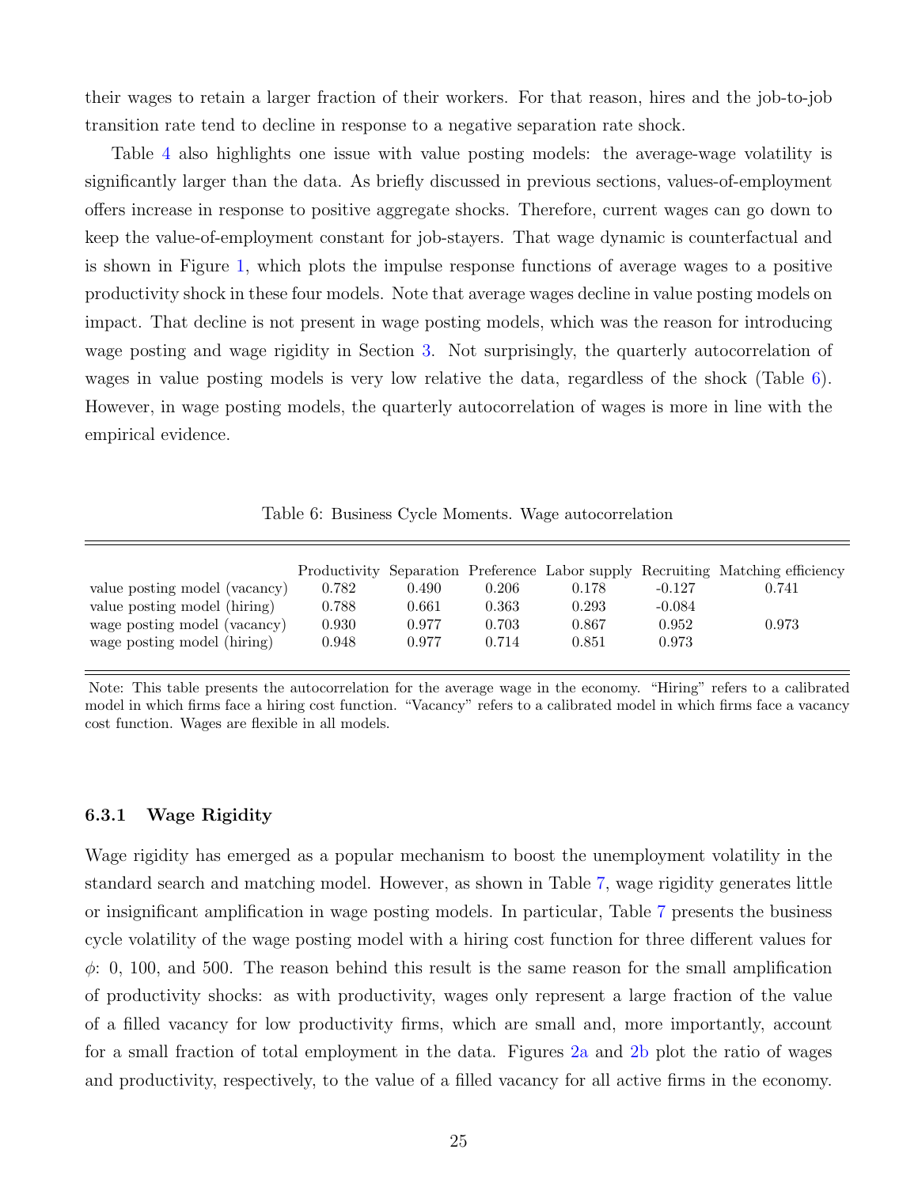their wages to retain a larger fraction of their workers. For that reason, hires and the job-to-job transition rate tend to decline in response to a negative separation rate shock.

Table 4 also highlights one issue with value posting models: the average-wage volatility is significantly larger than the data. As briefly discussed in previous sections, values-of-employment offers increase in response to positive aggregate shocks. Therefore, current wages can go down to keep the value-of-employment constant for job-stayers. That wage dynamic is counterfactual and is shown in Figure 1, which plots the impulse response functions of average wages to a positive productivity shock in these four models. Note that average wages decline in value posting models on impact. That decline is not present in wage posting models, which was the reason for introducing wage posting and wage rigidity in Section 3. Not surprisingly, the quarterly autocorrelation of wages in value posting models is very low relative the data, regardless of the shock (Table 6). However, in wage posting models, the quarterly autocorrelation of wages is more in line with the empirical evidence.

Table 6: Business Cycle Moments. Wage autocorrelation

| | Productivity | Separation | Preference | Labor supply | Recruiting | Matching efficiency |
|---|---|---|---|---|---|---|
| value posting model (vacancy) | 0.782 | 0.490 | 0.206 | 0.178 | -0.127 | 0.741 |
| value posting model (hiring) | 0.788 | 0.661 | 0.363 | 0.293 | -0.084 | |
| wage posting model (vacancy) | 0.930 | 0.977 | 0.703 | 0.867 | 0.952 | 0.973 |
| wage posting model (hiring) | 0.948 | 0.977 | 0.714 | 0.851 | 0.973 | |

Note: This table presents the autocorrelation for the average wage in the economy. "Hiring" refers to a calibrated model in which firms face a hiring cost function. "Vacancy" refers to a calibrated model in which firms face a vacancy cost function. Wages are flexible in all models.

### 6.3.1 Wage Rigidity

Wage rigidity has emerged as a popular mechanism to boost the unemployment volatility in the standard search and matching model. However, as shown in Table 7, wage rigidity generates little or insignificant amplification in wage posting models. In particular, Table 7 presents the business cycle volatility of the wage posting model with a hiring cost function for three different values for $\phi$: 0, 100, and 500. The reason behind this result is the same reason for the small amplification of productivity shocks: as with productivity, wages only represent a large fraction of the value of a filled vacancy for low productivity firms, which are small and, more importantly, account for a small fraction of total employment in the data. Figures 2a and 2b plot the ratio of wages and productivity, respectively, to the value of a filled vacancy for all active firms in the economy.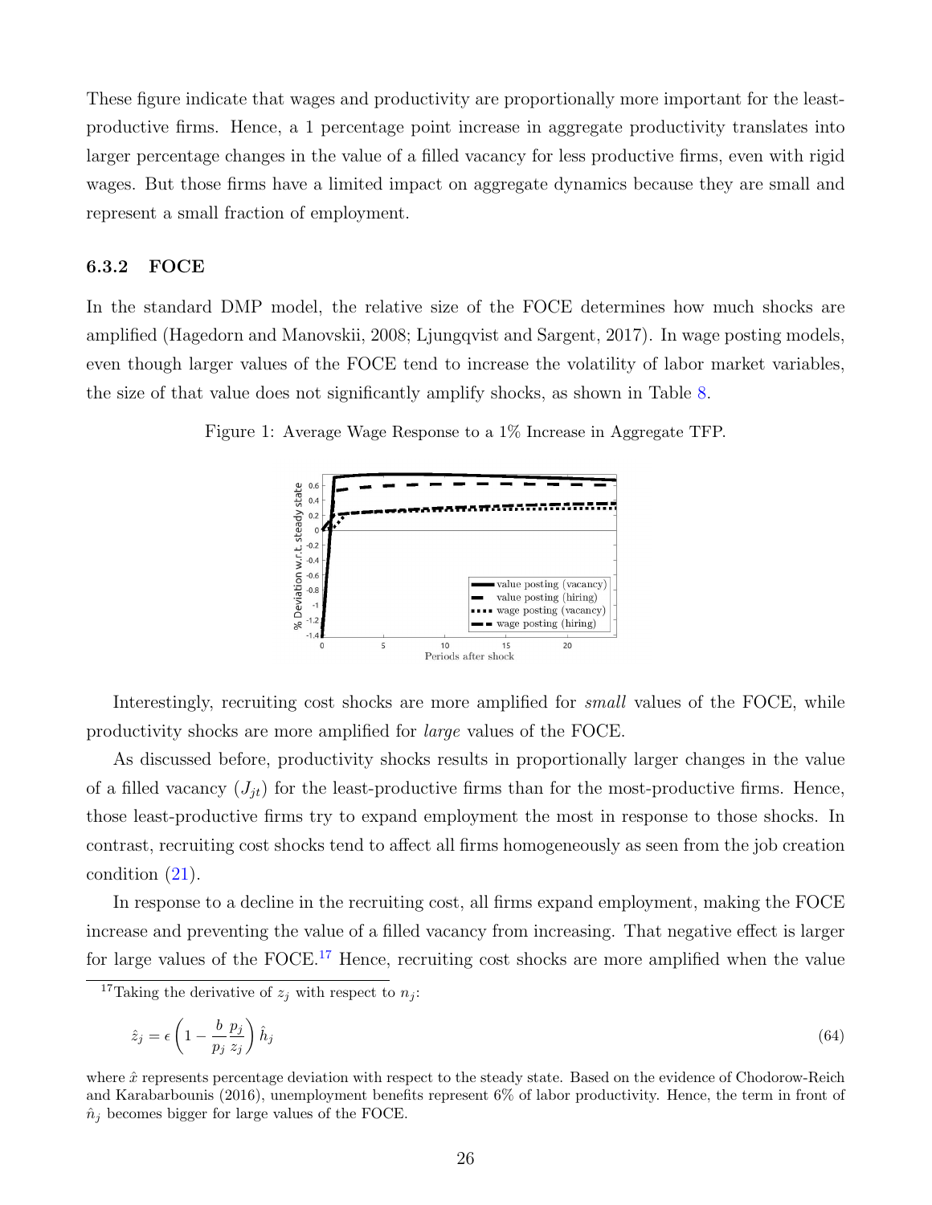These figure indicate that wages and productivity are proportionally more important for the least-productive firms. Hence, a 1 percentage point increase in aggregate productivity translates into larger percentage changes in the value of a filled vacancy for less productive firms, even with rigid wages. But those firms have a limited impact on aggregate dynamics because they are small and represent a small fraction of employment.

### 6.3.2 FOCE

In the standard DMP model, the relative size of the FOCE determines how much shocks are amplified (Hagedorn and Manovskii, 2008; Ljungqvist and Sargent, 2017). In wage posting models, even though larger values of the FOCE tend to increase the volatility of labor market variables, the size of that value does not significantly amplify shocks, as shown in Table 8.

Figure 1: Average Wage Response to a 1% Increase in Aggregate TFP.

Interestingly, recruiting cost shocks are more amplified for *small* values of the FOCE, while productivity shocks are more amplified for *large* values of the FOCE.

As discussed before, productivity shocks results in proportionally larger changes in the value of a filled vacancy ($J_{jt}$) for the least-productive firms than for the most-productive firms. Hence, those least-productive firms try to expand employment the most in response to those shocks. In contrast, recruiting cost shocks tend to affect all firms homogeneously as seen from the job creation condition (21).

In response to a decline in the recruiting cost, all firms expand employment, making the FOCE increase and preventing the value of a filled vacancy from increasing. That negative effect is larger for large values of the FOCE.[17] Hence, recruiting cost shocks are more amplified when the value

[17] Taking the derivative of $z_j$ with respect to $n_j$:

$$\hat{z}_j = \epsilon \left( 1 - \frac{b}{p_j} \frac{p_j}{z_j} \right) \hat{h}_j \tag{64}$$

where $\hat{x}$ represents percentage deviation with respect to the steady state. Based on the evidence of Chodorow-Reich and Karabarbounis (2016), unemployment benefits represent 6% of labor productivity. Hence, the term in front of $\hat{n}_j$ becomes bigger for large values of the FOCE.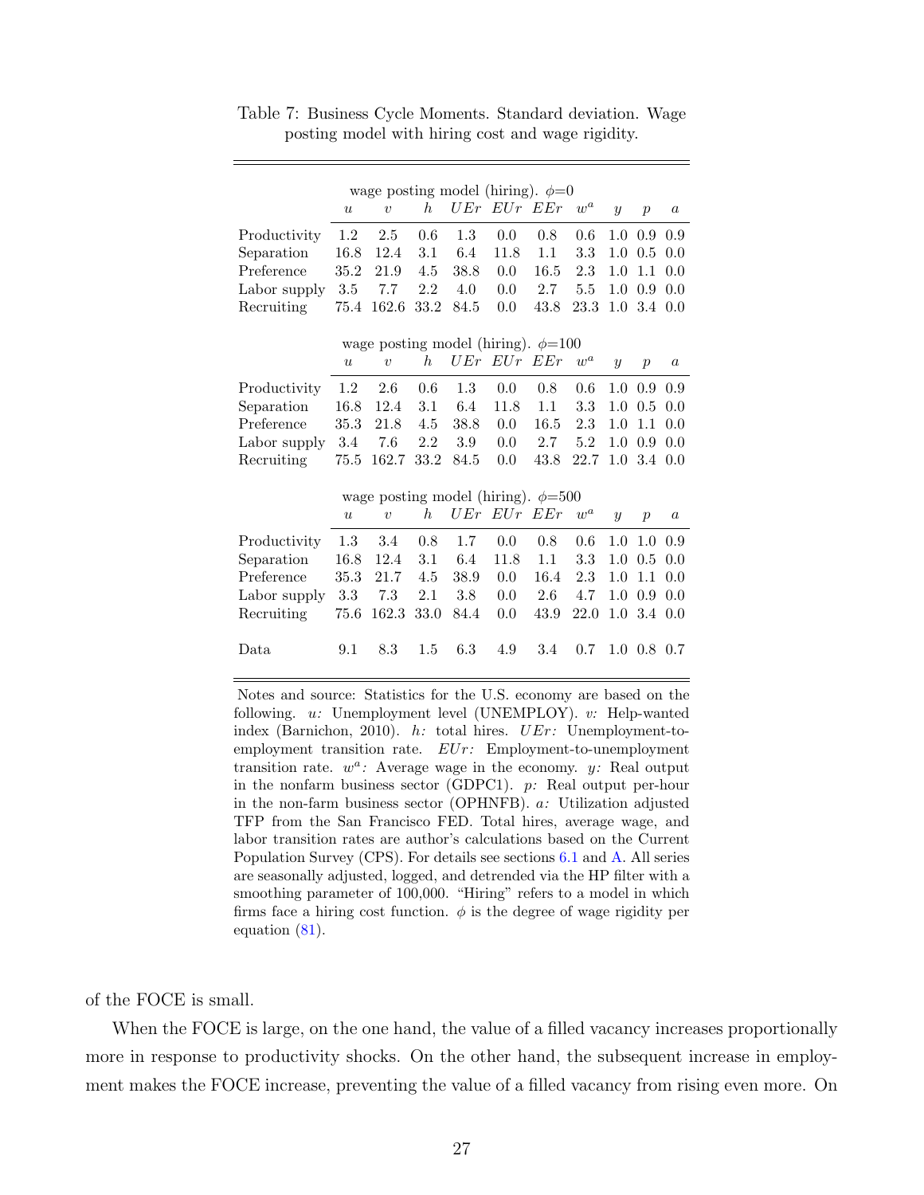Table 7: Business Cycle Moments. Standard deviation. Wage posting model with hiring cost and wage rigidity.

| | $u$ | $v$ | $h$ | $UEr$ | $EUr$ | $EEr$ | $w^a$ | $y$ | $p$ | $a$ |
|---|---|---|---|---|---|---|---|---|---|---|
| **wage posting model (hiring). $\phi$=0** | | | | | | | | | | |
| Productivity | 1.2 | 2.5 | 0.6 | 1.3 | 0.0 | 0.8 | 0.6 | 1.0 | 0.9 | 0.9 |
| Separation | 16.8 | 12.4 | 3.1 | 6.4 | 11.8 | 1.1 | 3.3 | 1.0 | 0.5 | 0.0 |
| Preference | 35.2 | 21.9 | 4.5 | 38.8 | 0.0 | 16.5 | 2.3 | 1.0 | 1.1 | 0.0 |
| Labor supply | 3.5 | 7.7 | 2.2 | 4.0 | 0.0 | 2.7 | 5.5 | 1.0 | 0.9 | 0.0 |
| Recruiting | 75.4 | 162.6 | 33.2 | 84.5 | 0.0 | 43.8 | 23.3 | 1.0 | 3.4 | 0.0 |
| **wage posting model (hiring). $\phi$=100** | | | | | | | | | | |
| Productivity | 1.2 | 2.6 | 0.6 | 1.3 | 0.0 | 0.8 | 0.6 | 1.0 | 0.9 | 0.9 |
| Separation | 16.8 | 12.4 | 3.1 | 6.4 | 11.8 | 1.1 | 3.3 | 1.0 | 0.5 | 0.0 |
| Preference | 35.3 | 21.8 | 4.5 | 38.8 | 0.0 | 16.5 | 2.3 | 1.0 | 1.1 | 0.0 |
| Labor supply | 3.4 | 7.6 | 2.2 | 3.9 | 0.0 | 2.7 | 5.2 | 1.0 | 0.9 | 0.0 |
| Recruiting | 75.5 | 162.7 | 33.2 | 84.5 | 0.0 | 43.8 | 22.7 | 1.0 | 3.4 | 0.0 |
| **wage posting model (hiring). $\phi$=500** | | | | | | | | | | |
| Productivity | 1.3 | 3.4 | 0.8 | 1.7 | 0.0 | 0.8 | 0.6 | 1.0 | 1.0 | 0.9 |
| Separation | 16.8 | 12.4 | 3.1 | 6.4 | 11.8 | 1.1 | 3.3 | 1.0 | 0.5 | 0.0 |
| Preference | 35.3 | 21.7 | 4.5 | 38.9 | 0.0 | 16.4 | 2.3 | 1.0 | 1.1 | 0.0 |
| Labor supply | 3.3 | 7.3 | 2.1 | 3.8 | 0.0 | 2.6 | 4.7 | 1.0 | 0.9 | 0.0 |
| Recruiting | 75.6 | 162.3 | 33.0 | 84.4 | 0.0 | 43.9 | 22.0 | 1.0 | 3.4 | 0.0 |
| Data | 9.1 | 8.3 | 1.5 | 6.3 | 4.9 | 3.4 | 0.7 | 1.0 | 0.8 | 0.7 |

Notes and source: Statistics for the U.S. economy are based on the following. $u$: Unemployment level (UNEMPLOY). $v$: Help-wanted index (Barnichon, 2010). $h$: total hires. $UEr$: Unemployment-to-employment transition rate. $EUr$: Employment-to-unemployment transition rate. $w^a$: Average wage in the economy. $y$: Real output in the nonfarm business sector (GDPC1). $p$: Real output per-hour in the non-farm business sector (OPHNFB). $a$: Utilization adjusted TFP from the San Francisco FED. Total hires, average wage, and labor transition rates are author's calculations based on the Current Population Survey (CPS). For details see sections 6.1 and A. All series are seasonally adjusted, logged, and detrended via the HP filter with a smoothing parameter of 100,000. "Hiring" refers to a model in which firms face a hiring cost function. $\phi$ is the degree of wage rigidity per equation (81).

of the FOCE is small.

When the FOCE is large, on the one hand, the value of a filled vacancy increases proportionally more in response to productivity shocks. On the other hand, the subsequent increase in employment makes the FOCE increase, preventing the value of a filled vacancy from rising even more. On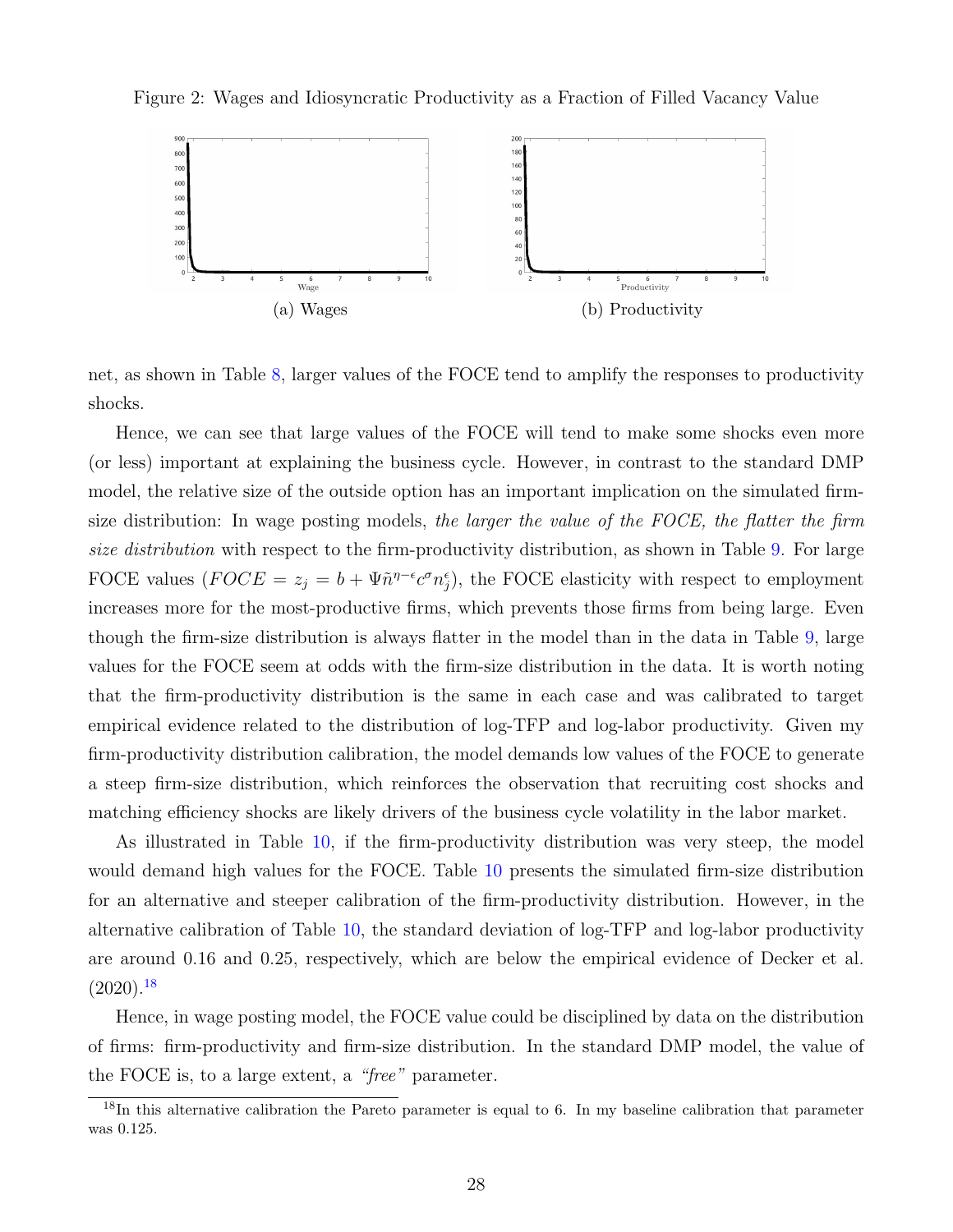Figure 2: Wages and Idiosyncratic Productivity as a Fraction of Filled Vacancy Value

(a) Wages

(b) Productivity

net, as shown in Table 8, larger values of the FOCE tend to amplify the responses to productivity shocks.

Hence, we can see that large values of the FOCE will tend to make some shocks even more (or less) important at explaining the business cycle. However, in contrast to the standard DMP model, the relative size of the outside option has an important implication on the simulated firm-size distribution: In wage posting models, *the larger the value of the FOCE, the flatter the firm size distribution* with respect to the firm-productivity distribution, as shown in Table 9. For large FOCE values ($FOCE = z_j = b + \Psi \tilde{n}^{\eta-\epsilon} c^{\sigma} n_j^{\epsilon}$), the FOCE elasticity with respect to employment increases more for the most-productive firms, which prevents those firms from being large. Even though the firm-size distribution is always flatter in the model than in the data in Table 9, large values for the FOCE seem at odds with the firm-size distribution in the data. It is worth noting that the firm-productivity distribution is the same in each case and was calibrated to target empirical evidence related to the distribution of log-TFP and log-labor productivity. Given my firm-productivity distribution calibration, the model demands low values of the FOCE to generate a steep firm-size distribution, which reinforces the observation that recruiting cost shocks and matching efficiency shocks are likely drivers of the business cycle volatility in the labor market.

As illustrated in Table 10, if the firm-productivity distribution was very steep, the model would demand high values for the FOCE. Table 10 presents the simulated firm-size distribution for an alternative and steeper calibration of the firm-productivity distribution. However, in the alternative calibration of Table 10, the standard deviation of log-TFP and log-labor productivity are around 0.16 and 0.25, respectively, which are below the empirical evidence of Decker et al. (2020).[18]

Hence, in wage posting model, the FOCE value could be disciplined by data on the distribution of firms: firm-productivity and firm-size distribution. In the standard DMP model, the value of the FOCE is, to a large extent, a *"free"* parameter.

[18] In this alternative calibration the Pareto parameter is equal to 6. In my baseline calibration that parameter was 0.125.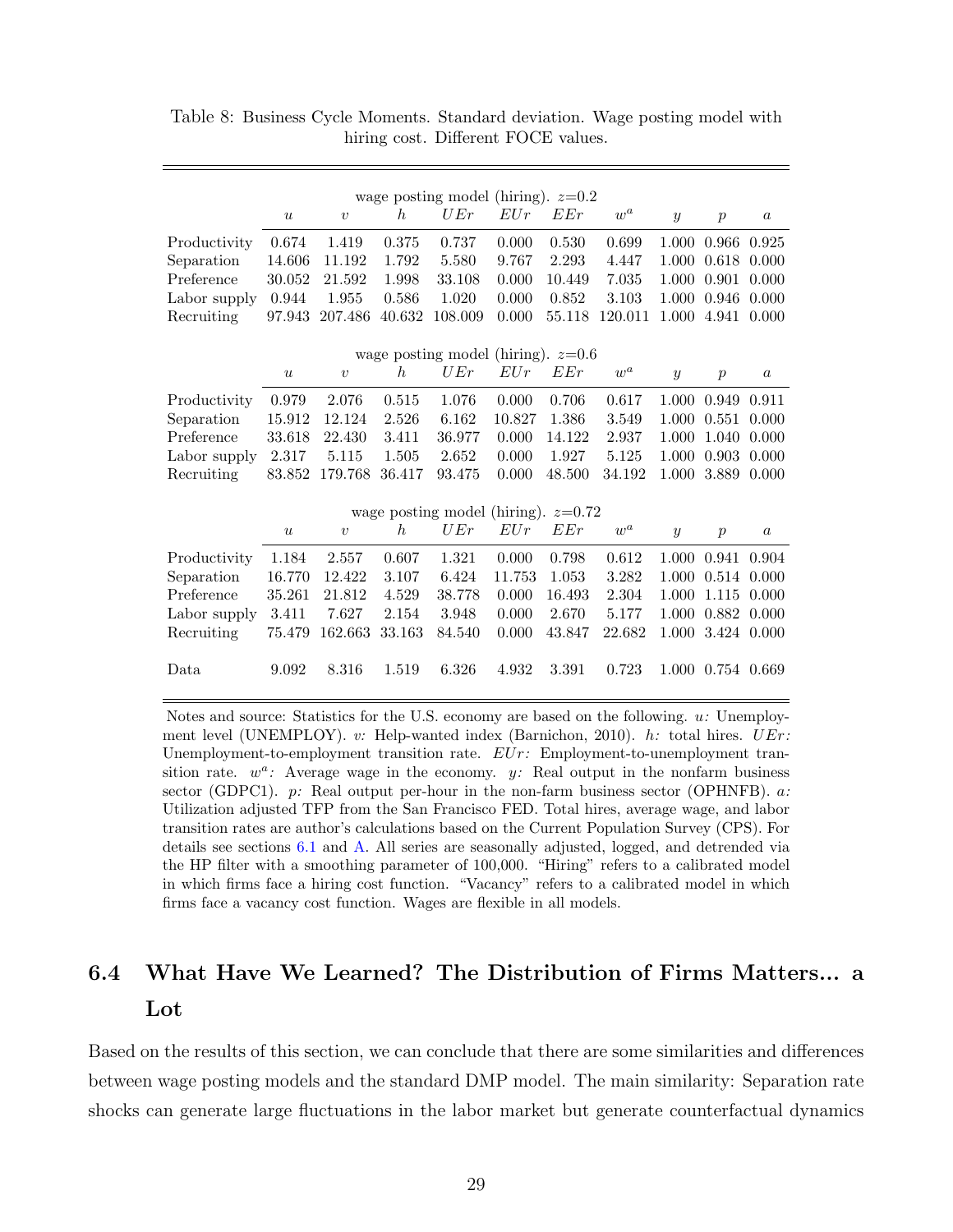Table 8: Business Cycle Moments. Standard deviation. Wage posting model with hiring cost. Different FOCE values.

| | $u$ | $v$ | $h$ | $UEr$ | $EUr$ | $EEr$ | $w^a$ | $y$ | $p$ | $a$ |
|---|---|---|---|---|---|---|---|---|---|---|
| wage posting model (hiring). $z$=0.2 | | | | | | | | | | |
| Productivity | 0.674 | 1.419 | 0.375 | 0.737 | 0.000 | 0.530 | 0.699 | 1.000 | 0.966 | 0.925 |
| Separation | 14.606 | 11.192 | 1.792 | 5.580 | 9.767 | 2.293 | 4.447 | 1.000 | 0.618 | 0.000 |
| Preference | 30.052 | 21.592 | 1.998 | 33.108 | 0.000 | 10.449 | 7.035 | 1.000 | 0.901 | 0.000 |
| Labor supply | 0.944 | 1.955 | 0.586 | 1.020 | 0.000 | 0.852 | 3.103 | 1.000 | 0.946 | 0.000 |
| Recruiting | 97.943 | 207.486 | 40.632 | 108.009 | 0.000 | 55.118 | 120.011 | 1.000 | 4.941 | 0.000 |
| wage posting model (hiring). $z$=0.6 | | | | | | | | | | |
| Productivity | 0.979 | 2.076 | 0.515 | 1.076 | 0.000 | 0.706 | 0.617 | 1.000 | 0.949 | 0.911 |
| Separation | 15.912 | 12.124 | 2.526 | 6.162 | 10.827 | 1.386 | 3.549 | 1.000 | 0.551 | 0.000 |
| Preference | 33.618 | 22.430 | 3.411 | 36.977 | 0.000 | 14.122 | 2.937 | 1.000 | 1.040 | 0.000 |
| Labor supply | 2.317 | 5.115 | 1.505 | 2.652 | 0.000 | 1.927 | 5.125 | 1.000 | 0.903 | 0.000 |
| Recruiting | 83.852 | 179.768 | 36.417 | 93.475 | 0.000 | 48.500 | 34.192 | 1.000 | 3.889 | 0.000 |
| wage posting model (hiring). $z$=0.72 | | | | | | | | | | |
| Productivity | 1.184 | 2.557 | 0.607 | 1.321 | 0.000 | 0.798 | 0.612 | 1.000 | 0.941 | 0.904 |
| Separation | 16.770 | 12.422 | 3.107 | 6.424 | 11.753 | 1.053 | 3.282 | 1.000 | 0.514 | 0.000 |
| Preference | 35.261 | 21.812 | 4.529 | 38.778 | 0.000 | 16.493 | 2.304 | 1.000 | 1.115 | 0.000 |
| Labor supply | 3.411 | 7.627 | 2.154 | 3.948 | 0.000 | 2.670 | 5.177 | 1.000 | 0.882 | 0.000 |
| Recruiting | 75.479 | 162.663 | 33.163 | 84.540 | 0.000 | 43.847 | 22.682 | 1.000 | 3.424 | 0.000 |
| Data | 9.092 | 8.316 | 1.519 | 6.326 | 4.932 | 3.391 | 0.723 | 1.000 | 0.754 | 0.669 |

Notes and source: Statistics for the U.S. economy are based on the following. $u$: Unemployment level (UNEMPLOY). $v$: Help-wanted index (Barnichon, 2010). $h$: total hires. $UEr$: Unemployment-to-employment transition rate. $EUr$: Employment-to-unemployment transition rate. $w^a$: Average wage in the economy. $y$: Real output in the nonfarm business sector (GDPC1). $p$: Real output per-hour in the non-farm business sector (OPHNFB). $a$: Utilization adjusted TFP from the San Francisco FED. Total hires, average wage, and labor transition rates are author's calculations based on the Current Population Survey (CPS). For details see sections 6.1 and A. All series are seasonally adjusted, logged, and detrended via the HP filter with a smoothing parameter of 100,000. "Hiring" refers to a calibrated model in which firms face a hiring cost function. "Vacancy" refers to a calibrated model in which firms face a vacancy cost function. Wages are flexible in all models.

## 6.4 What Have We Learned? The Distribution of Firms Matters... a Lot

Based on the results of this section, we can conclude that there are some similarities and differences between wage posting models and the standard DMP model. The main similarity: Separation rate shocks can generate large fluctuations in the labor market but generate counterfactual dynamics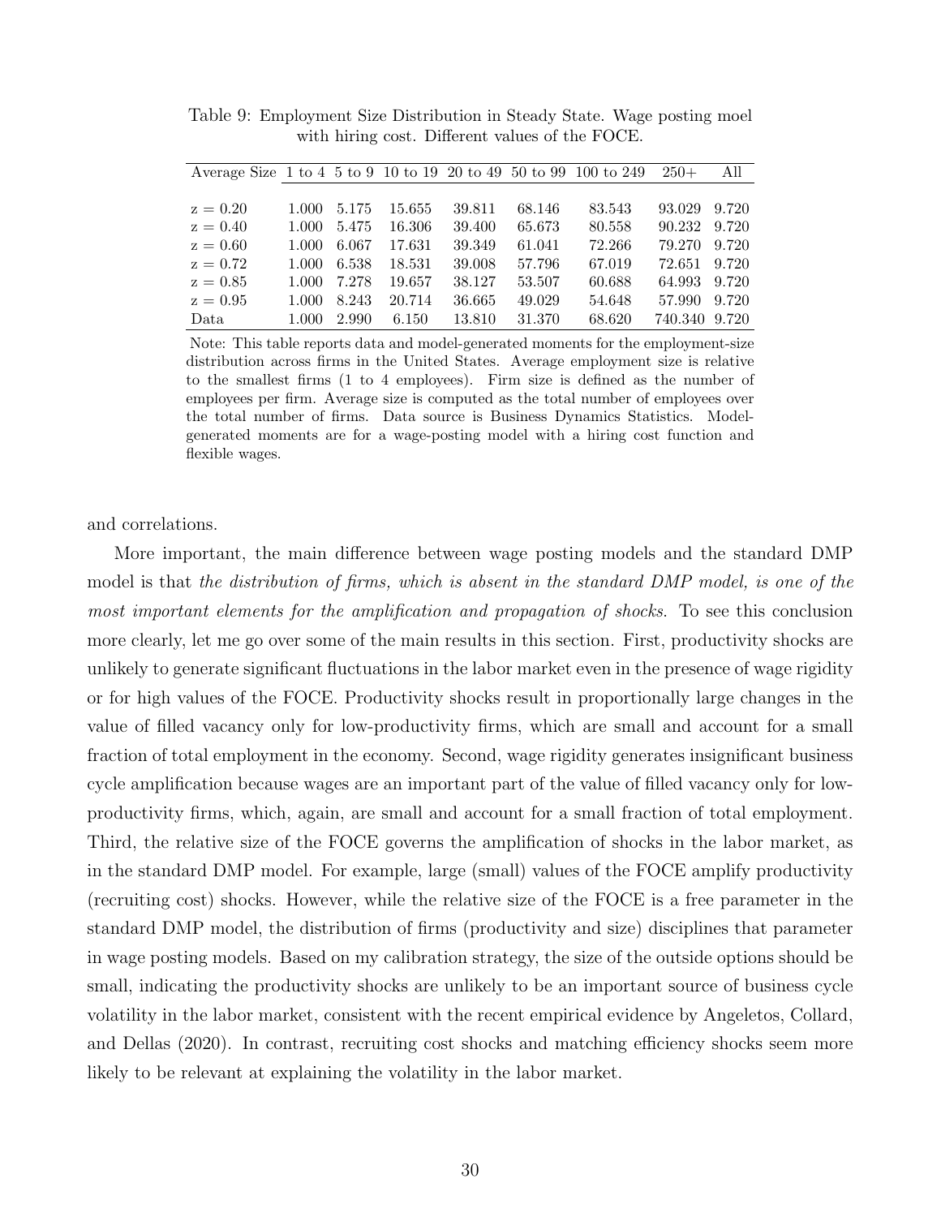Table 9: Employment Size Distribution in Steady State. Wage posting moel with hiring cost. Different values of the FOCE.

| Average Size | 1 to 4 | 5 to 9 | 10 to 19 | 20 to 49 | 50 to 99 | 100 to 249 | 250+ | All |
|---|---|---|---|---|---|---|---|---|
| z = 0.20 | 1.000 | 5.175 | 15.655 | 39.811 | 68.146 | 83.543 | 93.029 | 9.720 |
| z = 0.40 | 1.000 | 5.475 | 16.306 | 39.400 | 65.673 | 80.558 | 90.232 | 9.720 |
| z = 0.60 | 1.000 | 6.067 | 17.631 | 39.349 | 61.041 | 72.266 | 79.270 | 9.720 |
| z = 0.72 | 1.000 | 6.538 | 18.531 | 39.008 | 57.796 | 67.019 | 72.651 | 9.720 |
| z = 0.85 | 1.000 | 7.278 | 19.657 | 38.127 | 53.507 | 60.688 | 64.993 | 9.720 |
| z = 0.95 | 1.000 | 8.243 | 20.714 | 36.665 | 49.029 | 54.648 | 57.990 | 9.720 |
| Data | 1.000 | 2.990 | 6.150 | 13.810 | 31.370 | 68.620 | 740.340 | 9.720 |

Note: This table reports data and model-generated moments for the employment-size distribution across firms in the United States. Average employment size is relative to the smallest firms (1 to 4 employees). Firm size is defined as the number of employees per firm. Average size is computed as the total number of employees over the total number of firms. Data source is Business Dynamics Statistics. Model-generated moments are for a wage-posting model with a hiring cost function and flexible wages.

and correlations.

More important, the main difference between wage posting models and the standard DMP model is that *the distribution of firms, which is absent in the standard DMP model, is one of the most important elements for the amplification and propagation of shocks*. To see this conclusion more clearly, let me go over some of the main results in this section. First, productivity shocks are unlikely to generate significant fluctuations in the labor market even in the presence of wage rigidity or for high values of the FOCE. Productivity shocks result in proportionally large changes in the value of filled vacancy only for low-productivity firms, which are small and account for a small fraction of total employment in the economy. Second, wage rigidity generates insignificant business cycle amplification because wages are an important part of the value of filled vacancy only for low-productivity firms, which, again, are small and account for a small fraction of total employment. Third, the relative size of the FOCE governs the amplification of shocks in the labor market, as in the standard DMP model. For example, large (small) values of the FOCE amplify productivity (recruiting cost) shocks. However, while the relative size of the FOCE is a free parameter in the standard DMP model, the distribution of firms (productivity and size) disciplines that parameter in wage posting models. Based on my calibration strategy, the size of the outside options should be small, indicating the productivity shocks are unlikely to be an important source of business cycle volatility in the labor market, consistent with the recent empirical evidence by Angeletos, Collard, and Dellas (2020). In contrast, recruiting cost shocks and matching efficiency shocks seem more likely to be relevant at explaining the volatility in the labor market.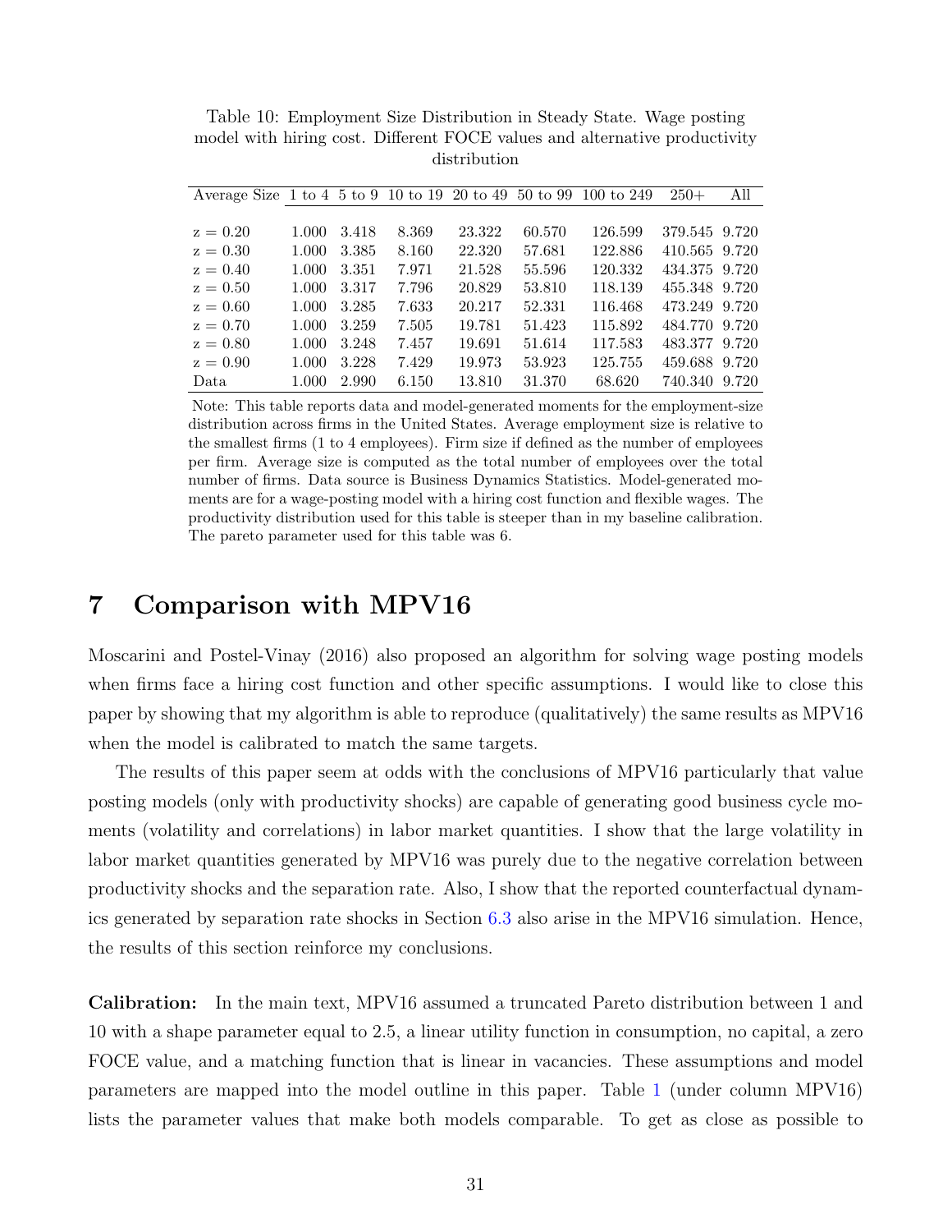Table 10: Employment Size Distribution in Steady State. Wage posting model with hiring cost. Different FOCE values and alternative productivity distribution

| Average Size | 1 to 4 | 5 to 9 | 10 to 19 | 20 to 49 | 50 to 99 | 100 to 249 | 250+ | All |
|---|---|---|---|---|---|---|---|---|
| z = 0.20 | 1.000 | 3.418 | 8.369 | 23.322 | 60.570 | 126.599 | 379.545 | 9.720 |
| z = 0.30 | 1.000 | 3.385 | 8.160 | 22.320 | 57.681 | 122.886 | 410.565 | 9.720 |
| z = 0.40 | 1.000 | 3.351 | 7.971 | 21.528 | 55.596 | 120.332 | 434.375 | 9.720 |
| z = 0.50 | 1.000 | 3.317 | 7.796 | 20.829 | 53.810 | 118.139 | 455.348 | 9.720 |
| z = 0.60 | 1.000 | 3.285 | 7.633 | 20.217 | 52.331 | 116.468 | 473.249 | 9.720 |
| z = 0.70 | 1.000 | 3.259 | 7.505 | 19.781 | 51.423 | 115.892 | 484.770 | 9.720 |
| z = 0.80 | 1.000 | 3.248 | 7.457 | 19.691 | 51.614 | 117.583 | 483.377 | 9.720 |
| z = 0.90 | 1.000 | 3.228 | 7.429 | 19.973 | 53.923 | 125.755 | 459.688 | 9.720 |
| Data | 1.000 | 2.990 | 6.150 | 13.810 | 31.370 | 68.620 | 740.340 | 9.720 |

Note: This table reports data and model-generated moments for the employment-size distribution across firms in the United States. Average employment size is relative to the smallest firms (1 to 4 employees). Firm size if defined as the number of employees per firm. Average size is computed as the total number of employees over the total number of firms. Data source is Business Dynamics Statistics. Model-generated moments are for a wage-posting model with a hiring cost function and flexible wages. The productivity distribution used for this table is steeper than in my baseline calibration. The pareto parameter used for this table was 6.

# 7 Comparison with MPV16

Moscarini and Postel-Vinay (2016) also proposed an algorithm for solving wage posting models when firms face a hiring cost function and other specific assumptions. I would like to close this paper by showing that my algorithm is able to reproduce (qualitatively) the same results as MPV16 when the model is calibrated to match the same targets.

The results of this paper seem at odds with the conclusions of MPV16 particularly that value posting models (only with productivity shocks) are capable of generating good business cycle moments (volatility and correlations) in labor market quantities. I show that the large volatility in labor market quantities generated by MPV16 was purely due to the negative correlation between productivity shocks and the separation rate. Also, I show that the reported counterfactual dynamics generated by separation rate shocks in Section 6.3 also arise in the MPV16 simulation. Hence, the results of this section reinforce my conclusions.

**Calibration:** In the main text, MPV16 assumed a truncated Pareto distribution between 1 and 10 with a shape parameter equal to 2.5, a linear utility function in consumption, no capital, a zero FOCE value, and a matching function that is linear in vacancies. These assumptions and model parameters are mapped into the model outline in this paper. Table 1 (under column MPV16) lists the parameter values that make both models comparable. To get as close as possible to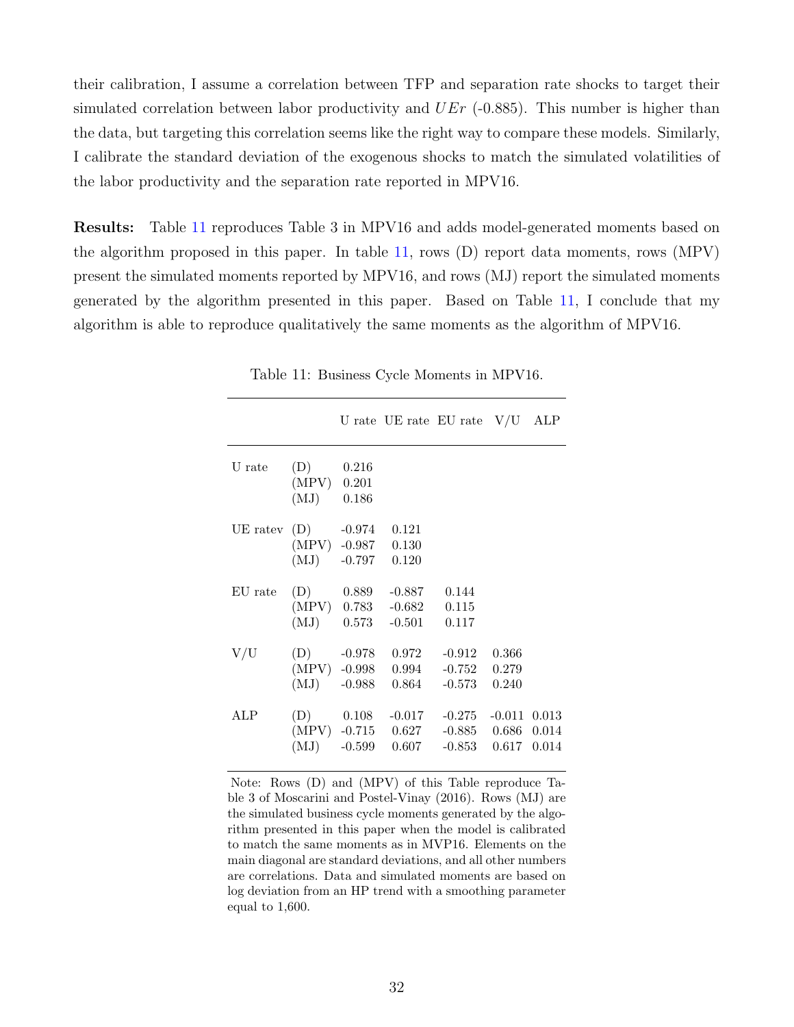their calibration, I assume a correlation between TFP and separation rate shocks to target their simulated correlation between labor productivity and $UEr$ (-0.885). This number is higher than the data, but targeting this correlation seems like the right way to compare these models. Similarly, I calibrate the standard deviation of the exogenous shocks to match the simulated volatilities of the labor productivity and the separation rate reported in MPV16.

**Results:** Table 11 reproduces Table 3 in MPV16 and adds model-generated moments based on the algorithm proposed in this paper. In table 11, rows (D) report data moments, rows (MPV) present the simulated moments reported by MPV16, and rows (MJ) report the simulated moments generated by the algorithm presented in this paper. Based on Table 11, I conclude that my algorithm is able to reproduce qualitatively the same moments as the algorithm of MPV16.

Table 11: Business Cycle Moments in MPV16.

| | | U rate | UE rate | EU rate | V/U | ALP |
|---|---|---|---|---|---|---|
| U rate | (D) | 0.216 | | | | |
| | (MPV) | 0.201 | | | | |
| | (MJ) | 0.186 | | | | |
| UE ratev | (D) | -0.974 | 0.121 | | | |
| | (MPV) | -0.987 | 0.130 | | | |
| | (MJ) | -0.797 | 0.120 | | | |
| EU rate | (D) | 0.889 | -0.887 | 0.144 | | |
| | (MPV) | 0.783 | -0.682 | 0.115 | | |
| | (MJ) | 0.573 | -0.501 | 0.117 | | |
| V/U | (D) | -0.978 | 0.972 | -0.912 | 0.366 | |
| | (MPV) | -0.998 | 0.994 | -0.752 | 0.279 | |
| | (MJ) | -0.988 | 0.864 | -0.573 | 0.240 | |
| ALP | (D) | 0.108 | -0.017 | -0.275 | -0.011 | 0.013 |
| | (MPV) | -0.715 | 0.627 | -0.885 | 0.686 | 0.014 |
| | (MJ) | -0.599 | 0.607 | -0.853 | 0.617 | 0.014 |

Note: Rows (D) and (MPV) of this Table reproduce Table 3 of Moscarini and Postel-Vinay (2016). Rows (MJ) are the simulated business cycle moments generated by the algorithm presented in this paper when the model is calibrated to match the same moments as in MVP16. Elements on the main diagonal are standard deviations, and all other numbers are correlations. Data and simulated moments are based on log deviation from an HP trend with a smoothing parameter equal to 1,600.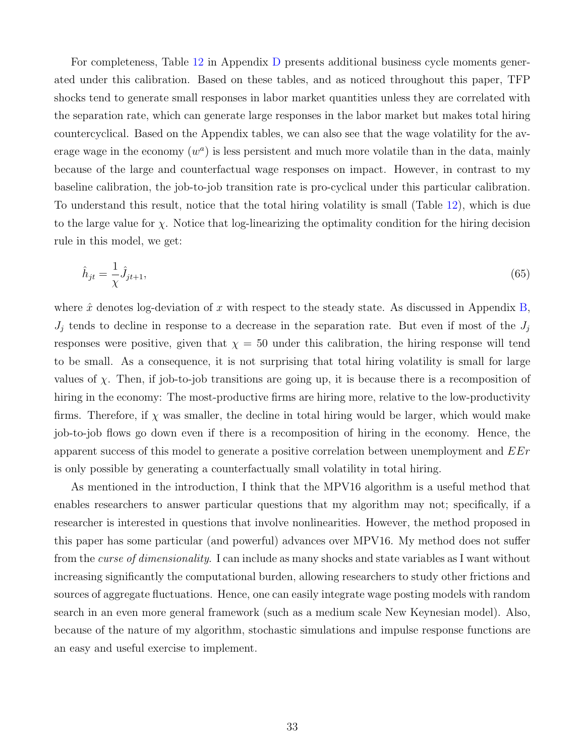For completeness, Table 12 in Appendix D presents additional business cycle moments generated under this calibration. Based on these tables, and as noticed throughout this paper, TFP shocks tend to generate small responses in labor market quantities unless they are correlated with the separation rate, which can generate large responses in the labor market but makes total hiring countercyclical. Based on the Appendix tables, we can also see that the wage volatility for the average wage in the economy ($w^a$) is less persistent and much more volatile than in the data, mainly because of the large and counterfactual wage responses on impact. However, in contrast to my baseline calibration, the job-to-job transition rate is pro-cyclical under this particular calibration. To understand this result, notice that the total hiring volatility is small (Table 12), which is due to the large value for $\chi$. Notice that log-linearizing the optimality condition for the hiring decision rule in this model, we get:

$$\hat{h}_{jt} = \frac{1}{\chi} \hat{J}_{jt+1}, \tag{65}$$

where $\hat{x}$ denotes log-deviation of $x$ with respect to the steady state. As discussed in Appendix B, $J_j$ tends to decline in response to a decrease in the separation rate. But even if most of the $J_j$ responses were positive, given that $\chi = 50$ under this calibration, the hiring response will tend to be small. As a consequence, it is not surprising that total hiring volatility is small for large values of $\chi$. Then, if job-to-job transitions are going up, it is because there is a recomposition of hiring in the economy: The most-productive firms are hiring more, relative to the low-productivity firms. Therefore, if $\chi$ was smaller, the decline in total hiring would be larger, which would make job-to-job flows go down even if there is a recomposition of hiring in the economy. Hence, the apparent success of this model to generate a positive correlation between unemployment and $EEr$ is only possible by generating a counterfactually small volatility in total hiring.

As mentioned in the introduction, I think that the MPV16 algorithm is a useful method that enables researchers to answer particular questions that my algorithm may not; specifically, if a researcher is interested in questions that involve nonlinearities. However, the method proposed in this paper has some particular (and powerful) advances over MPV16. My method does not suffer from the *curse of dimensionality*. I can include as many shocks and state variables as I want without increasing significantly the computational burden, allowing researchers to study other frictions and sources of aggregate fluctuations. Hence, one can easily integrate wage posting models with random search in an even more general framework (such as a medium scale New Keynesian model). Also, because of the nature of my algorithm, stochastic simulations and impulse response functions are an easy and useful exercise to implement.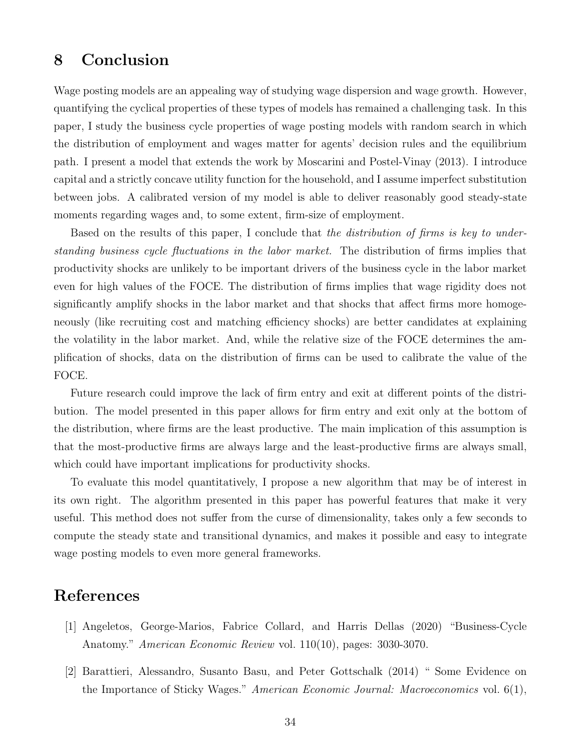# 8 Conclusion

Wage posting models are an appealing way of studying wage dispersion and wage growth. However, quantifying the cyclical properties of these types of models has remained a challenging task. In this paper, I study the business cycle properties of wage posting models with random search in which the distribution of employment and wages matter for agents' decision rules and the equilibrium path. I present a model that extends the work by Moscarini and Postel-Vinay (2013). I introduce capital and a strictly concave utility function for the household, and I assume imperfect substitution between jobs. A calibrated version of my model is able to deliver reasonably good steady-state moments regarding wages and, to some extent, firm-size of employment.

Based on the results of this paper, I conclude that *the distribution of firms is key to understanding business cycle fluctuations in the labor market.* The distribution of firms implies that productivity shocks are unlikely to be important drivers of the business cycle in the labor market even for high values of the FOCE. The distribution of firms implies that wage rigidity does not significantly amplify shocks in the labor market and that shocks that affect firms more homogeneously (like recruiting cost and matching efficiency shocks) are better candidates at explaining the volatility in the labor market. And, while the relative size of the FOCE determines the amplification of shocks, data on the distribution of firms can be used to calibrate the value of the FOCE.

Future research could improve the lack of firm entry and exit at different points of the distribution. The model presented in this paper allows for firm entry and exit only at the bottom of the distribution, where firms are the least productive. The main implication of this assumption is that the most-productive firms are always large and the least-productive firms are always small, which could have important implications for productivity shocks.

To evaluate this model quantitatively, I propose a new algorithm that may be of interest in its own right. The algorithm presented in this paper has powerful features that make it very useful. This method does not suffer from the curse of dimensionality, takes only a few seconds to compute the steady state and transitional dynamics, and makes it possible and easy to integrate wage posting models to even more general frameworks.

# References

[1] Angeletos, George-Marios, Fabrice Collard, and Harris Dellas (2020) "Business-Cycle Anatomy." *American Economic Review* vol. 110(10), pages: 3030-3070.

[2] Barattieri, Alessandro, Susanto Basu, and Peter Gottschalk (2014) " Some Evidence on the Importance of Sticky Wages." *American Economic Journal: Macroeconomics* vol. 6(1),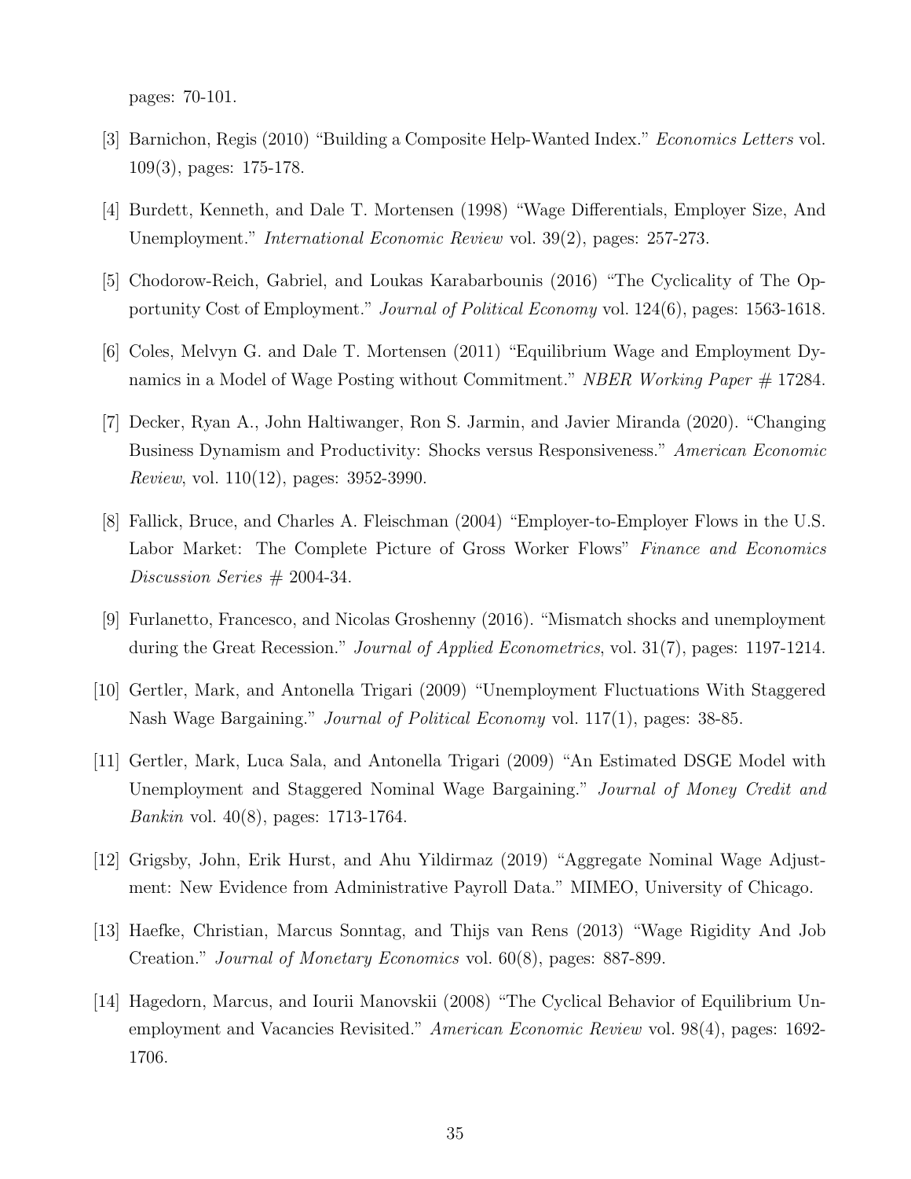pages: 70-101.

[3] Barnichon, Regis (2010) "Building a Composite Help-Wanted Index." *Economics Letters* vol. 109(3), pages: 175-178.

[4] Burdett, Kenneth, and Dale T. Mortensen (1998) "Wage Differentials, Employer Size, And Unemployment." *International Economic Review* vol. 39(2), pages: 257-273.

[5] Chodorow-Reich, Gabriel, and Loukas Karabarbounis (2016) "The Cyclicality of The Opportunity Cost of Employment." *Journal of Political Economy* vol. 124(6), pages: 1563-1618.

[6] Coles, Melvyn G. and Dale T. Mortensen (2011) "Equilibrium Wage and Employment Dynamics in a Model of Wage Posting without Commitment." *NBER Working Paper # 17284*.

[7] Decker, Ryan A., John Haltiwanger, Ron S. Jarmin, and Javier Miranda (2020). "Changing Business Dynamism and Productivity: Shocks versus Responsiveness." *American Economic Review*, vol. 110(12), pages: 3952-3990.

[8] Fallick, Bruce, and Charles A. Fleischman (2004) "Employer-to-Employer Flows in the U.S. Labor Market: The Complete Picture of Gross Worker Flows" *Finance and Economics Discussion Series # 2004-34*.

[9] Furlanetto, Francesco, and Nicolas Groshenny (2016). "Mismatch shocks and unemployment during the Great Recession." *Journal of Applied Econometrics*, vol. 31(7), pages: 1197-1214.

[10] Gertler, Mark, and Antonella Trigari (2009) "Unemployment Fluctuations With Staggered Nash Wage Bargaining." *Journal of Political Economy* vol. 117(1), pages: 38-85.

[11] Gertler, Mark, Luca Sala, and Antonella Trigari (2009) "An Estimated DSGE Model with Unemployment and Staggered Nominal Wage Bargaining." *Journal of Money Credit and Bankin* vol. 40(8), pages: 1713-1764.

[12] Grigsby, John, Erik Hurst, and Ahu Yildirmaz (2019) "Aggregate Nominal Wage Adjustment: New Evidence from Administrative Payroll Data." MIMEO, University of Chicago.

[13] Haefke, Christian, Marcus Sonntag, and Thijs van Rens (2013) "Wage Rigidity And Job Creation." *Journal of Monetary Economics* vol. 60(8), pages: 887-899.

[14] Hagedorn, Marcus, and Iourii Manovskii (2008) "The Cyclical Behavior of Equilibrium Unemployment and Vacancies Revisited." *American Economic Review* vol. 98(4), pages: 1692-1706.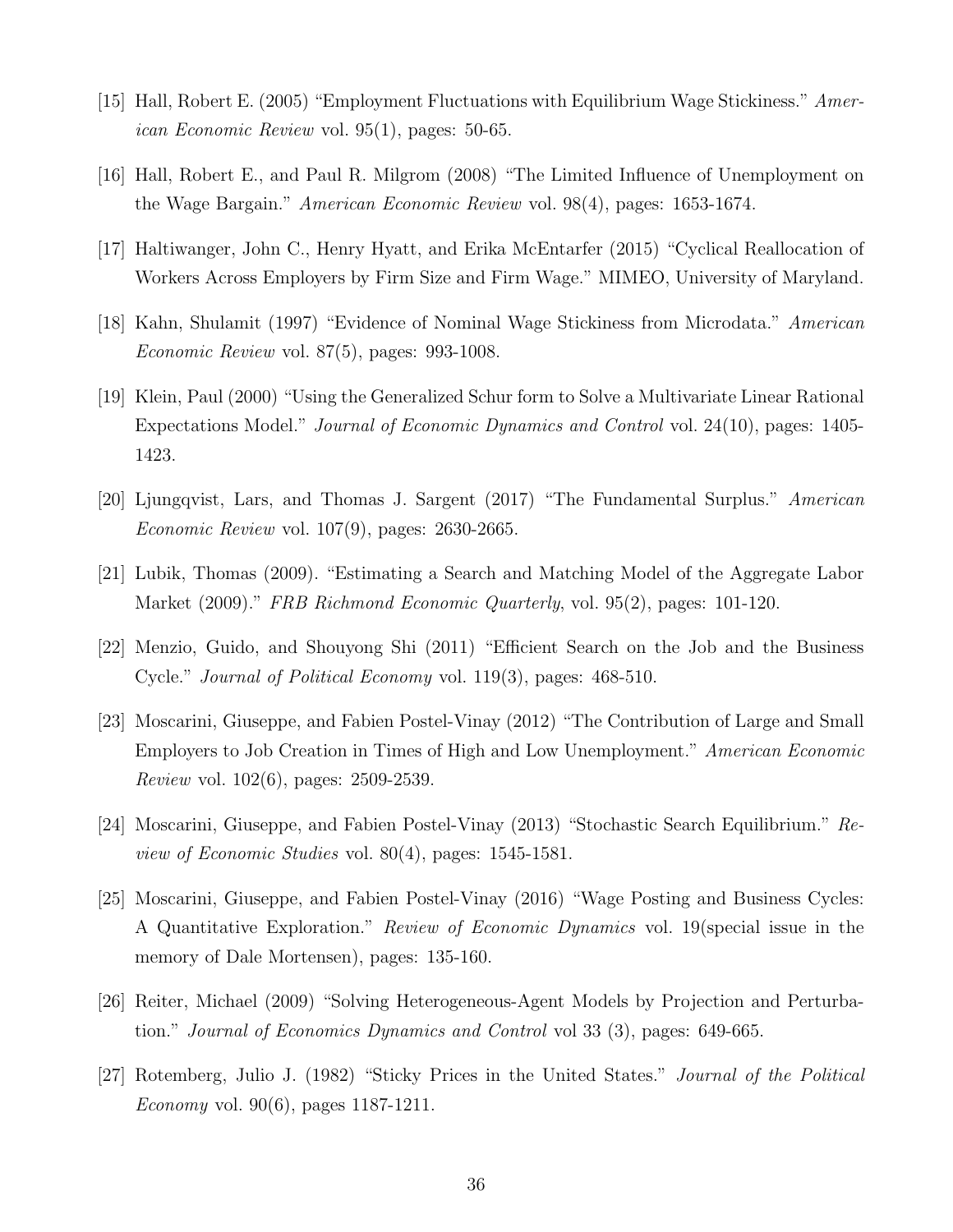[15] Hall, Robert E. (2005) "Employment Fluctuations with Equilibrium Wage Stickiness." *American Economic Review* vol. 95(1), pages: 50-65.

[16] Hall, Robert E., and Paul R. Milgrom (2008) "The Limited Influence of Unemployment on the Wage Bargain." *American Economic Review* vol. 98(4), pages: 1653-1674.

[17] Haltiwanger, John C., Henry Hyatt, and Erika McEntarfer (2015) "Cyclical Reallocation of Workers Across Employers by Firm Size and Firm Wage." MIMEO, University of Maryland.

[18] Kahn, Shulamit (1997) "Evidence of Nominal Wage Stickiness from Microdata." *American Economic Review* vol. 87(5), pages: 993-1008.

[19] Klein, Paul (2000) "Using the Generalized Schur form to Solve a Multivariate Linear Rational Expectations Model." *Journal of Economic Dynamics and Control* vol. 24(10), pages: 1405-1423.

[20] Ljungqvist, Lars, and Thomas J. Sargent (2017) "The Fundamental Surplus." *American Economic Review* vol. 107(9), pages: 2630-2665.

[21] Lubik, Thomas (2009). "Estimating a Search and Matching Model of the Aggregate Labor Market (2009)." *FRB Richmond Economic Quarterly*, vol. 95(2), pages: 101-120.

[22] Menzio, Guido, and Shouyong Shi (2011) "Efficient Search on the Job and the Business Cycle." *Journal of Political Economy* vol. 119(3), pages: 468-510.

[23] Moscarini, Giuseppe, and Fabien Postel-Vinay (2012) "The Contribution of Large and Small Employers to Job Creation in Times of High and Low Unemployment." *American Economic Review* vol. 102(6), pages: 2509-2539.

[24] Moscarini, Giuseppe, and Fabien Postel-Vinay (2013) "Stochastic Search Equilibrium." *Review of Economic Studies* vol. 80(4), pages: 1545-1581.

[25] Moscarini, Giuseppe, and Fabien Postel-Vinay (2016) "Wage Posting and Business Cycles: A Quantitative Exploration." *Review of Economic Dynamics* vol. 19(special issue in the memory of Dale Mortensen), pages: 135-160.

[26] Reiter, Michael (2009) "Solving Heterogeneous-Agent Models by Projection and Perturbation." *Journal of Economics Dynamics and Control* vol 33 (3), pages: 649-665.

[27] Rotemberg, Julio J. (1982) "Sticky Prices in the United States." *Journal of the Political Economy* vol. 90(6), pages 1187-1211.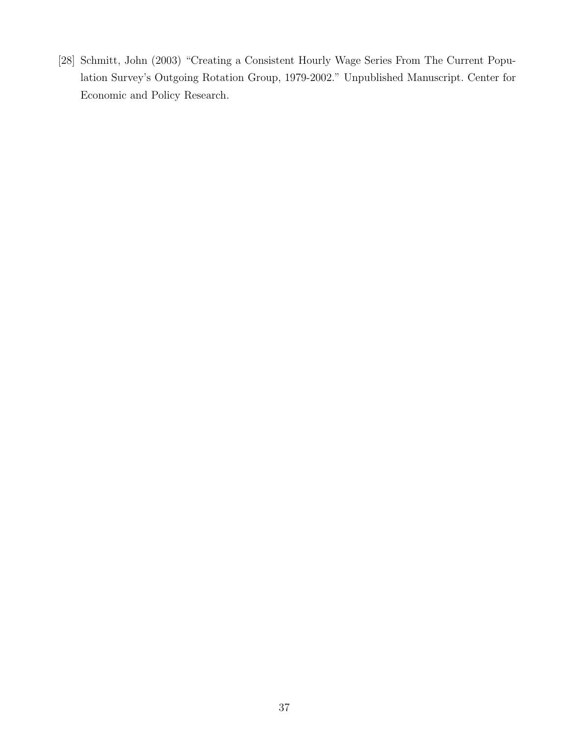[28] Schmitt, John (2003) "Creating a Consistent Hourly Wage Series From The Current Population Survey's Outgoing Rotation Group, 1979-2002." Unpublished Manuscript. Center for Economic and Policy Research.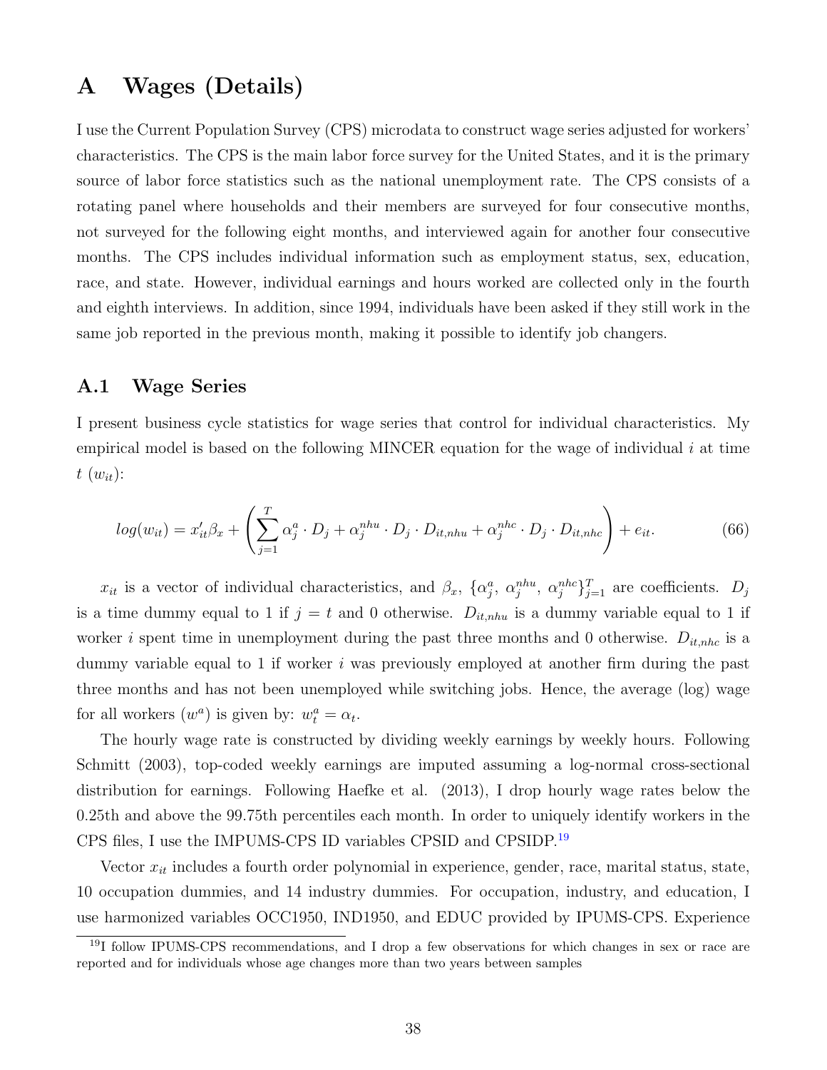# A Wages (Details)

I use the Current Population Survey (CPS) microdata to construct wage series adjusted for workers' characteristics. The CPS is the main labor force survey for the United States, and it is the primary source of labor force statistics such as the national unemployment rate. The CPS consists of a rotating panel where households and their members are surveyed for four consecutive months, not surveyed for the following eight months, and interviewed again for another four consecutive months. The CPS includes individual information such as employment status, sex, education, race, and state. However, individual earnings and hours worked are collected only in the fourth and eighth interviews. In addition, since 1994, individuals have been asked if they still work in the same job reported in the previous month, making it possible to identify job changers.

## A.1 Wage Series

I present business cycle statistics for wage series that control for individual characteristics. My empirical model is based on the following MINCER equation for the wage of individual $i$ at time $t$ ($w_{it}$):

$$log(w_{it}) = x_{it}'\beta_x + \left( \sum_{j=1}^{T} \alpha_j^a \cdot D_j + \alpha_j^{nhu} \cdot D_j \cdot D_{it,nhu} + \alpha_j^{nhc} \cdot D_j \cdot D_{it,nhc} \right) + e_{it}. \tag{66}$$

$x_{it}$ is a vector of individual characteristics, and $\beta_x$, $\{\alpha_j^a,\ \alpha_j^{nhu},\ \alpha_j^{nhc}\}_{j=1}^T$ are coefficients. $D_j$ is a time dummy equal to 1 if $j = t$ and 0 otherwise. $D_{it,nhu}$ is a dummy variable equal to 1 if worker $i$ spent time in unemployment during the past three months and 0 otherwise. $D_{it,nhc}$ is a dummy variable equal to 1 if worker $i$ was previously employed at another firm during the past three months and has not been unemployed while switching jobs. Hence, the average (log) wage for all workers ($w^a$) is given by: $w_t^a = \alpha_t$.

The hourly wage rate is constructed by dividing weekly earnings by weekly hours. Following Schmitt (2003), top-coded weekly earnings are imputed assuming a log-normal cross-sectional distribution for earnings. Following Haefke et al. (2013), I drop hourly wage rates below the 0.25th and above the 99.75th percentiles each month. In order to uniquely identify workers in the CPS files, I use the IMPUMS-CPS ID variables CPSID and CPSIDP.[19]

Vector $x_{it}$ includes a fourth order polynomial in experience, gender, race, marital status, state, 10 occupation dummies, and 14 industry dummies. For occupation, industry, and education, I use harmonized variables OCC1950, IND1950, and EDUC provided by IPUMS-CPS. Experience

[19] I follow IPUMS-CPS recommendations, and I drop a few observations for which changes in sex or race are reported and for individuals whose age changes more than two years between samples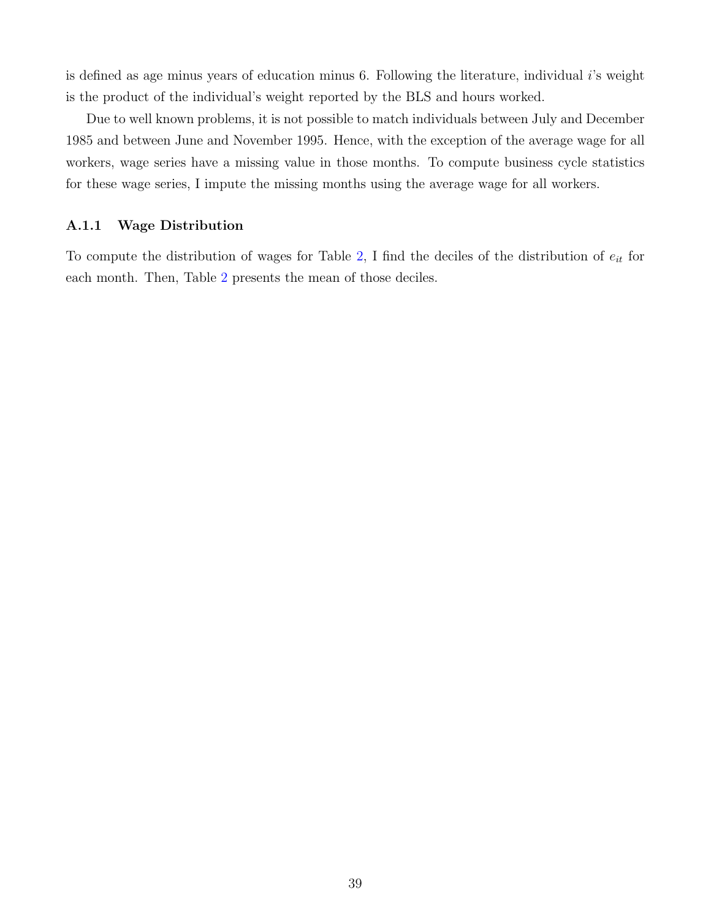is defined as age minus years of education minus 6. Following the literature, individual $i$'s weight is the product of the individual's weight reported by the BLS and hours worked.

Due to well known problems, it is not possible to match individuals between July and December 1985 and between June and November 1995. Hence, with the exception of the average wage for all workers, wage series have a missing value in those months. To compute business cycle statistics for these wage series, I impute the missing months using the average wage for all workers.

### A.1.1 Wage Distribution

To compute the distribution of wages for Table 2, I find the deciles of the distribution of $e_{it}$ for each month. Then, Table 2 presents the mean of those deciles.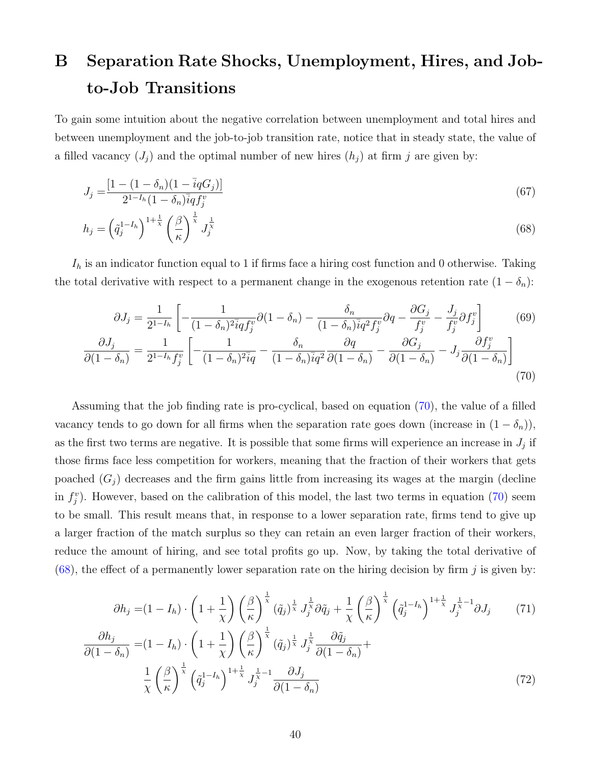# B Separation Rate Shocks, Unemployment, Hires, and Job-to-Job Transitions

To gain some intuition about the negative correlation between unemployment and total hires and between unemployment and the job-to-job transition rate, notice that in steady state, the value of a filled vacancy ($J_j$) and the optimal number of new hires ($h_j$) at firm $j$ are given by:

$$J_j = \frac{[1-(1-\delta_n)(1-\bar{i}qG_j)]}{2^{1-I_h}(1-\delta_n)\bar{i}qf_j^v} \tag{67}$$

$$h_j = \left(\tilde{q}_j^{1-I_h}\right)^{1+\frac{1}{\chi}} \left(\frac{\beta}{\kappa}\right)^{\frac{1}{\chi}} J_j^{\frac{1}{\chi}} \tag{68}$$

$I_h$ is an indicator function equal to 1 if firms face a hiring cost function and 0 otherwise. Taking the total derivative with respect to a permanent change in the exogenous retention rate $(1-\delta_n)$:

$$\partial J_j = \frac{1}{2^{1-I_h}}\left[-\frac{1}{(1-\delta_n)^2\bar{i}qf_j^v}\partial(1-\delta_n) - \frac{\delta_n}{(1-\delta_n)\bar{i}q^2f_j^v}\partial q - \frac{\partial G_j}{f_j^v} - \frac{J_j}{f_j^v}\partial f_j^v\right] \tag{69}$$

$$\frac{\partial J_j}{\partial(1-\delta_n)} = \frac{1}{2^{1-I_h}f_j^v}\left[-\frac{1}{(1-\delta_n)^2\bar{i}q} - \frac{\delta_n}{(1-\delta_n)\bar{i}q^2}\frac{\partial q}{\partial(1-\delta_n)} - \frac{\partial G_j}{\partial(1-\delta_n)} - J_j\frac{\partial f_j^v}{\partial(1-\delta_n)}\right] \tag{70}$$

Assuming that the job finding rate is pro-cyclical, based on equation (70), the value of a filled vacancy tends to go down for all firms when the separation rate goes down (increase in $(1-\delta_n)$), as the first two terms are negative. It is possible that some firms will experience an increase in $J_j$ if those firms face less competition for workers, meaning that the fraction of their workers that gets poached ($G_j$) decreases and the firm gains little from increasing its wages at the margin (decline in $f_j^v$). However, based on the calibration of this model, the last two terms in equation (70) seem to be small. This result means that, in response to a lower separation rate, firms tend to give up a larger fraction of the match surplus so they can retain an even larger fraction of their workers, reduce the amount of hiring, and see total profits go up. Now, by taking the total derivative of (68), the effect of a permanently lower separation rate on the hiring decision by firm $j$ is given by:

$$\partial h_j = (1-I_h)\cdot\left(1+\frac{1}{\chi}\right)\left(\frac{\beta}{\kappa}\right)^{\frac{1}{\chi}}(\tilde{q}_j)^{\frac{1}{\chi}} J_j^{\frac{1}{\chi}}\partial\tilde{q}_j + \frac{1}{\chi}\left(\frac{\beta}{\kappa}\right)^{\frac{1}{\chi}}\left(\tilde{q}_j^{1-I_h}\right)^{1+\frac{1}{\chi}} J_j^{\frac{1}{\chi}-1}\partial J_j \tag{71}$$

$$\frac{\partial h_j}{\partial(1-\delta_n)} = (1-I_h)\cdot\left(1+\frac{1}{\chi}\right)\left(\frac{\beta}{\kappa}\right)^{\frac{1}{\chi}}(\tilde{q}_j)^{\frac{1}{\chi}} J_j^{\frac{1}{\chi}}\frac{\partial\tilde{q}_j}{\partial(1-\delta_n)} + \frac{1}{\chi}\left(\frac{\beta}{\kappa}\right)^{\frac{1}{\chi}}\left(\tilde{q}_j^{1-I_h}\right)^{1+\frac{1}{\chi}} J_j^{\frac{1}{\chi}-1}\frac{\partial J_j}{\partial(1-\delta_n)} \tag{72}$$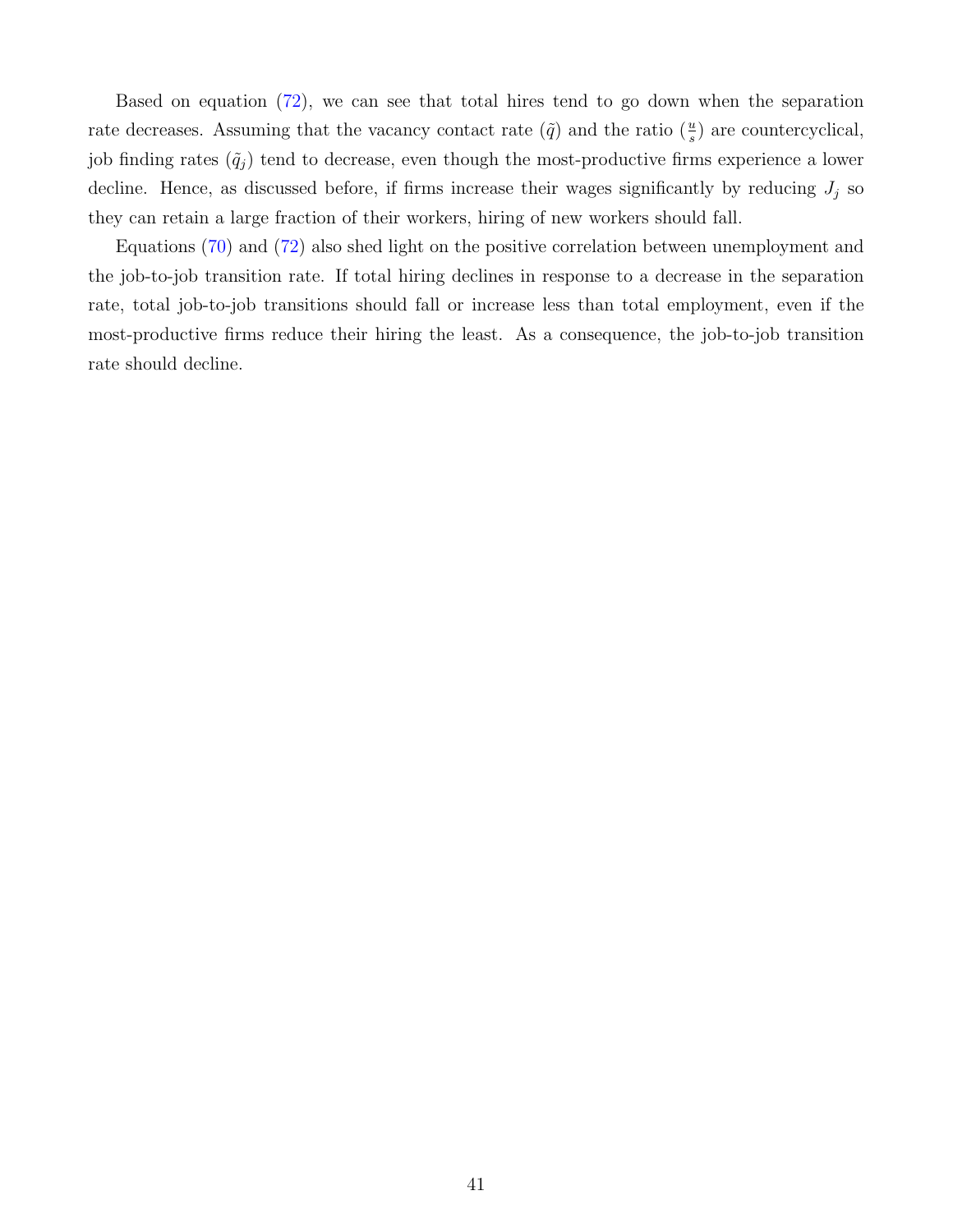Based on equation (72), we can see that total hires tend to go down when the separation rate decreases. Assuming that the vacancy contact rate ($\tilde{q}$) and the ratio ($\frac{u}{s}$) are countercyclical, job finding rates ($\tilde{q}_j$) tend to decrease, even though the most-productive firms experience a lower decline. Hence, as discussed before, if firms increase their wages significantly by reducing $J_j$ so they can retain a large fraction of their workers, hiring of new workers should fall.

Equations (70) and (72) also shed light on the positive correlation between unemployment and the job-to-job transition rate. If total hiring declines in response to a decrease in the separation rate, total job-to-job transitions should fall or increase less than total employment, even if the most-productive firms reduce their hiring the least. As a consequence, the job-to-job transition rate should decline.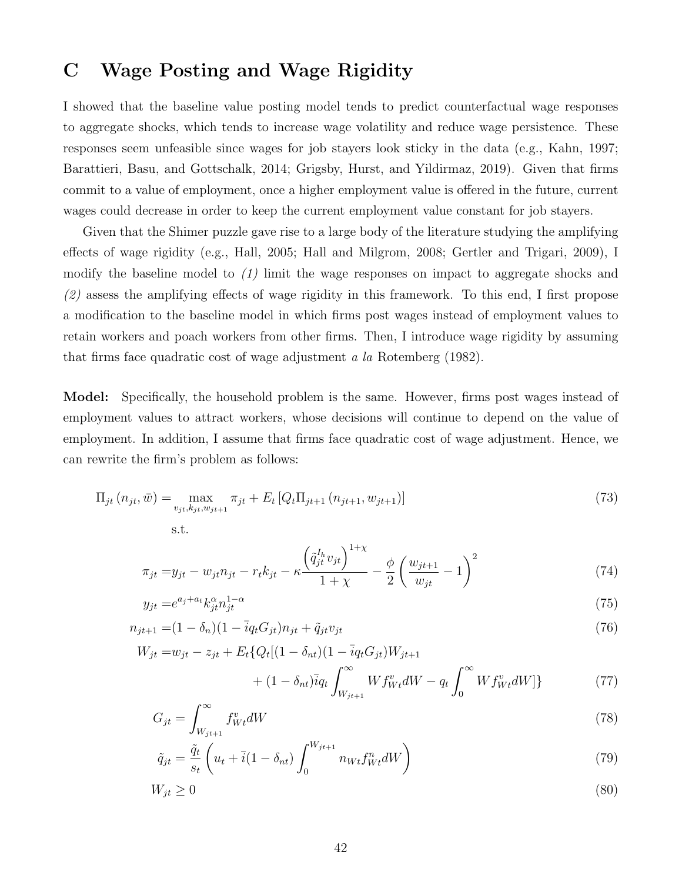# C Wage Posting and Wage Rigidity

I showed that the baseline value posting model tends to predict counterfactual wage responses to aggregate shocks, which tends to increase wage volatility and reduce wage persistence. These responses seem unfeasible since wages for job stayers look sticky in the data (e.g., Kahn, 1997; Barattieri, Basu, and Gottschalk, 2014; Grigsby, Hurst, and Yildirmaz, 2019). Given that firms commit to a value of employment, once a higher employment value is offered in the future, current wages could decrease in order to keep the current employment value constant for job stayers.

Given that the Shimer puzzle gave rise to a large body of the literature studying the amplifying effects of wage rigidity (e.g., Hall, 2005; Hall and Milgrom, 2008; Gertler and Trigari, 2009), I modify the baseline model to *(1)* limit the wage responses on impact to aggregate shocks and *(2)* assess the amplifying effects of wage rigidity in this framework. To this end, I first propose a modification to the baseline model in which firms post wages instead of employment values to retain workers and poach workers from other firms. Then, I introduce wage rigidity by assuming that firms face quadratic cost of wage adjustment *a la* Rotemberg (1982).

**Model:** Specifically, the household problem is the same. However, firms post wages instead of employment values to attract workers, whose decisions will continue to depend on the value of employment. In addition, I assume that firms face quadratic cost of wage adjustment. Hence, we can rewrite the firm's problem as follows:

$$\Pi_{jt}\left(n_{jt}, \bar{w}\right) = \max_{v_{jt}, k_{jt}, w_{jt+1}} \pi_{jt} + E_t\left[Q_t \Pi_{jt+1}\left(n_{jt+1}, w_{jt+1}\right)\right] \tag{73}$$

s.t.

$$\pi_{jt} = y_{jt} - w_{jt}n_{jt} - r_t k_{jt} - \kappa \frac{\left(\tilde{q}_{jt}^{I_h} v_{jt}\right)^{1+\chi}}{1+\chi} - \frac{\phi}{2}\left(\frac{w_{jt+1}}{w_{jt}} - 1\right)^2 \tag{74}$$

$$y_{jt} = e^{a_j + a_t} k_{jt}^{\alpha} n_{jt}^{1-\alpha} \tag{75}$$

$$n_{jt+1} = (1-\delta_n)(1 - \bar{i} q_t G_{jt}) n_{jt} + \tilde{q}_{jt} v_{jt} \tag{76}$$

$$\begin{aligned} W_{jt} = w_{jt} - z_{jt} + E_t\{Q_t[&(1-\delta_{nt})(1-\bar{i}q_t G_{jt})W_{jt+1} \\ &+ (1-\delta_{nt})\bar{i} q_t \int_{W_{jt+1}}^{\infty} W f_{Wt}^v dW - q_t \int_0^{\infty} W f_{Wt}^v dW]\} \end{aligned} \tag{77}$$

$$G_{jt} = \int_{W_{jt+1}}^{\infty} f_{Wt}^v dW \tag{78}$$

$$\tilde{q}_{jt} = \frac{\tilde{q}_t}{s_t}\left(u_t + \bar{i}(1-\delta_{nt}) \int_0^{W_{jt+1}} n_{Wt} f_{Wt}^n dW\right) \tag{79}$$

$$W_{jt} \geq 0 \tag{80}$$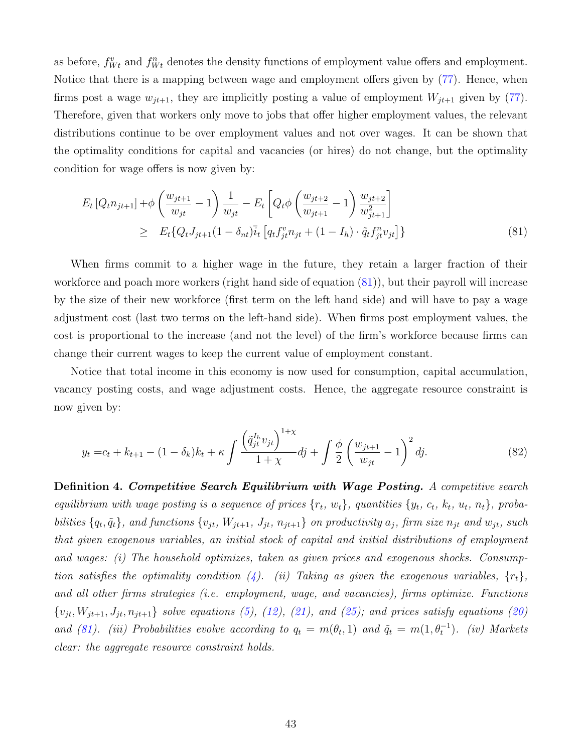as before, $f^v_{Wt}$ and $f^n_{Wt}$ denotes the density functions of employment value offers and employment. Notice that there is a mapping between wage and employment offers given by (77). Hence, when firms post a wage $w_{jt+1}$, they are implicitly posting a value of employment $W_{jt+1}$ given by (77). Therefore, given that workers only move to jobs that offer higher employment values, the relevant distributions continue to be over employment values and not over wages. It can be shown that the optimality conditions for capital and vacancies (or hires) do not change, but the optimality condition for wage offers is now given by:

$$
\begin{aligned}
E_t\left[Q_t n_{jt+1}\right] + \phi\left(\frac{w_{jt+1}}{w_{jt}} - 1\right)\frac{1}{w_{jt}} - E_t\left[Q_t \phi\left(\frac{w_{jt+2}}{w_{jt+1}} - 1\right)\frac{w_{jt+2}}{w^2_{jt+1}}\right] \\
\geq \quad E_t\{Q_t J_{jt+1}(1-\delta_{nt})\bar{i}_t\left[q_t f^v_{jt} n_{jt} + (1 - I_h)\cdot \tilde{q}_t f^n_{jt} v_{jt}\right]\}
\end{aligned}
\tag{81}
$$

When firms commit to a higher wage in the future, they retain a larger fraction of their workforce and poach more workers (right hand side of equation (81)), but their payroll will increase by the size of their new workforce (first term on the left hand side) and will have to pay a wage adjustment cost (last two terms on the left-hand side). When firms post employment values, the cost is proportional to the increase (and not the level) of the firm's workforce because firms can change their current wages to keep the current value of employment constant.

Notice that total income in this economy is now used for consumption, capital accumulation, vacancy posting costs, and wage adjustment costs. Hence, the aggregate resource constraint is now given by:

$$
y_t = c_t + k_{t+1} - (1-\delta_k)k_t + \kappa \int \frac{\left(\tilde{q}^{I_h}_{jt} v_{jt}\right)^{1+\chi}}{1+\chi} dj + \int \frac{\phi}{2}\left(\frac{w_{jt+1}}{w_{jt}} - 1\right)^2 dj.
\tag{82}
$$

**Definition 4.** ***Competitive Search Equilibrium with Wage Posting.*** *A competitive search equilibrium with wage posting is a sequence of prices $\{r_t,\, w_t\}$, quantities $\{y_t,\, c_t,\, k_t,\, u_t,\, n_t\}$, probabilities $\{q_t, \tilde{q}_t\}$, and functions $\{v_{jt},\, W_{jt+1},\, J_{jt},\, n_{jt+1}\}$ on productivity $a_j$, firm size $n_{jt}$ and $w_{jt}$, such that given exogenous variables, an initial stock of capital and initial distributions of employment and wages: (i) The household optimizes, taken as given prices and exogenous shocks. Consumption satisfies the optimality condition (4). (ii) Taking as given the exogenous variables, $\{r_t\}$, and all other firms strategies (i.e. employment, wage, and vacancies), firms optimize. Functions $\{v_{jt}, W_{jt+1}, J_{jt}, n_{jt+1}\}$ solve equations (5), (12), (21), and (25); and prices satisfy equations (20) and (81). (iii) Probabilities evolve according to $q_t = m(\theta_t, 1)$ and $\tilde{q}_t = m(1, \theta_t^{-1})$. (iv) Markets clear: the aggregate resource constraint holds.*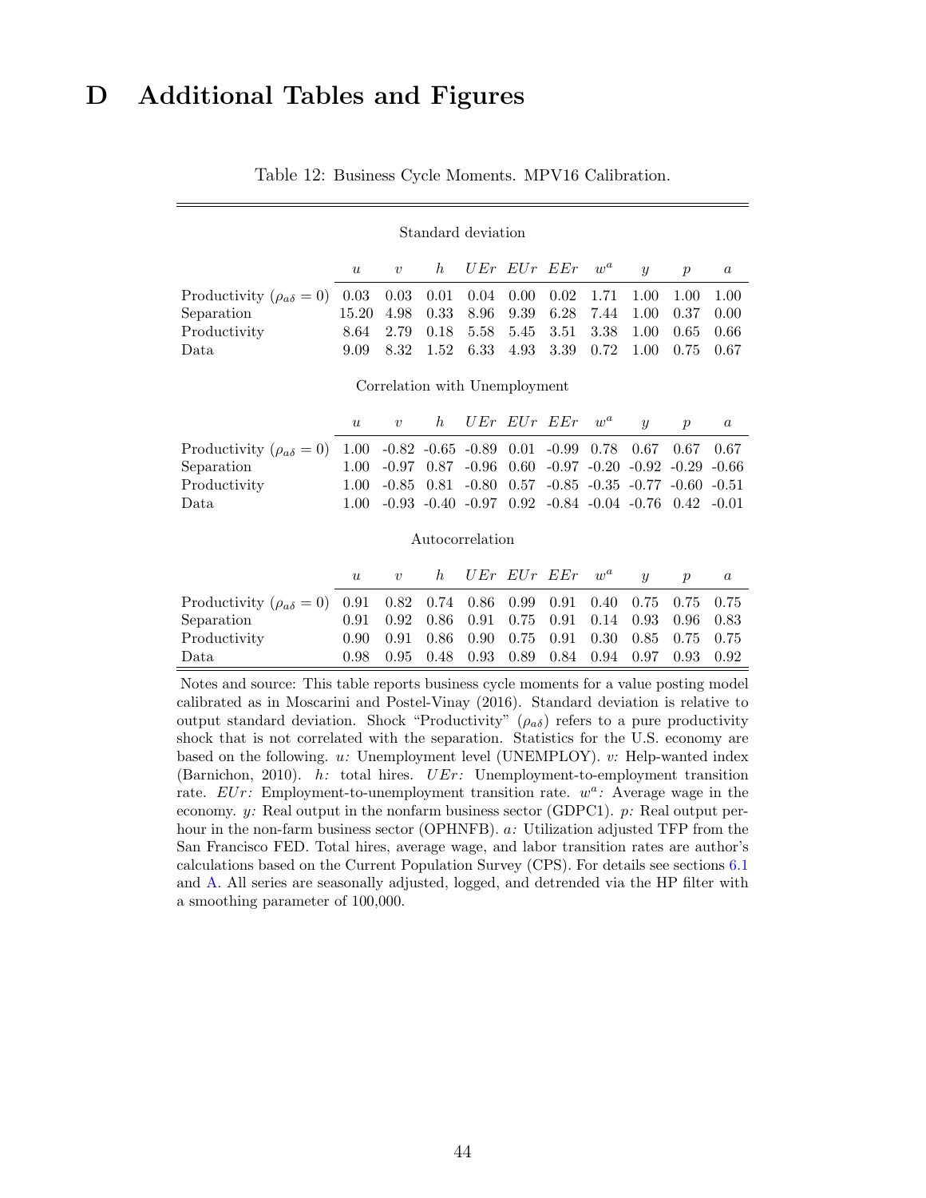# D Additional Tables and Figures

Table 12: Business Cycle Moments. MPV16 Calibration.

| | Standard deviation | | | | | | | | | |
|---|---|---|---|---|---|---|---|---|---|---|
| | $u$ | $v$ | $h$ | $UEr$ | $EUr$ | $EEr$ | $w^a$ | $y$ | $p$ | $a$ |
| Productivity ($\rho_{a\delta} = 0$) | 0.03 | 0.03 | 0.01 | 0.04 | 0.00 | 0.02 | 1.71 | 1.00 | 1.00 | 1.00 |
| Separation | 15.20 | 4.98 | 0.33 | 8.96 | 9.39 | 6.28 | 7.44 | 1.00 | 0.37 | 0.00 |
| Productivity | 8.64 | 2.79 | 0.18 | 5.58 | 5.45 | 3.51 | 3.38 | 1.00 | 0.65 | 0.66 |
| Data | 9.09 | 8.32 | 1.52 | 6.33 | 4.93 | 3.39 | 0.72 | 1.00 | 0.75 | 0.67 |
| | **Correlation with Unemployment** | | | | | | | | | |
| | $u$ | $v$ | $h$ | $UEr$ | $EUr$ | $EEr$ | $w^a$ | $y$ | $p$ | $a$ |
| Productivity ($\rho_{a\delta} = 0$) | 1.00 | -0.82 | -0.65 | -0.89 | 0.01 | -0.99 | 0.78 | 0.67 | 0.67 | 0.67 |
| Separation | 1.00 | -0.97 | 0.87 | -0.96 | 0.60 | -0.97 | -0.20 | -0.92 | -0.29 | -0.66 |
| Productivity | 1.00 | -0.85 | 0.81 | -0.80 | 0.57 | -0.85 | -0.35 | -0.77 | -0.60 | -0.51 |
| Data | 1.00 | -0.93 | -0.40 | -0.97 | 0.92 | -0.84 | -0.04 | -0.76 | 0.42 | -0.01 |
| | **Autocorrelation** | | | | | | | | | |
| | $u$ | $v$ | $h$ | $UEr$ | $EUr$ | $EEr$ | $w^a$ | $y$ | $p$ | $a$ |
| Productivity ($\rho_{a\delta} = 0$) | 0.91 | 0.82 | 0.74 | 0.86 | 0.99 | 0.91 | 0.40 | 0.75 | 0.75 | 0.75 |
| Separation | 0.91 | 0.92 | 0.86 | 0.91 | 0.75 | 0.91 | 0.14 | 0.93 | 0.96 | 0.83 |
| Productivity | 0.90 | 0.91 | 0.86 | 0.90 | 0.75 | 0.91 | 0.30 | 0.85 | 0.75 | 0.75 |
| Data | 0.98 | 0.95 | 0.48 | 0.93 | 0.89 | 0.84 | 0.94 | 0.97 | 0.93 | 0.92 |

Notes and source: This table reports business cycle moments for a value posting model calibrated as in Moscarini and Postel-Vinay (2016). Standard deviation is relative to output standard deviation. Shock "Productivity" ($\rho_{a\delta}$) refers to a pure productivity shock that is not correlated with the separation. Statistics for the U.S. economy are based on the following. *u:* Unemployment level (UNEMPLOY). *v:* Help-wanted index (Barnichon, 2010). *h:* total hires. *UEr:* Unemployment-to-employment transition rate. *EUr:* Employment-to-unemployment transition rate. $w^a$*:* Average wage in the economy. *y:* Real output in the nonfarm business sector (GDPC1). *p:* Real output per-hour in the non-farm business sector (OPHNFB). *a:* Utilization adjusted TFP from the San Francisco FED. Total hires, average wage, and labor transition rates are author's calculations based on the Current Population Survey (CPS). For details see sections 6.1 and A. All series are seasonally adjusted, logged, and detrended via the HP filter with a smoothing parameter of 100,000.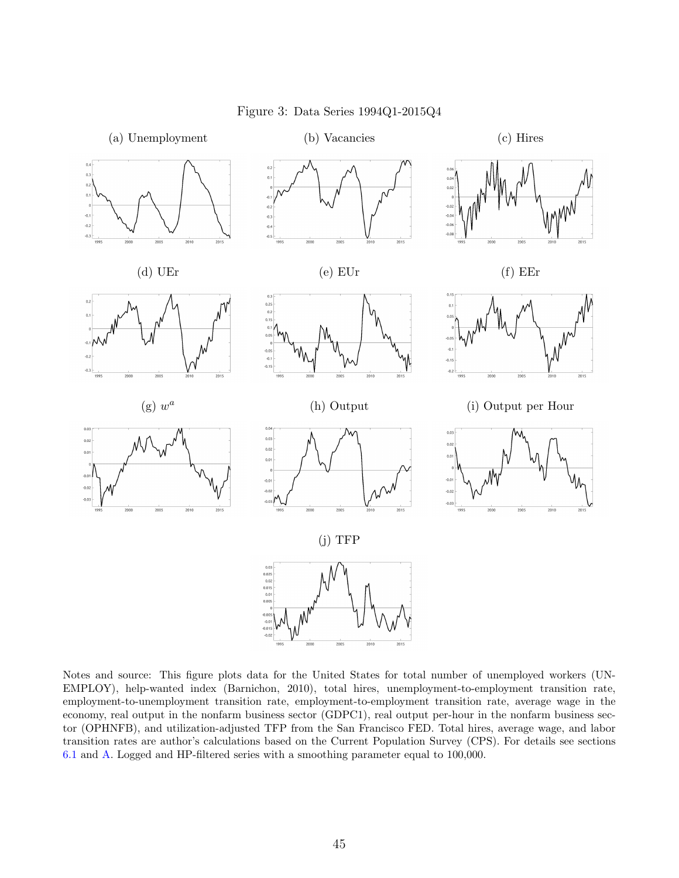Figure 3: Data Series 1994Q1-2015Q4

(a) Unemployment

0.4
0.3
0.2
0.1
0
-0.1
-0.2
-0.3
1995 2000 2005 2010 2015

(b) Vacancies

0.2
0.1
0
-0.1
-0.2
-0.3
-0.4
-0.5
1995 2000 2005 2010 2015

(c) Hires

0.06
0.04
0.02
0
-0.02
-0.04
-0.06
-0.08
1995 2000 2005 2010 2015

(d) UEr

0.2
0.1
0
-0.1
-0.2
-0.3
1995 2000 2005 2010 2015

(e) EUr

0.3
0.25
0.2
0.15
0.1
0.05
0
-0.05
-0.1
-0.15
1995 2000 2005 2010 2015

(f) EEr

0.15
0.1
0.05
0
-0.05
-0.1
-0.15
-0.2
1995 2000 2005 2010 2015

(g) $w^a$

0.03
0.02
0.01
0
-0.01
-0.02
-0.03
1995 2000 2005 2010 2015

(h) Output

0.04
0.03
0.02
0.01
0
-0.01
-0.02
-0.03
1995 2000 2005 2010 2015

(i) Output per Hour

0.03
0.02
0.01
0
-0.01
-0.02
-0.03
1995 2000 2005 2010 2015

(j) TFP

0.03
0.025
0.02
0.015
0.01
0.005
0
-0.005
-0.01
-0.015
-0.02
1995 2000 2005 2010 2015

Notes and source: This figure plots data for the United States for total number of unemployed workers (UNEMPLOY), help-wanted index (Barnichon, 2010), total hires, unemployment-to-employment transition rate, employment-to-unemployment transition rate, employment-to-employment transition rate, average wage in the economy, real output in the nonfarm business sector (GDPC1), real output per-hour in the nonfarm business sector (OPHNFB), and utilization-adjusted TFP from the San Francisco FED. Total hires, average wage, and labor transition rates are author's calculations based on the Current Population Survey (CPS). For details see sections 6.1 and A. Logged and HP-filtered series with a smoothing parameter equal to 100,000.